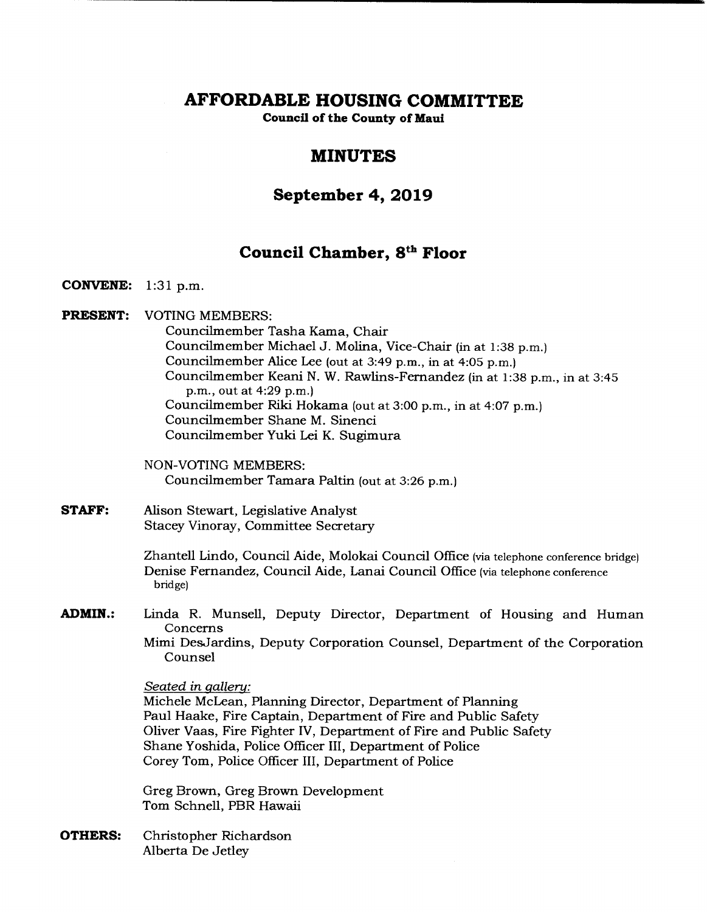# AFFORDABLE HOUSING COMMITTEE

**Council of the County of Maui**

## MINUTES

## September 4, 2019

## Council Chamber, 8th Floor

**CONVENE:** 1:31 p.m.

**PRESENT:** VOTING MEMBERS:

Councilmember Tasha Kama, Chair
Councilmember Michael J. Molina, Vice-Chair (in at 1:38 p.m.)
Councilmember Alice Lee (out at 3:49 p.m., in at 4:05 p.m.)
Councilmember Keani N. W. Rawlins-Fernandez (in at 1:38 p.m., in at 3:45 p.m., out at 4:29 p.m.)
Councilmember Riki Hokama (out at 3:00 p.m., in at 4:07 p.m.)
Councilmember Shane M. Sinenci
Councilmember Yuki Lei K. Sugimura

NON-VOTING MEMBERS:
Councilmember Tamara Paltin (out at 3:26 p.m.)

**STAFF:** Alison Stewart, Legislative Analyst
Stacey Vinoray, Committee Secretary

Zhantell Lindo, Council Aide, Molokai Council Office (via telephone conference bridge)
Denise Fernandez, Council Aide, Lanai Council Office (via telephone conference bridge)

**ADMIN.:** Linda R. Munsell, Deputy Director, Department of Housing and Human Concerns
Mimi DesJardins, Deputy Corporation Counsel, Department of the Corporation Counsel

*Seated in gallery:*
Michele McLean, Planning Director, Department of Planning
Paul Haake, Fire Captain, Department of Fire and Public Safety
Oliver Vaas, Fire Fighter IV, Department of Fire and Public Safety
Shane Yoshida, Police Officer III, Department of Police
Corey Tom, Police Officer III, Department of Police

Greg Brown, Greg Brown Development
Tom Schnell, PBR Hawaii

**OTHERS:** Christopher Richardson
Alberta De Jetley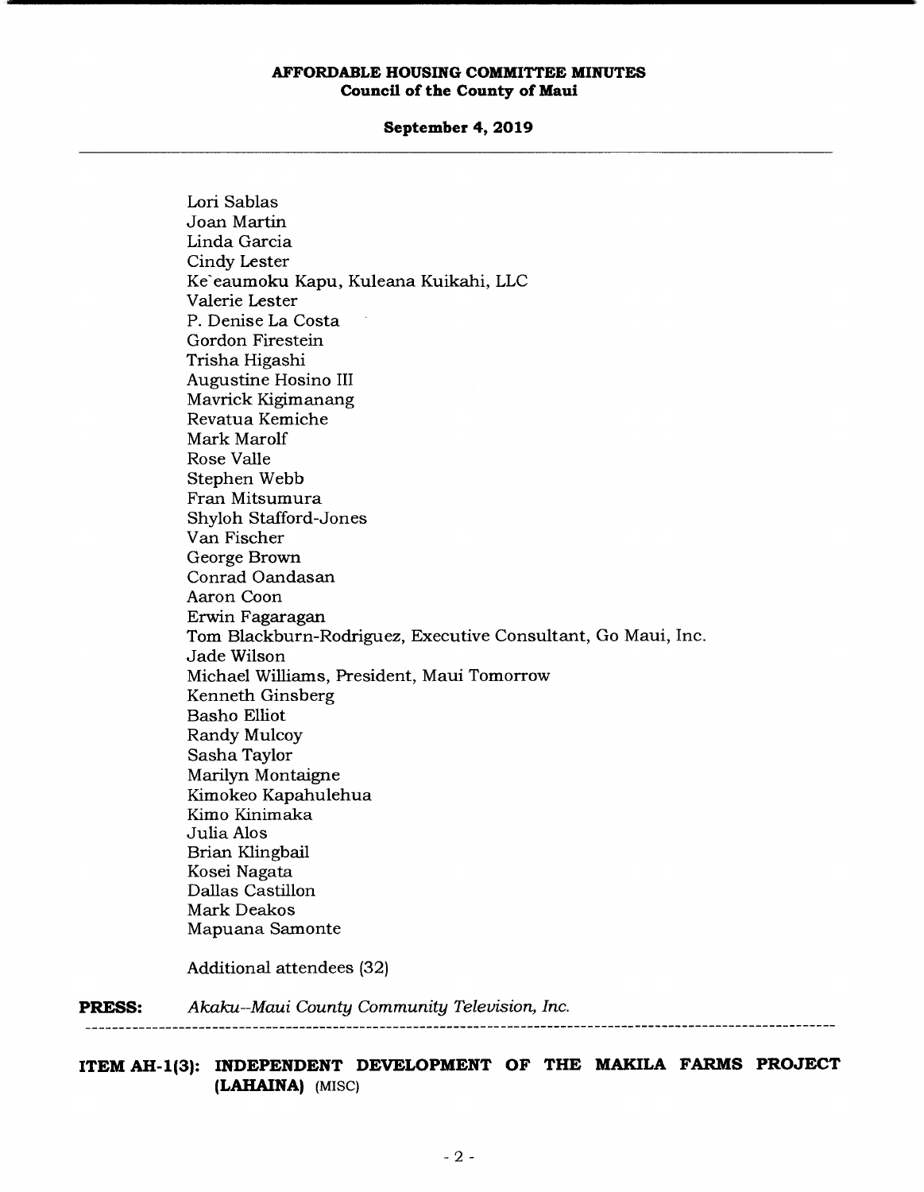Lori Sablas
Joan Martin
Linda Garcia
Cindy Lester
Ke`eaumoku Kapu, Kuleana Kuikahi, LLC
Valerie Lester
P. Denise La Costa
Gordon Firestein
Trisha Higashi
Augustine Hosino III
Mavrick Kigimanang
Revatua Kemiche
Mark Marolf
Rose Valle
Stephen Webb
Fran Mitsumura
Shyloh Stafford-Jones
Van Fischer
George Brown
Conrad Oandasan
Aaron Coon
Erwin Fagaragan
Tom Blackburn-Rodriguez, Executive Consultant, Go Maui, Inc.
Jade Wilson
Michael Williams, President, Maui Tomorrow
Kenneth Ginsberg
Basho Elliot
Randy Mulcoy
Sasha Taylor
Marilyn Montaigne
Kimokeo Kapahulehua
Kimo Kinimaka
Julia Alos
Brian Klingbail
Kosei Nagata
Dallas Castillon
Mark Deakos
Mapuana Samonte

Additional attendees (32)

**PRESS:** *Akaku–Maui County Community Television, Inc.*

---

**ITEM AH-1(3): INDEPENDENT DEVELOPMENT OF THE MAKILA FARMS PROJECT (LAHAINA)** (MISC)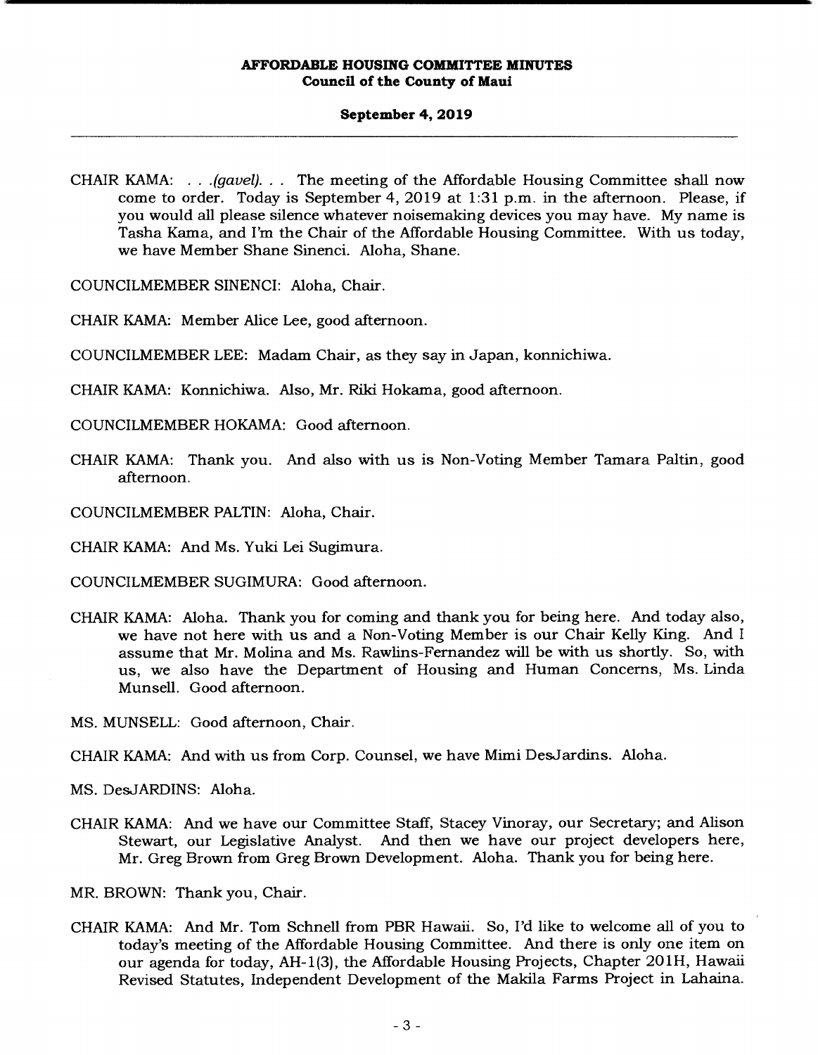CHAIR KAMA: . . .*(gavel)*. . . The meeting of the Affordable Housing Committee shall now come to order. Today is September 4, 2019 at 1:31 p.m. in the afternoon. Please, if you would all please silence whatever noisemaking devices you may have. My name is Tasha Kama, and I'm the Chair of the Affordable Housing Committee. With us today, we have Member Shane Sinenci. Aloha, Shane.

COUNCILMEMBER SINENCI: Aloha, Chair.

CHAIR KAMA: Member Alice Lee, good afternoon.

COUNCILMEMBER LEE: Madam Chair, as they say in Japan, konnichiwa.

CHAIR KAMA: Konnichiwa. Also, Mr. Riki Hokama, good afternoon.

COUNCILMEMBER HOKAMA: Good afternoon.

CHAIR KAMA: Thank you. And also with us is Non-Voting Member Tamara Paltin, good afternoon.

COUNCILMEMBER PALTIN: Aloha, Chair.

CHAIR KAMA: And Ms. Yuki Lei Sugimura.

COUNCILMEMBER SUGIMURA: Good afternoon.

CHAIR KAMA: Aloha. Thank you for coming and thank you for being here. And today also, we have not here with us and a Non-Voting Member is our Chair Kelly King. And I assume that Mr. Molina and Ms. Rawlins-Fernandez will be with us shortly. So, with us, we also have the Department of Housing and Human Concerns, Ms. Linda Munsell. Good afternoon.

MS. MUNSELL: Good afternoon, Chair.

CHAIR KAMA: And with us from Corp. Counsel, we have Mimi DesJardins. Aloha.

MS. DesJARDINS: Aloha.

CHAIR KAMA: And we have our Committee Staff, Stacey Vinoray, our Secretary; and Alison Stewart, our Legislative Analyst. And then we have our project developers here, Mr. Greg Brown from Greg Brown Development. Aloha. Thank you for being here.

MR. BROWN: Thank you, Chair.

CHAIR KAMA: And Mr. Tom Schnell from PBR Hawaii. So, I'd like to welcome all of you to today's meeting of the Affordable Housing Committee. And there is only one item on our agenda for today, AH-1(3), the Affordable Housing Projects, Chapter 201H, Hawaii Revised Statutes, Independent Development of the Makila Farms Project in Lahaina.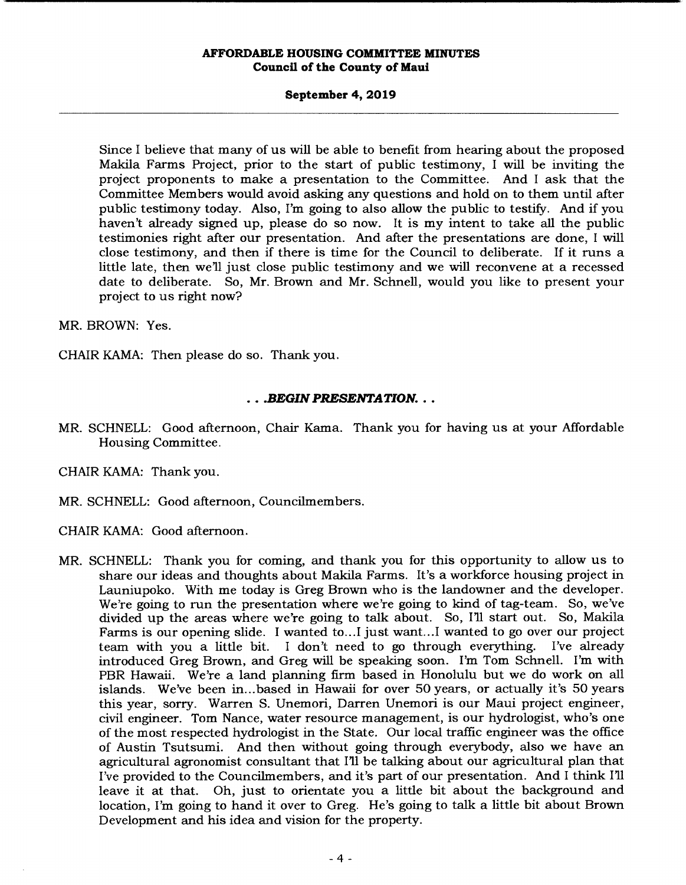Since I believe that many of us will be able to benefit from hearing about the proposed Makila Farms Project, prior to the start of public testimony, I will be inviting the project proponents to make a presentation to the Committee. And I ask that the Committee Members would avoid asking any questions and hold on to them until after public testimony today. Also, I'm going to also allow the public to testify. And if you haven't already signed up, please do so now. It is my intent to take all the public testimonies right after our presentation. And after the presentations are done, I will close testimony, and then if there is time for the Council to deliberate. If it runs a little late, then we'll just close public testimony and we will reconvene at a recessed date to deliberate. So, Mr. Brown and Mr. Schnell, would you like to present your project to us right now?

MR. BROWN: Yes.

CHAIR KAMA: Then please do so. Thank you.

**. . .*BEGIN PRESENTATION*. . .**

MR. SCHNELL: Good afternoon, Chair Kama. Thank you for having us at your Affordable Housing Committee.

CHAIR KAMA: Thank you.

MR. SCHNELL: Good afternoon, Councilmembers.

CHAIR KAMA: Good afternoon.

MR. SCHNELL: Thank you for coming, and thank you for this opportunity to allow us to share our ideas and thoughts about Makila Farms. It's a workforce housing project in Launiupoko. With me today is Greg Brown who is the landowner and the developer. We're going to run the presentation where we're going to kind of tag-team. So, we've divided up the areas where we're going to talk about. So, I'll start out. So, Makila Farms is our opening slide. I wanted to...I just want...I wanted to go over our project team with you a little bit. I don't need to go through everything. I've already introduced Greg Brown, and Greg will be speaking soon. I'm Tom Schnell. I'm with PBR Hawaii. We're a land planning firm based in Honolulu but we do work on all islands. We've been in...based in Hawaii for over 50 years, or actually it's 50 years this year, sorry. Warren S. Unemori, Darren Unemori is our Maui project engineer, civil engineer. Tom Nance, water resource management, is our hydrologist, who's one of the most respected hydrologist in the State. Our local traffic engineer was the office of Austin Tsutsumi. And then without going through everybody, also we have an agricultural agronomist consultant that I'll be talking about our agricultural plan that I've provided to the Councilmembers, and it's part of our presentation. And I think I'll leave it at that. Oh, just to orientate you a little bit about the background and location, I'm going to hand it over to Greg. He's going to talk a little bit about Brown Development and his idea and vision for the property.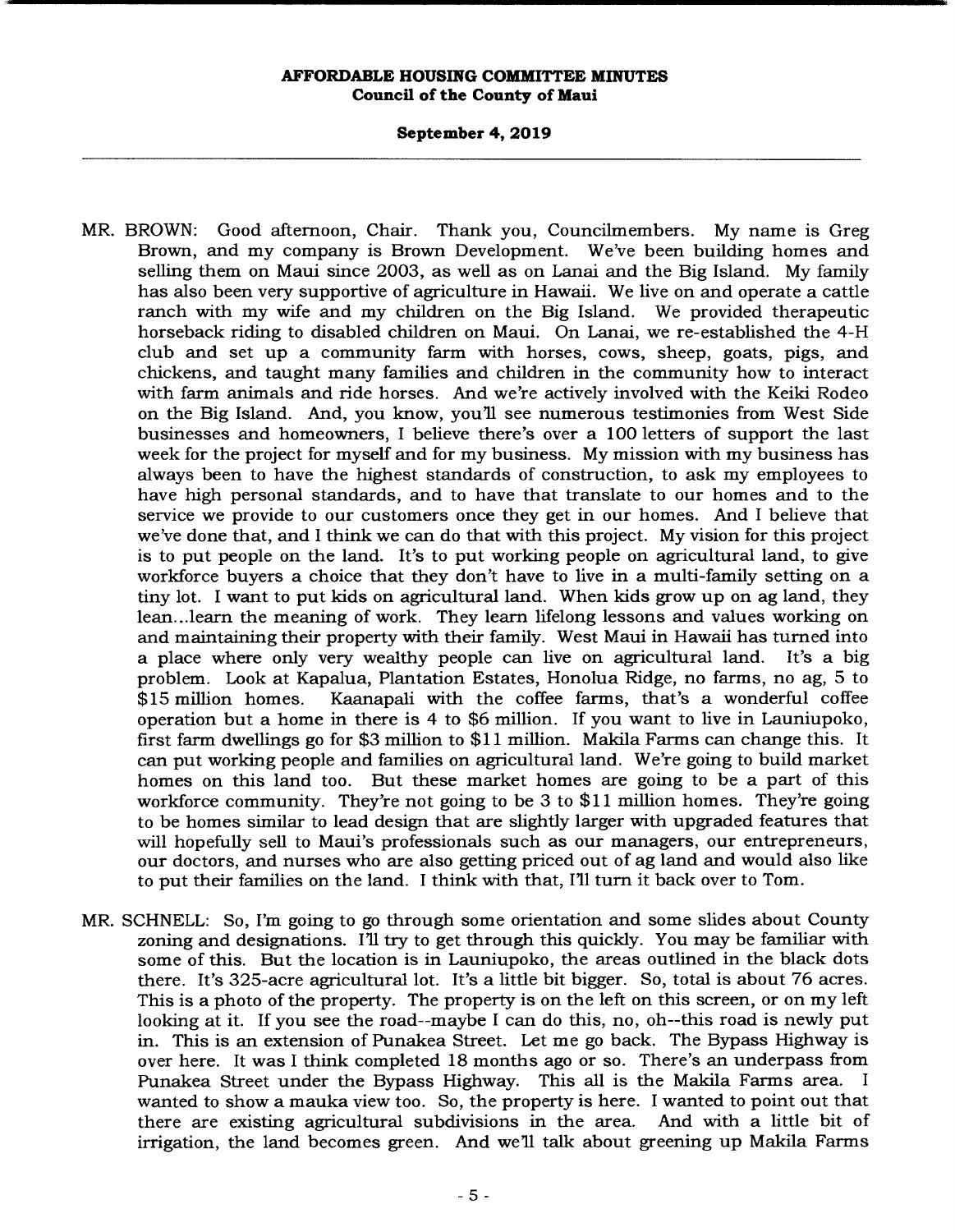MR. BROWN: Good afternoon, Chair. Thank you, Councilmembers. My name is Greg Brown, and my company is Brown Development. We've been building homes and selling them on Maui since 2003, as well as on Lanai and the Big Island. My family has also been very supportive of agriculture in Hawaii. We live on and operate a cattle ranch with my wife and my children on the Big Island. We provided therapeutic horseback riding to disabled children on Maui. On Lanai, we re-established the 4-H club and set up a community farm with horses, cows, sheep, goats, pigs, and chickens, and taught many families and children in the community how to interact with farm animals and ride horses. And we're actively involved with the Keiki Rodeo on the Big Island. And, you know, you'll see numerous testimonies from West Side businesses and homeowners, I believe there's over a 100 letters of support the last week for the project for myself and for my business. My mission with my business has always been to have the highest standards of construction, to ask my employees to have high personal standards, and to have that translate to our homes and to the service we provide to our customers once they get in our homes. And I believe that we've done that, and I think we can do that with this project. My vision for this project is to put people on the land. It's to put working people on agricultural land, to give workforce buyers a choice that they don't have to live in a multi-family setting on a tiny lot. I want to put kids on agricultural land. When kids grow up on ag land, they lean...learn the meaning of work. They learn lifelong lessons and values working on and maintaining their property with their family. West Maui in Hawaii has turned into a place where only very wealthy people can live on agricultural land. It's a big problem. Look at Kapalua, Plantation Estates, Honolua Ridge, no farms, no ag, 5 to $15 million homes. Kaanapali with the coffee farms, that's a wonderful coffee operation but a home in there is 4 to $6 million. If you want to live in Launiupoko, first farm dwellings go for $3 million to $11 million. Makila Farms can change this. It can put working people and families on agricultural land. We're going to build market homes on this land too. But these market homes are going to be a part of this workforce community. They're not going to be 3 to $11 million homes. They're going to be homes similar to lead design that are slightly larger with upgraded features that will hopefully sell to Maui's professionals such as our managers, our entrepreneurs, our doctors, and nurses who are also getting priced out of ag land and would also like to put their families on the land. I think with that, I'll turn it back over to Tom.

MR. SCHNELL: So, I'm going to go through some orientation and some slides about County zoning and designations. I'll try to get through this quickly. You may be familiar with some of this. But the location is in Launiupoko, the areas outlined in the black dots there. It's 325-acre agricultural lot. It's a little bit bigger. So, total is about 76 acres. This is a photo of the property. The property is on the left on this screen, or on my left looking at it. If you see the road--maybe I can do this, no, oh--this road is newly put in. This is an extension of Punakea Street. Let me go back. The Bypass Highway is over here. It was I think completed 18 months ago or so. There's an underpass from Punakea Street under the Bypass Highway. This all is the Makila Farms area. I wanted to show a mauka view too. So, the property is here. I wanted to point out that there are existing agricultural subdivisions in the area. And with a little bit of irrigation, the land becomes green. And we'll talk about greening up Makila Farms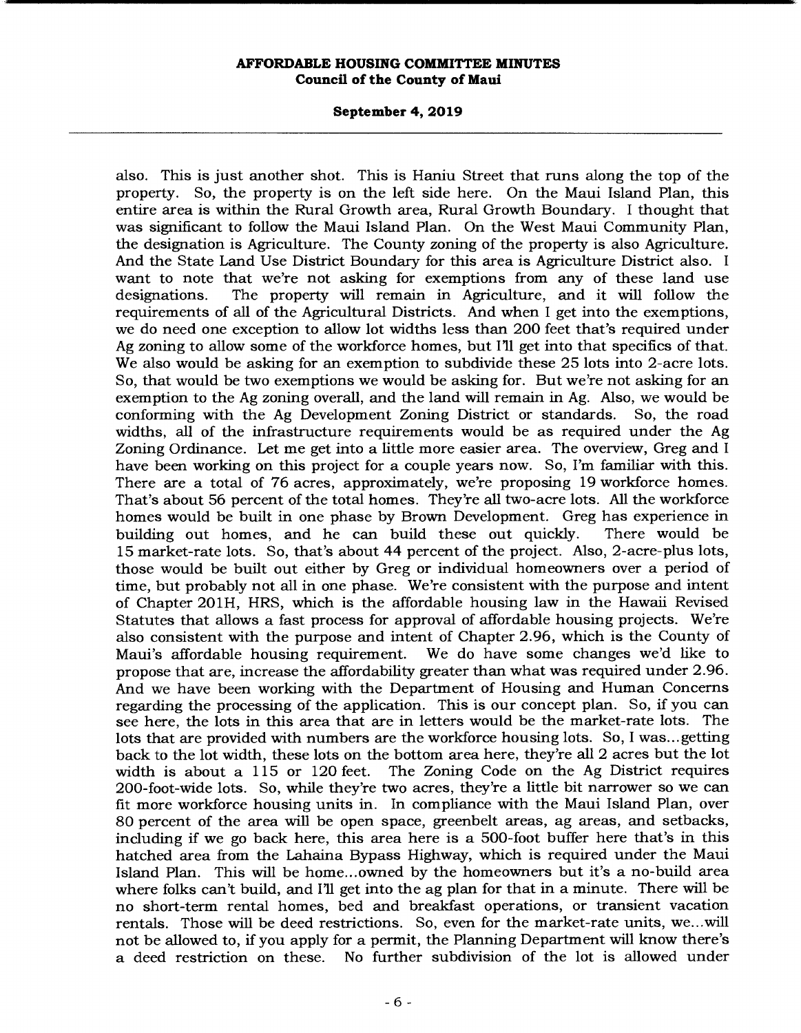also. This is just another shot. This is Haniu Street that runs along the top of the property. So, the property is on the left side here. On the Maui Island Plan, this entire area is within the Rural Growth area, Rural Growth Boundary. I thought that was significant to follow the Maui Island Plan. On the West Maui Community Plan, the designation is Agriculture. The County zoning of the property is also Agriculture. And the State Land Use District Boundary for this area is Agriculture District also. I want to note that we're not asking for exemptions from any of these land use designations. The property will remain in Agriculture, and it will follow the requirements of all of the Agricultural Districts. And when I get into the exemptions, we do need one exception to allow lot widths less than 200 feet that's required under Ag zoning to allow some of the workforce homes, but I'll get into that specifics of that. We also would be asking for an exemption to subdivide these 25 lots into 2-acre lots. So, that would be two exemptions we would be asking for. But we're not asking for an exemption to the Ag zoning overall, and the land will remain in Ag. Also, we would be conforming with the Ag Development Zoning District or standards. So, the road widths, all of the infrastructure requirements would be as required under the Ag Zoning Ordinance. Let me get into a little more easier area. The overview, Greg and I have been working on this project for a couple years now. So, I'm familiar with this. There are a total of 76 acres, approximately, we're proposing 19 workforce homes. That's about 56 percent of the total homes. They're all two-acre lots. All the workforce homes would be built in one phase by Brown Development. Greg has experience in building out homes, and he can build these out quickly. There would be 15 market-rate lots. So, that's about 44 percent of the project. Also, 2-acre-plus lots, those would be built out either by Greg or individual homeowners over a period of time, but probably not all in one phase. We're consistent with the purpose and intent of Chapter 201H, HRS, which is the affordable housing law in the Hawaii Revised Statutes that allows a fast process for approval of affordable housing projects. We're also consistent with the purpose and intent of Chapter 2.96, which is the County of Maui's affordable housing requirement. We do have some changes we'd like to propose that are, increase the affordability greater than what was required under 2.96. And we have been working with the Department of Housing and Human Concerns regarding the processing of the application. This is our concept plan. So, if you can see here, the lots in this area that are in letters would be the market-rate lots. The lots that are provided with numbers are the workforce housing lots. So, I was...getting back to the lot width, these lots on the bottom area here, they're all 2 acres but the lot width is about a 115 or 120 feet. The Zoning Code on the Ag District requires 200-foot-wide lots. So, while they're two acres, they're a little bit narrower so we can fit more workforce housing units in. In compliance with the Maui Island Plan, over 80 percent of the area will be open space, greenbelt areas, ag areas, and setbacks, including if we go back here, this area here is a 500-foot buffer here that's in this hatched area from the Lahaina Bypass Highway, which is required under the Maui Island Plan. This will be home...owned by the homeowners but it's a no-build area where folks can't build, and I'll get into the ag plan for that in a minute. There will be no short-term rental homes, bed and breakfast operations, or transient vacation rentals. Those will be deed restrictions. So, even for the market-rate units, we...will not be allowed to, if you apply for a permit, the Planning Department will know there's a deed restriction on these. No further subdivision of the lot is allowed under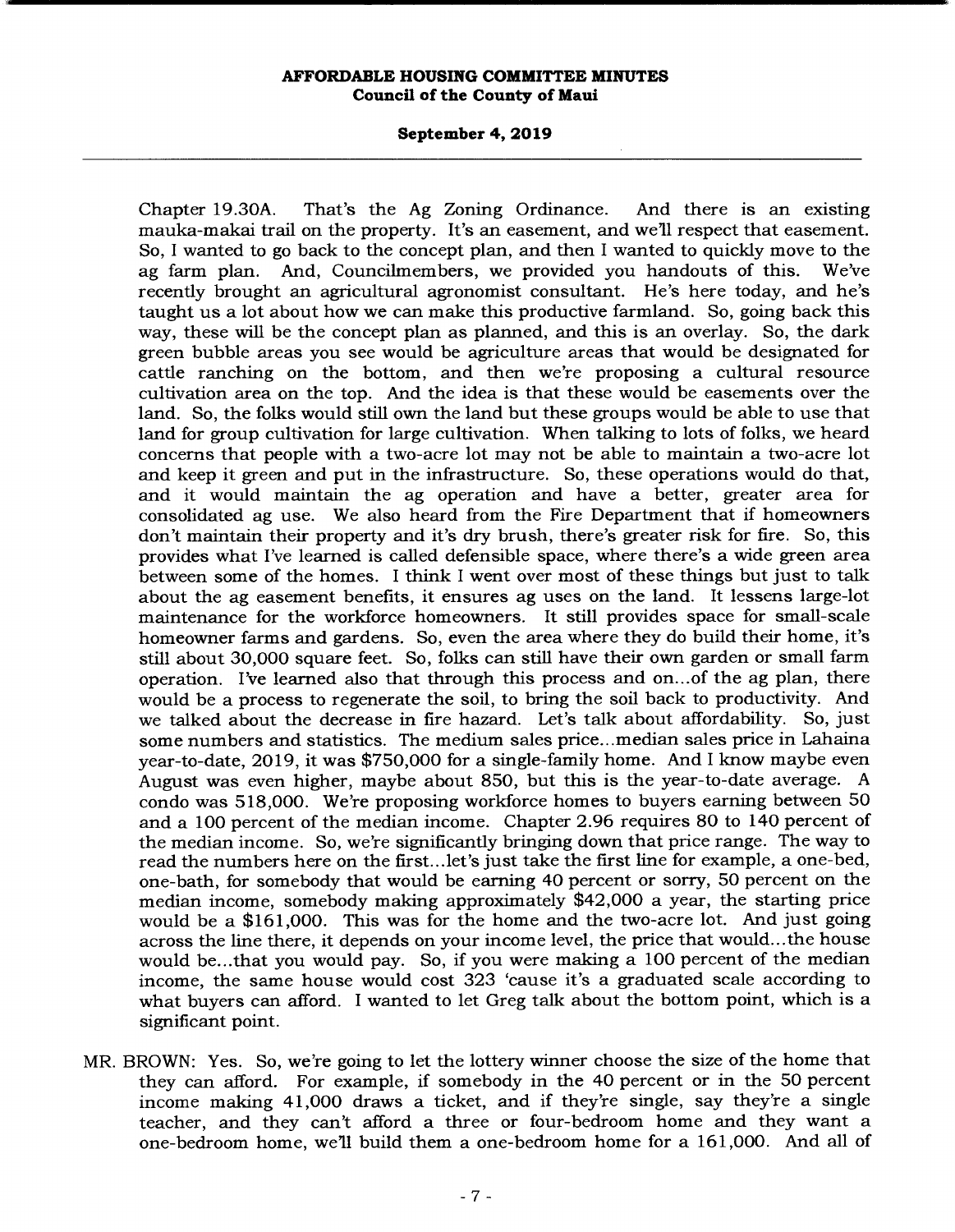Chapter 19.30A. That's the Ag Zoning Ordinance. And there is an existing mauka-makai trail on the property. It's an easement, and we'll respect that easement. So, I wanted to go back to the concept plan, and then I wanted to quickly move to the ag farm plan. And, Councilmembers, we provided you handouts of this. We've recently brought an agricultural agronomist consultant. He's here today, and he's taught us a lot about how we can make this productive farmland. So, going back this way, these will be the concept plan as planned, and this is an overlay. So, the dark green bubble areas you see would be agriculture areas that would be designated for cattle ranching on the bottom, and then we're proposing a cultural resource cultivation area on the top. And the idea is that these would be easements over the land. So, the folks would still own the land but these groups would be able to use that land for group cultivation for large cultivation. When talking to lots of folks, we heard concerns that people with a two-acre lot may not be able to maintain a two-acre lot and keep it green and put in the infrastructure. So, these operations would do that, and it would maintain the ag operation and have a better, greater area for consolidated ag use. We also heard from the Fire Department that if homeowners don't maintain their property and it's dry brush, there's greater risk for fire. So, this provides what I've learned is called defensible space, where there's a wide green area between some of the homes. I think I went over most of these things but just to talk about the ag easement benefits, it ensures ag uses on the land. It lessens large-lot maintenance for the workforce homeowners. It still provides space for small-scale homeowner farms and gardens. So, even the area where they do build their home, it's still about 30,000 square feet. So, folks can still have their own garden or small farm operation. I've learned also that through this process and on...of the ag plan, there would be a process to regenerate the soil, to bring the soil back to productivity. And we talked about the decrease in fire hazard. Let's talk about affordability. So, just some numbers and statistics. The medium sales price...median sales price in Lahaina year-to-date, 2019, it was $750,000 for a single-family home. And I know maybe even August was even higher, maybe about 850, but this is the year-to-date average. A condo was 518,000. We're proposing workforce homes to buyers earning between 50 and a 100 percent of the median income. Chapter 2.96 requires 80 to 140 percent of the median income. So, we're significantly bringing down that price range. The way to read the numbers here on the first...let's just take the first line for example, a one-bed, one-bath, for somebody that would be earning 40 percent or sorry, 50 percent on the median income, somebody making approximately $42,000 a year, the starting price would be a $161,000. This was for the home and the two-acre lot. And just going across the line there, it depends on your income level, the price that would...the house would be...that you would pay. So, if you were making a 100 percent of the median income, the same house would cost 323 'cause it's a graduated scale according to what buyers can afford. I wanted to let Greg talk about the bottom point, which is a significant point.

MR. BROWN: Yes. So, we're going to let the lottery winner choose the size of the home that they can afford. For example, if somebody in the 40 percent or in the 50 percent income making 41,000 draws a ticket, and if they're single, say they're a single teacher, and they can't afford a three or four-bedroom home and they want a one-bedroom home, we'll build them a one-bedroom home for a 161,000. And all of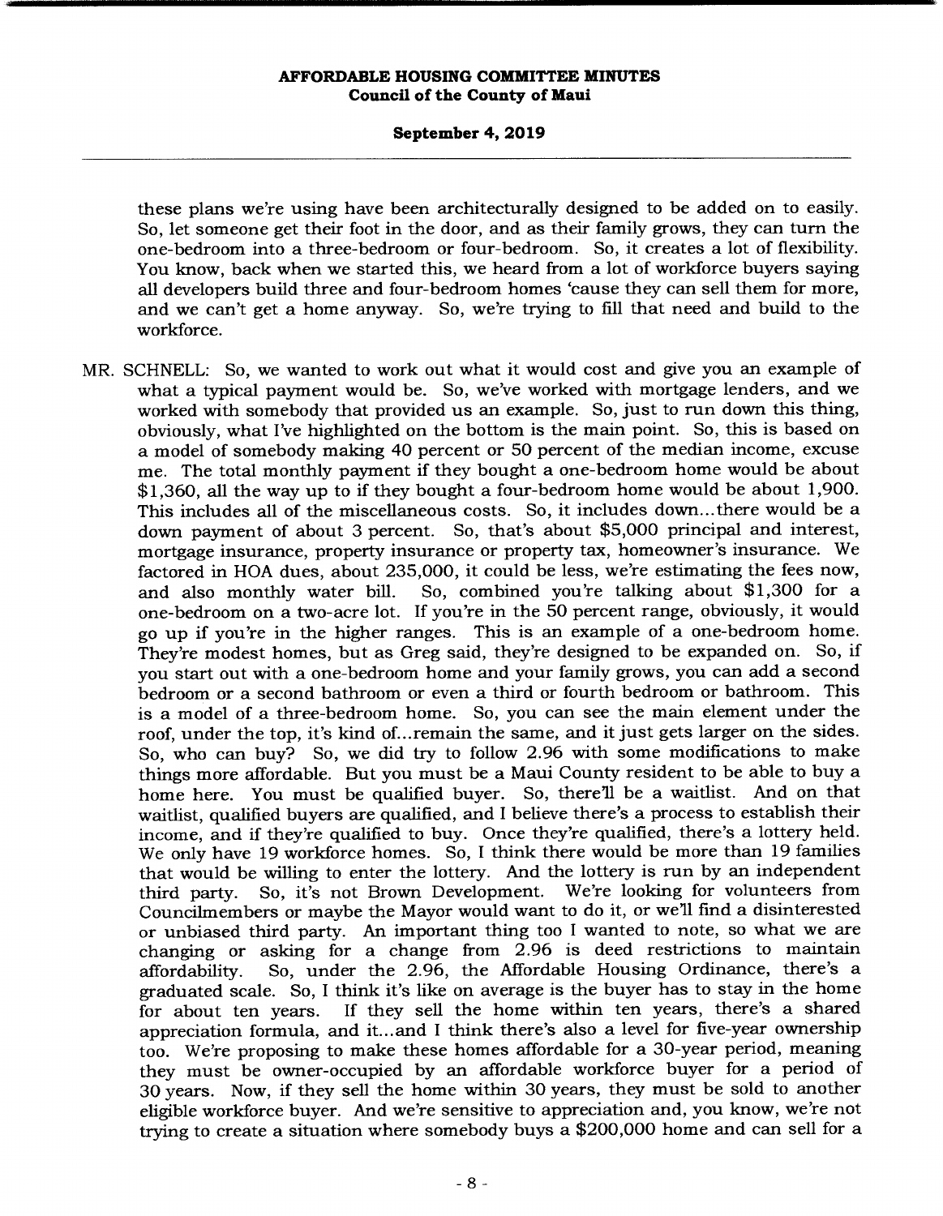these plans we're using have been architecturally designed to be added on to easily. So, let someone get their foot in the door, and as their family grows, they can turn the one-bedroom into a three-bedroom or four-bedroom. So, it creates a lot of flexibility. You know, back when we started this, we heard from a lot of workforce buyers saying all developers build three and four-bedroom homes 'cause they can sell them for more, and we can't get a home anyway. So, we're trying to fill that need and build to the workforce.

MR. SCHNELL: So, we wanted to work out what it would cost and give you an example of what a typical payment would be. So, we've worked with mortgage lenders, and we worked with somebody that provided us an example. So, just to run down this thing, obviously, what I've highlighted on the bottom is the main point. So, this is based on a model of somebody making 40 percent or 50 percent of the median income, excuse me. The total monthly payment if they bought a one-bedroom home would be about $1,360, all the way up to if they bought a four-bedroom home would be about 1,900. This includes all of the miscellaneous costs. So, it includes down...there would be a down payment of about 3 percent. So, that's about $5,000 principal and interest, mortgage insurance, property insurance or property tax, homeowner's insurance. We factored in HOA dues, about 235,000, it could be less, we're estimating the fees now, and also monthly water bill. So, combined you're talking about $1,300 for a one-bedroom on a two-acre lot. If you're in the 50 percent range, obviously, it would go up if you're in the higher ranges. This is an example of a one-bedroom home. They're modest homes, but as Greg said, they're designed to be expanded on. So, if you start out with a one-bedroom home and your family grows, you can add a second bedroom or a second bathroom or even a third or fourth bedroom or bathroom. This is a model of a three-bedroom home. So, you can see the main element under the roof, under the top, it's kind of...remain the same, and it just gets larger on the sides. So, who can buy? So, we did try to follow 2.96 with some modifications to make things more affordable. But you must be a Maui County resident to be able to buy a home here. You must be qualified buyer. So, there'll be a waitlist. And on that waitlist, qualified buyers are qualified, and I believe there's a process to establish their income, and if they're qualified to buy. Once they're qualified, there's a lottery held. We only have 19 workforce homes. So, I think there would be more than 19 families that would be willing to enter the lottery. And the lottery is run by an independent third party. So, it's not Brown Development. We're looking for volunteers from Councilmembers or maybe the Mayor would want to do it, or we'll find a disinterested or unbiased third party. An important thing too I wanted to note, so what we are changing or asking for a change from 2.96 is deed restrictions to maintain affordability. So, under the 2.96, the Affordable Housing Ordinance, there's a graduated scale. So, I think it's like on average is the buyer has to stay in the home for about ten years. If they sell the home within ten years, there's a shared appreciation formula, and it...and I think there's also a level for five-year ownership too. We're proposing to make these homes affordable for a 30-year period, meaning they must be owner-occupied by an affordable workforce buyer for a period of 30 years. Now, if they sell the home within 30 years, they must be sold to another eligible workforce buyer. And we're sensitive to appreciation and, you know, we're not trying to create a situation where somebody buys a $200,000 home and can sell for a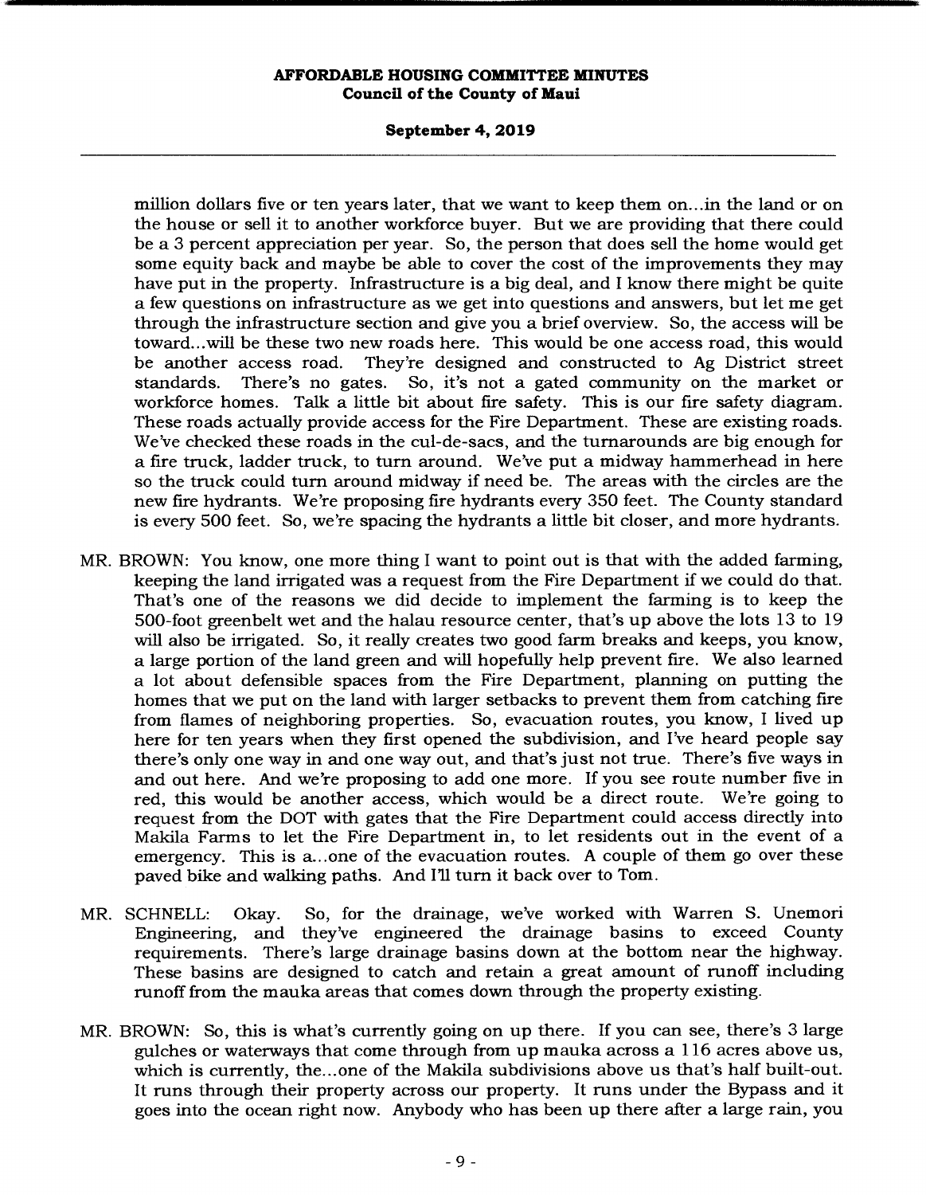million dollars five or ten years later, that we want to keep them on...in the land or on the house or sell it to another workforce buyer. But we are providing that there could be a 3 percent appreciation per year. So, the person that does sell the home would get some equity back and maybe be able to cover the cost of the improvements they may have put in the property. Infrastructure is a big deal, and I know there might be quite a few questions on infrastructure as we get into questions and answers, but let me get through the infrastructure section and give you a brief overview. So, the access will be toward...will be these two new roads here. This would be one access road, this would be another access road. They're designed and constructed to Ag District street standards. There's no gates. So, it's not a gated community on the market or workforce homes. Talk a little bit about fire safety. This is our fire safety diagram. These roads actually provide access for the Fire Department. These are existing roads. We've checked these roads in the cul-de-sacs, and the turnarounds are big enough for a fire truck, ladder truck, to turn around. We've put a midway hammerhead in here so the truck could turn around midway if need be. The areas with the circles are the new fire hydrants. We're proposing fire hydrants every 350 feet. The County standard is every 500 feet. So, we're spacing the hydrants a little bit closer, and more hydrants.

MR. BROWN: You know, one more thing I want to point out is that with the added farming, keeping the land irrigated was a request from the Fire Department if we could do that. That's one of the reasons we did decide to implement the farming is to keep the 500-foot greenbelt wet and the halau resource center, that's up above the lots 13 to 19 will also be irrigated. So, it really creates two good farm breaks and keeps, you know, a large portion of the land green and will hopefully help prevent fire. We also learned a lot about defensible spaces from the Fire Department, planning on putting the homes that we put on the land with larger setbacks to prevent them from catching fire from flames of neighboring properties. So, evacuation routes, you know, I lived up here for ten years when they first opened the subdivision, and I've heard people say there's only one way in and one way out, and that's just not true. There's five ways in and out here. And we're proposing to add one more. If you see route number five in red, this would be another access, which would be a direct route. We're going to request from the DOT with gates that the Fire Department could access directly into Makila Farms to let the Fire Department in, to let residents out in the event of a emergency. This is a...one of the evacuation routes. A couple of them go over these paved bike and walking paths. And I'll turn it back over to Tom.

MR. SCHNELL: Okay. So, for the drainage, we've worked with Warren S. Unemori Engineering, and they've engineered the drainage basins to exceed County requirements. There's large drainage basins down at the bottom near the highway. These basins are designed to catch and retain a great amount of runoff including runoff from the mauka areas that comes down through the property existing.

MR. BROWN: So, this is what's currently going on up there. If you can see, there's 3 large gulches or waterways that come through from up mauka across a 116 acres above us, which is currently, the...one of the Makila subdivisions above us that's half built-out. It runs through their property across our property. It runs under the Bypass and it goes into the ocean right now. Anybody who has been up there after a large rain, you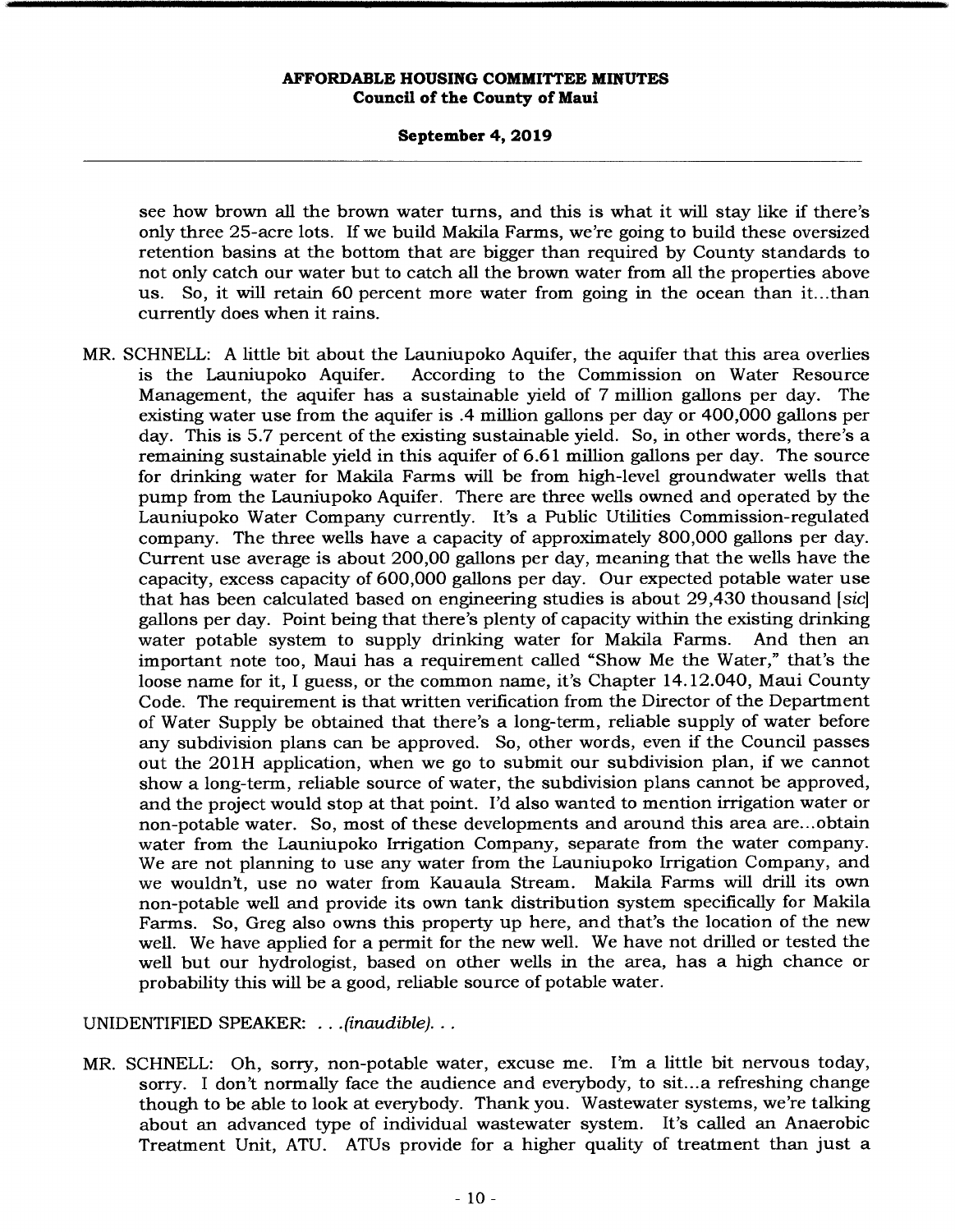see how brown all the brown water turns, and this is what it will stay like if there's only three 25-acre lots. If we build Makila Farms, we're going to build these oversized retention basins at the bottom that are bigger than required by County standards to not only catch our water but to catch all the brown water from all the properties above us. So, it will retain 60 percent more water from going in the ocean than it...than currently does when it rains.

MR. SCHNELL: A little bit about the Launiupoko Aquifer, the aquifer that this area overlies is the Launiupoko Aquifer. According to the Commission on Water Resource Management, the aquifer has a sustainable yield of 7 million gallons per day. The existing water use from the aquifer is .4 million gallons per day or 400,000 gallons per day. This is 5.7 percent of the existing sustainable yield. So, in other words, there's a remaining sustainable yield in this aquifer of 6.61 million gallons per day. The source for drinking water for Makila Farms will be from high-level groundwater wells that pump from the Launiupoko Aquifer. There are three wells owned and operated by the Launiupoko Water Company currently. It's a Public Utilities Commission-regulated company. The three wells have a capacity of approximately 800,000 gallons per day. Current use average is about 200,00 gallons per day, meaning that the wells have the capacity, excess capacity of 600,000 gallons per day. Our expected potable water use that has been calculated based on engineering studies is about 29,430 thousand [*sic*] gallons per day. Point being that there's plenty of capacity within the existing drinking water potable system to supply drinking water for Makila Farms. And then an important note too, Maui has a requirement called "Show Me the Water," that's the loose name for it, I guess, or the common name, it's Chapter 14.12.040, Maui County Code. The requirement is that written verification from the Director of the Department of Water Supply be obtained that there's a long-term, reliable supply of water before any subdivision plans can be approved. So, other words, even if the Council passes out the 201H application, when we go to submit our subdivision plan, if we cannot show a long-term, reliable source of water, the subdivision plans cannot be approved, and the project would stop at that point. I'd also wanted to mention irrigation water or non-potable water. So, most of these developments and around this area are...obtain water from the Launiupoko Irrigation Company, separate from the water company. We are not planning to use any water from the Launiupoko Irrigation Company, and we wouldn't, use no water from Kauaula Stream. Makila Farms will drill its own non-potable well and provide its own tank distribution system specifically for Makila Farms. So, Greg also owns this property up here, and that's the location of the new well. We have applied for a permit for the new well. We have not drilled or tested the well but our hydrologist, based on other wells in the area, has a high chance or probability this will be a good, reliable source of potable water.

UNIDENTIFIED SPEAKER: . . .*(inaudible)*. . .

MR. SCHNELL: Oh, sorry, non-potable water, excuse me. I'm a little bit nervous today, sorry. I don't normally face the audience and everybody, to sit...a refreshing change though to be able to look at everybody. Thank you. Wastewater systems, we're talking about an advanced type of individual wastewater system. It's called an Anaerobic Treatment Unit, ATU. ATUs provide for a higher quality of treatment than just a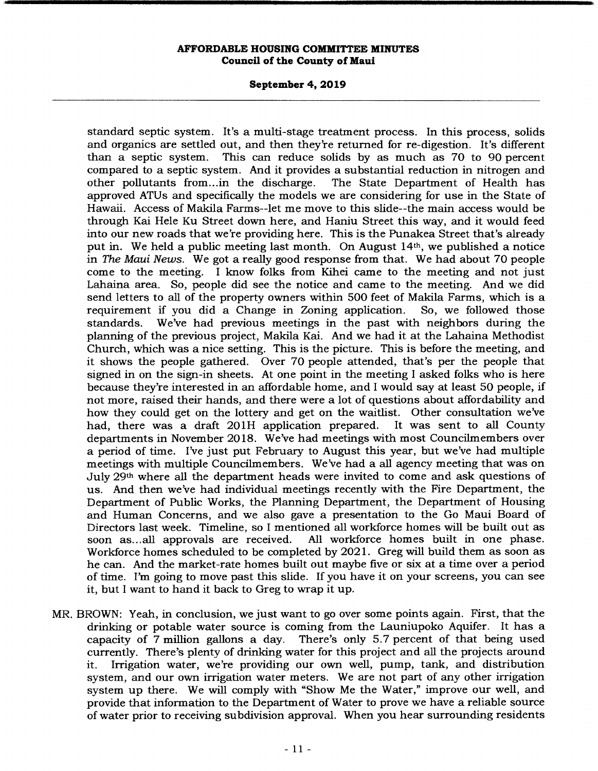standard septic system. It's a multi-stage treatment process. In this process, solids and organics are settled out, and then they're returned for re-digestion. It's different than a septic system. This can reduce solids by as much as 70 to 90 percent compared to a septic system. And it provides a substantial reduction in nitrogen and other pollutants from...in the discharge. The State Department of Health has approved ATUs and specifically the models we are considering for use in the State of Hawaii. Access of Makila Farms--let me move to this slide--the main access would be through Kai Hele Ku Street down here, and Haniu Street this way, and it would feed into our new roads that we're providing here. This is the Punakea Street that's already put in. We held a public meeting last month. On August 14th, we published a notice in *The Maui News*. We got a really good response from that. We had about 70 people come to the meeting. I know folks from Kihei came to the meeting and not just Lahaina area. So, people did see the notice and came to the meeting. And we did send letters to all of the property owners within 500 feet of Makila Farms, which is a requirement if you did a Change in Zoning application. So, we followed those standards. We've had previous meetings in the past with neighbors during the planning of the previous project, Makila Kai. And we had it at the Lahaina Methodist Church, which was a nice setting. This is the picture. This is before the meeting, and it shows the people gathered. Over 70 people attended, that's per the people that signed in on the sign-in sheets. At one point in the meeting I asked folks who is here because they're interested in an affordable home, and I would say at least 50 people, if not more, raised their hands, and there were a lot of questions about affordability and how they could get on the lottery and get on the waitlist. Other consultation we've had, there was a draft 201H application prepared. It was sent to all County departments in November 2018. We've had meetings with most Councilmembers over a period of time. I've just put February to August this year, but we've had multiple meetings with multiple Councilmembers. We've had a all agency meeting that was on July 29th where all the department heads were invited to come and ask questions of us. And then we've had individual meetings recently with the Fire Department, the Department of Public Works, the Planning Department, the Department of Housing and Human Concerns, and we also gave a presentation to the Go Maui Board of Directors last week. Timeline, so I mentioned all workforce homes will be built out as soon as...all approvals are received. All workforce homes built in one phase. Workforce homes scheduled to be completed by 2021. Greg will build them as soon as he can. And the market-rate homes built out maybe five or six at a time over a period of time. I'm going to move past this slide. If you have it on your screens, you can see it, but I want to hand it back to Greg to wrap it up.

MR. BROWN: Yeah, in conclusion, we just want to go over some points again. First, that the drinking or potable water source is coming from the Launiupoko Aquifer. It has a capacity of 7 million gallons a day. There's only 5.7 percent of that being used currently. There's plenty of drinking water for this project and all the projects around it. Irrigation water, we're providing our own well, pump, tank, and distribution system, and our own irrigation water meters. We are not part of any other irrigation system up there. We will comply with "Show Me the Water," improve our well, and provide that information to the Department of Water to prove we have a reliable source of water prior to receiving subdivision approval. When you hear surrounding residents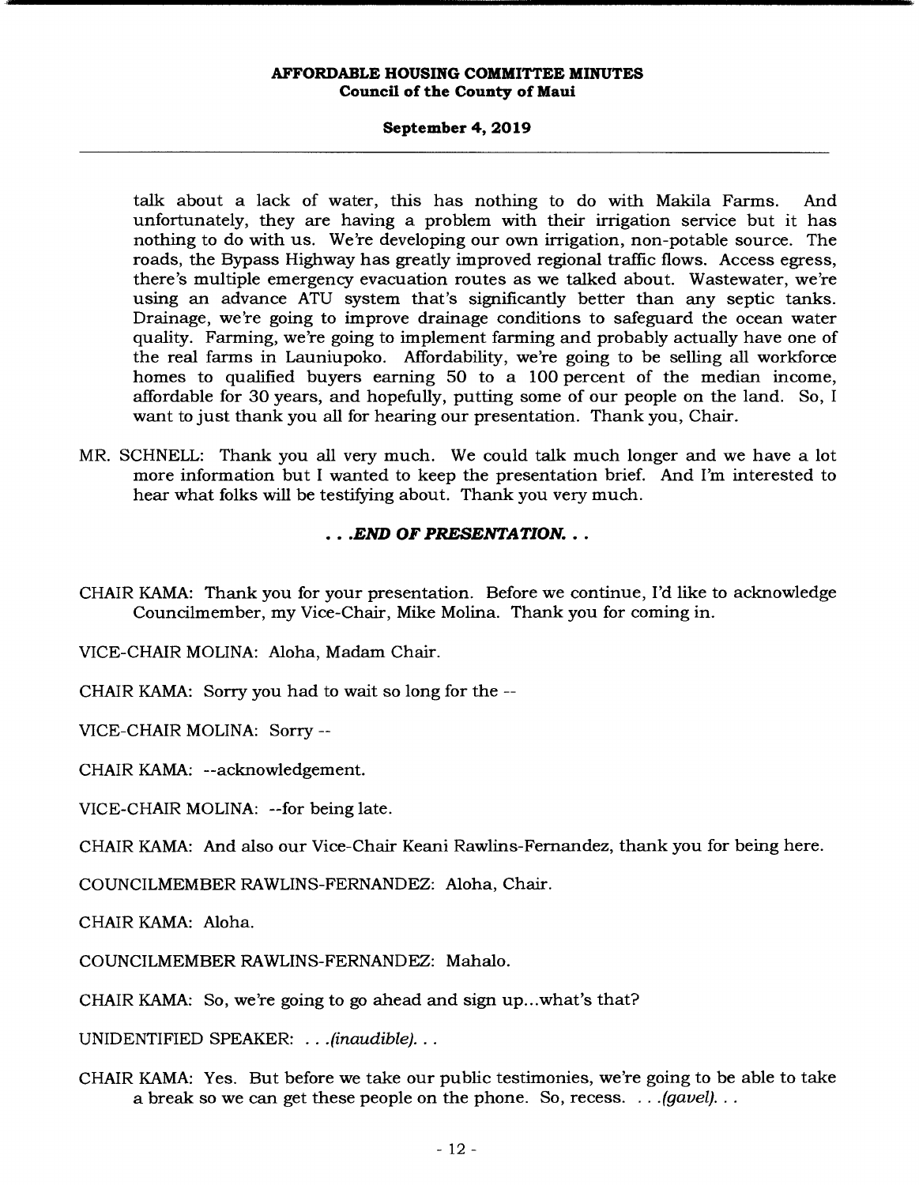talk about a lack of water, this has nothing to do with Makila Farms. And unfortunately, they are having a problem with their irrigation service but it has nothing to do with us. We're developing our own irrigation, non-potable source. The roads, the Bypass Highway has greatly improved regional traffic flows. Access egress, there's multiple emergency evacuation routes as we talked about. Wastewater, we're using an advance ATU system that's significantly better than any septic tanks. Drainage, we're going to improve drainage conditions to safeguard the ocean water quality. Farming, we're going to implement farming and probably actually have one of the real farms in Launiupoko. Affordability, we're going to be selling all workforce homes to qualified buyers earning 50 to a 100 percent of the median income, affordable for 30 years, and hopefully, putting some of our people on the land. So, I want to just thank you all for hearing our presentation. Thank you, Chair.

MR. SCHNELL: Thank you all very much. We could talk much longer and we have a lot more information but I wanted to keep the presentation brief. And I'm interested to hear what folks will be testifying about. Thank you very much.

***. . .END OF PRESENTATION. . .***

CHAIR KAMA: Thank you for your presentation. Before we continue, I'd like to acknowledge Councilmember, my Vice-Chair, Mike Molina. Thank you for coming in.

VICE-CHAIR MOLINA: Aloha, Madam Chair.

CHAIR KAMA: Sorry you had to wait so long for the --

VICE-CHAIR MOLINA: Sorry --

CHAIR KAMA: --acknowledgement.

VICE-CHAIR MOLINA: --for being late.

CHAIR KAMA: And also our Vice-Chair Keani Rawlins-Fernandez, thank you for being here.

COUNCILMEMBER RAWLINS-FERNANDEZ: Aloha, Chair.

CHAIR KAMA: Aloha.

COUNCILMEMBER RAWLINS-FERNANDEZ: Mahalo.

CHAIR KAMA: So, we're going to go ahead and sign up...what's that?

UNIDENTIFIED SPEAKER: *. . .(inaudible). . .*

CHAIR KAMA: Yes. But before we take our public testimonies, we're going to be able to take a break so we can get these people on the phone. So, recess. *. . .(gavel). . .*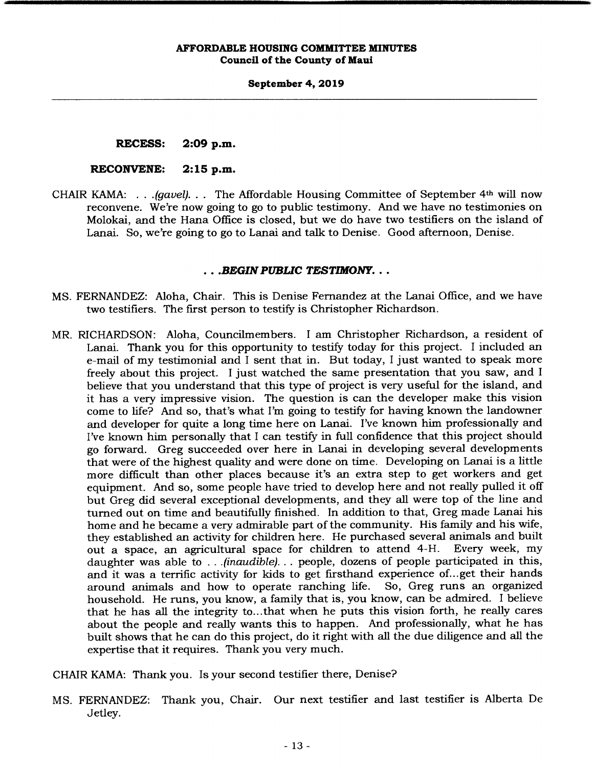**RECESS: 2:09 p.m.**

**RECONVENE: 2:15 p.m.**

CHAIR KAMA: . . .*(gavel)*. . . The Affordable Housing Committee of September 4th will now reconvene. We're now going to go to public testimony. And we have no testimonies on Molokai, and the Hana Office is closed, but we do have two testifiers on the island of Lanai. So, we're going to go to Lanai and talk to Denise. Good afternoon, Denise.

***. . .BEGIN PUBLIC TESTIMONY. . .***

MS. FERNANDEZ: Aloha, Chair. This is Denise Fernandez at the Lanai Office, and we have two testifiers. The first person to testify is Christopher Richardson.

MR. RICHARDSON: Aloha, Councilmembers. I am Christopher Richardson, a resident of Lanai. Thank you for this opportunity to testify today for this project. I included an e-mail of my testimonial and I sent that in. But today, I just wanted to speak more freely about this project. I just watched the same presentation that you saw, and I believe that you understand that this type of project is very useful for the island, and it has a very impressive vision. The question is can the developer make this vision come to life? And so, that's what I'm going to testify for having known the landowner and developer for quite a long time here on Lanai. I've known him professionally and I've known him personally that I can testify in full confidence that this project should go forward. Greg succeeded over here in Lanai in developing several developments that were of the highest quality and were done on time. Developing on Lanai is a little more difficult than other places because it's an extra step to get workers and get equipment. And so, some people have tried to develop here and not really pulled it off but Greg did several exceptional developments, and they all were top of the line and turned out on time and beautifully finished. In addition to that, Greg made Lanai his home and he became a very admirable part of the community. His family and his wife, they established an activity for children here. He purchased several animals and built out a space, an agricultural space for children to attend 4-H. Every week, my daughter was able to . . .*(inaudible)*. . . people, dozens of people participated in this, and it was a terrific activity for kids to get firsthand experience of...get their hands around animals and how to operate ranching life. So, Greg runs an organized household. He runs, you know, a family that is, you know, can be admired. I believe that he has all the integrity to...that when he puts this vision forth, he really cares about the people and really wants this to happen. And professionally, what he has built shows that he can do this project, do it right with all the due diligence and all the expertise that it requires. Thank you very much.

CHAIR KAMA: Thank you. Is your second testifier there, Denise?

MS. FERNANDEZ: Thank you, Chair. Our next testifier and last testifier is Alberta De Jetley.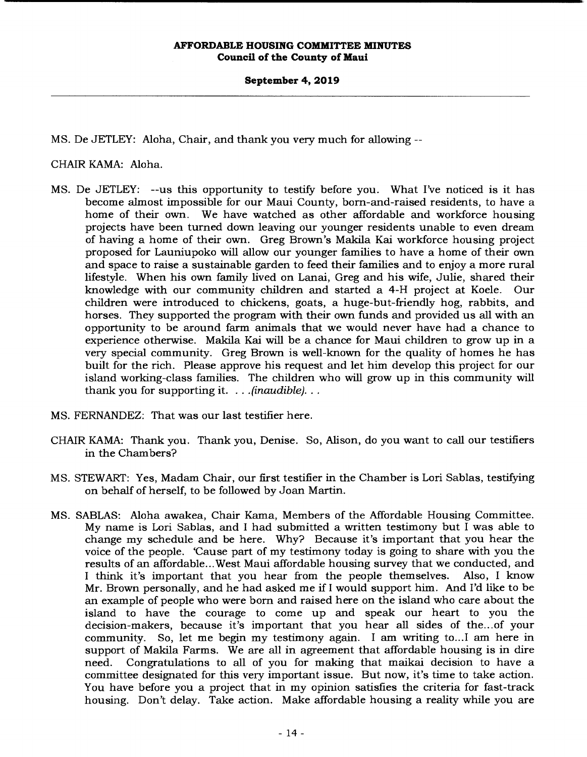MS. De JETLEY: Aloha, Chair, and thank you very much for allowing --

CHAIR KAMA: Aloha.

MS. De JETLEY: --us this opportunity to testify before you. What I've noticed is it has become almost impossible for our Maui County, born-and-raised residents, to have a home of their own. We have watched as other affordable and workforce housing projects have been turned down leaving our younger residents unable to even dream of having a home of their own. Greg Brown's Makila Kai workforce housing project proposed for Launiupoko will allow our younger families to have a home of their own and space to raise a sustainable garden to feed their families and to enjoy a more rural lifestyle. When his own family lived on Lanai, Greg and his wife, Julie, shared their knowledge with our community children and started a 4-H project at Koele. Our children were introduced to chickens, goats, a huge-but-friendly hog, rabbits, and horses. They supported the program with their own funds and provided us all with an opportunity to be around farm animals that we would never have had a chance to experience otherwise. Makila Kai will be a chance for Maui children to grow up in a very special community. Greg Brown is well-known for the quality of homes he has built for the rich. Please approve his request and let him develop this project for our island working-class families. The children who will grow up in this community will thank you for supporting it. . . .*(inaudible)*. . .

MS. FERNANDEZ: That was our last testifier here.

CHAIR KAMA: Thank you. Thank you, Denise. So, Alison, do you want to call our testifiers in the Chambers?

MS. STEWART: Yes, Madam Chair, our first testifier in the Chamber is Lori Sablas, testifying on behalf of herself, to be followed by Joan Martin.

MS. SABLAS: Aloha awakea, Chair Kama, Members of the Affordable Housing Committee. My name is Lori Sablas, and I had submitted a written testimony but I was able to change my schedule and be here. Why? Because it's important that you hear the voice of the people. 'Cause part of my testimony today is going to share with you the results of an affordable...West Maui affordable housing survey that we conducted, and I think it's important that you hear from the people themselves. Also, I know Mr. Brown personally, and he had asked me if I would support him. And I'd like to be an example of people who were born and raised here on the island who care about the island to have the courage to come up and speak our heart to you the decision-makers, because it's important that you hear all sides of the...of your community. So, let me begin my testimony again. I am writing to...I am here in support of Makila Farms. We are all in agreement that affordable housing is in dire need. Congratulations to all of you for making that maikai decision to have a committee designated for this very important issue. But now, it's time to take action. You have before you a project that in my opinion satisfies the criteria for fast-track housing. Don't delay. Take action. Make affordable housing a reality while you are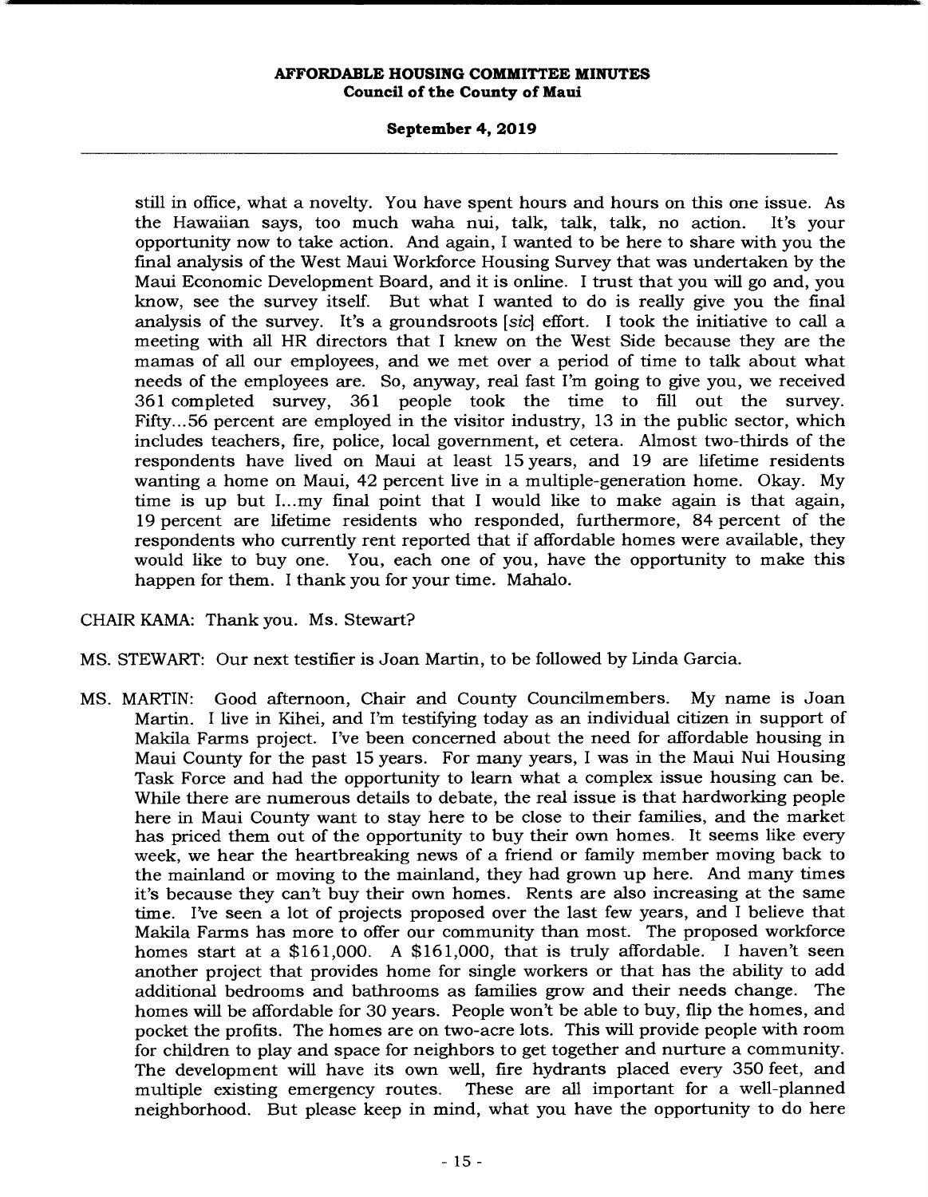still in office, what a novelty. You have spent hours and hours on this one issue. As the Hawaiian says, too much waha nui, talk, talk, talk, no action. It's your opportunity now to take action. And again, I wanted to be here to share with you the final analysis of the West Maui Workforce Housing Survey that was undertaken by the Maui Economic Development Board, and it is online. I trust that you will go and, you know, see the survey itself. But what I wanted to do is really give you the final analysis of the survey. It's a groundsroots [*sic*] effort. I took the initiative to call a meeting with all HR directors that I knew on the West Side because they are the mamas of all our employees, and we met over a period of time to talk about what needs of the employees are. So, anyway, real fast I'm going to give you, we received 361 completed survey, 361 people took the time to fill out the survey. Fifty...56 percent are employed in the visitor industry, 13 in the public sector, which includes teachers, fire, police, local government, et cetera. Almost two-thirds of the respondents have lived on Maui at least 15 years, and 19 are lifetime residents wanting a home on Maui, 42 percent live in a multiple-generation home. Okay. My time is up but I...my final point that I would like to make again is that again, 19 percent are lifetime residents who responded, furthermore, 84 percent of the respondents who currently rent reported that if affordable homes were available, they would like to buy one. You, each one of you, have the opportunity to make this happen for them. I thank you for your time. Mahalo.

CHAIR KAMA: Thank you. Ms. Stewart?

MS. STEWART: Our next testifier is Joan Martin, to be followed by Linda Garcia.

MS. MARTIN: Good afternoon, Chair and County Councilmembers. My name is Joan Martin. I live in Kihei, and I'm testifying today as an individual citizen in support of Makila Farms project. I've been concerned about the need for affordable housing in Maui County for the past 15 years. For many years, I was in the Maui Nui Housing Task Force and had the opportunity to learn what a complex issue housing can be. While there are numerous details to debate, the real issue is that hardworking people here in Maui County want to stay here to be close to their families, and the market has priced them out of the opportunity to buy their own homes. It seems like every week, we hear the heartbreaking news of a friend or family member moving back to the mainland or moving to the mainland, they had grown up here. And many times it's because they can't buy their own homes. Rents are also increasing at the same time. I've seen a lot of projects proposed over the last few years, and I believe that Makila Farms has more to offer our community than most. The proposed workforce homes start at a $161,000. A $161,000, that is truly affordable. I haven't seen another project that provides home for single workers or that has the ability to add additional bedrooms and bathrooms as families grow and their needs change. The homes will be affordable for 30 years. People won't be able to buy, flip the homes, and pocket the profits. The homes are on two-acre lots. This will provide people with room for children to play and space for neighbors to get together and nurture a community. The development will have its own well, fire hydrants placed every 350 feet, and multiple existing emergency routes. These are all important for a well-planned neighborhood. But please keep in mind, what you have the opportunity to do here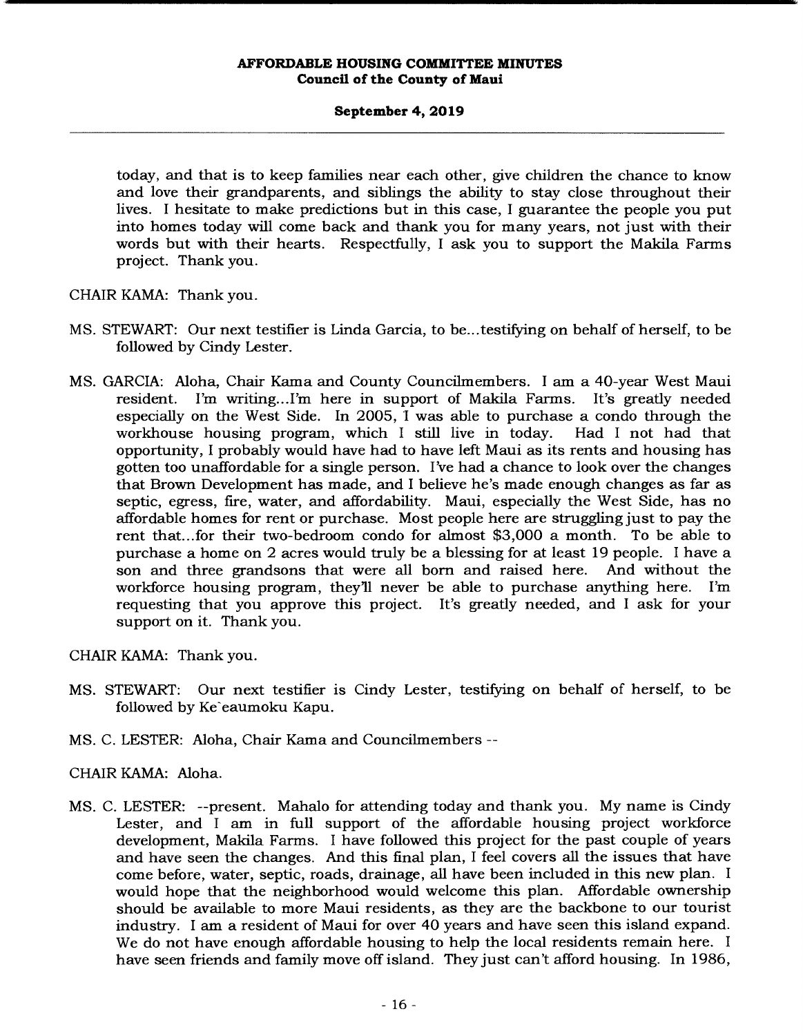today, and that is to keep families near each other, give children the chance to know and love their grandparents, and siblings the ability to stay close throughout their lives. I hesitate to make predictions but in this case, I guarantee the people you put into homes today will come back and thank you for many years, not just with their words but with their hearts. Respectfully, I ask you to support the Makila Farms project. Thank you.

CHAIR KAMA: Thank you.

MS. STEWART: Our next testifier is Linda Garcia, to be...testifying on behalf of herself, to be followed by Cindy Lester.

MS. GARCIA: Aloha, Chair Kama and County Councilmembers. I am a 40-year West Maui resident. I'm writing...I'm here in support of Makila Farms. It's greatly needed especially on the West Side. In 2005, I was able to purchase a condo through the workhouse housing program, which I still live in today. Had I not had that opportunity, I probably would have had to have left Maui as its rents and housing has gotten too unaffordable for a single person. I've had a chance to look over the changes that Brown Development has made, and I believe he's made enough changes as far as septic, egress, fire, water, and affordability. Maui, especially the West Side, has no affordable homes for rent or purchase. Most people here are struggling just to pay the rent that...for their two-bedroom condo for almost $3,000 a month. To be able to purchase a home on 2 acres would truly be a blessing for at least 19 people. I have a son and three grandsons that were all born and raised here. And without the workforce housing program, they'll never be able to purchase anything here. I'm requesting that you approve this project. It's greatly needed, and I ask for your support on it. Thank you.

CHAIR KAMA: Thank you.

MS. STEWART: Our next testifier is Cindy Lester, testifying on behalf of herself, to be followed by Ke`eaumoku Kapu.

MS. C. LESTER: Aloha, Chair Kama and Councilmembers --

CHAIR KAMA: Aloha.

MS. C. LESTER: --present. Mahalo for attending today and thank you. My name is Cindy Lester, and I am in full support of the affordable housing project workforce development, Makila Farms. I have followed this project for the past couple of years and have seen the changes. And this final plan, I feel covers all the issues that have come before, water, septic, roads, drainage, all have been included in this new plan. I would hope that the neighborhood would welcome this plan. Affordable ownership should be available to more Maui residents, as they are the backbone to our tourist industry. I am a resident of Maui for over 40 years and have seen this island expand. We do not have enough affordable housing to help the local residents remain here. I have seen friends and family move off island. They just can't afford housing. In 1986,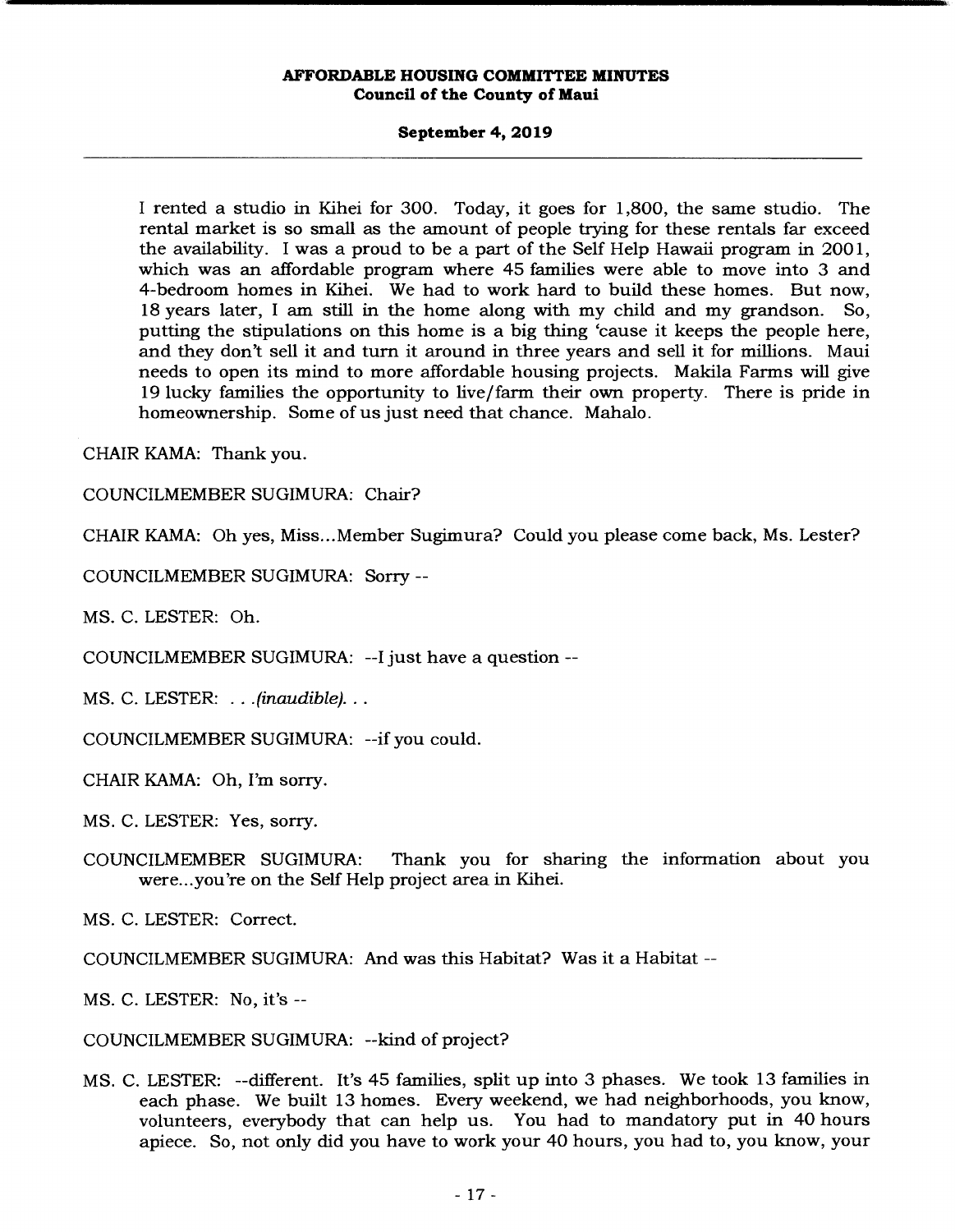I rented a studio in Kihei for 300. Today, it goes for 1,800, the same studio. The rental market is so small as the amount of people trying for these rentals far exceed the availability. I was a proud to be a part of the Self Help Hawaii program in 2001, which was an affordable program where 45 families were able to move into 3 and 4-bedroom homes in Kihei. We had to work hard to build these homes. But now, 18 years later, I am still in the home along with my child and my grandson. So, putting the stipulations on this home is a big thing 'cause it keeps the people here, and they don't sell it and turn it around in three years and sell it for millions. Maui needs to open its mind to more affordable housing projects. Makila Farms will give 19 lucky families the opportunity to live/farm their own property. There is pride in homeownership. Some of us just need that chance. Mahalo.

CHAIR KAMA: Thank you.

COUNCILMEMBER SUGIMURA: Chair?

CHAIR KAMA: Oh yes, Miss...Member Sugimura? Could you please come back, Ms. Lester?

COUNCILMEMBER SUGIMURA: Sorry --

MS. C. LESTER: Oh.

COUNCILMEMBER SUGIMURA: --I just have a question --

MS. C. LESTER: *. . .(inaudible). . .*

COUNCILMEMBER SUGIMURA: --if you could.

CHAIR KAMA: Oh, I'm sorry.

MS. C. LESTER: Yes, sorry.

COUNCILMEMBER SUGIMURA: Thank you for sharing the information about you were...you're on the Self Help project area in Kihei.

MS. C. LESTER: Correct.

COUNCILMEMBER SUGIMURA: And was this Habitat? Was it a Habitat --

MS. C. LESTER: No, it's --

COUNCILMEMBER SUGIMURA: --kind of project?

MS. C. LESTER: --different. It's 45 families, split up into 3 phases. We took 13 families in each phase. We built 13 homes. Every weekend, we had neighborhoods, you know, volunteers, everybody that can help us. You had to mandatory put in 40 hours apiece. So, not only did you have to work your 40 hours, you had to, you know, your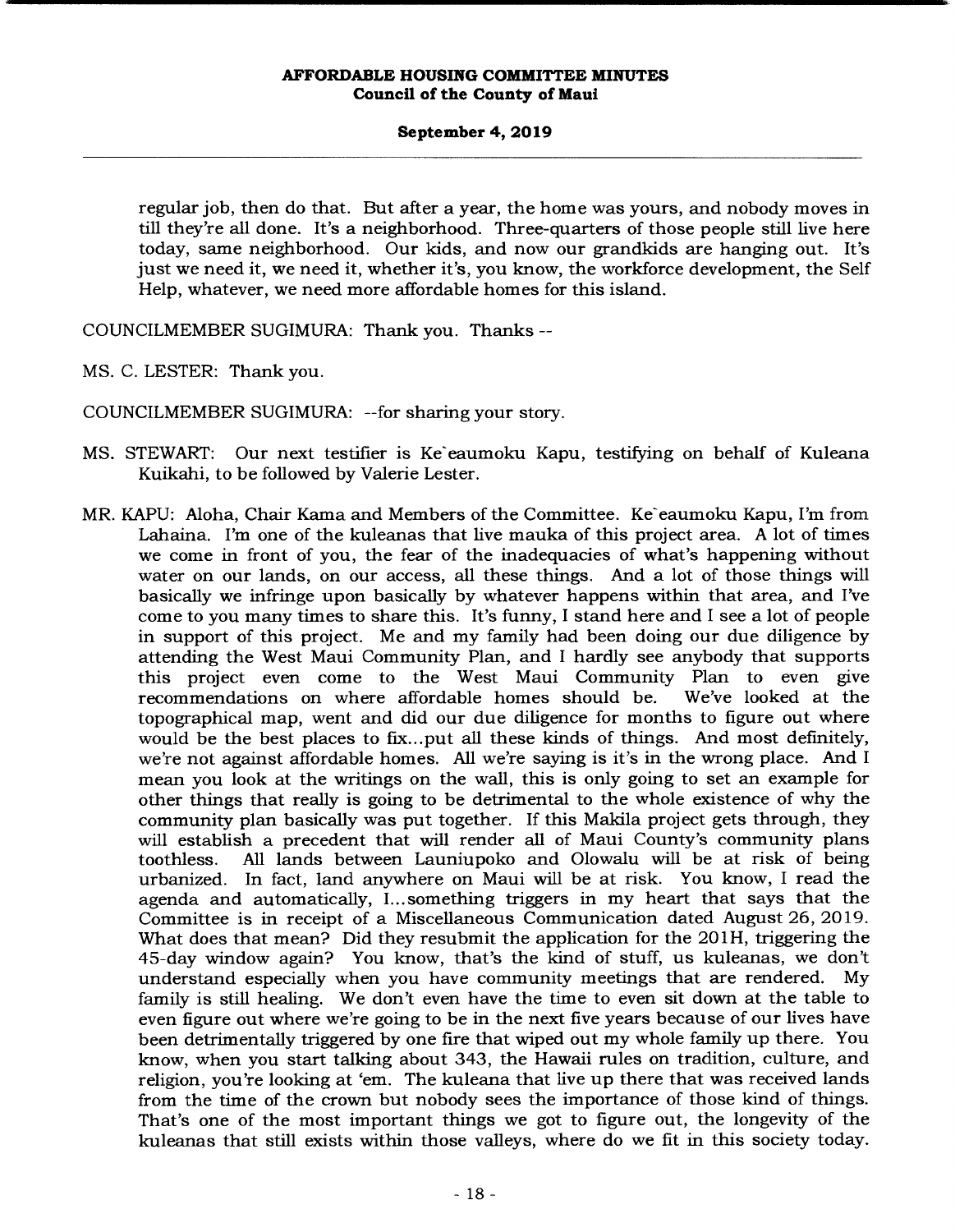regular job, then do that. But after a year, the home was yours, and nobody moves in till they're all done. It's a neighborhood. Three-quarters of those people still live here today, same neighborhood. Our kids, and now our grandkids are hanging out. It's just we need it, we need it, whether it's, you know, the workforce development, the Self Help, whatever, we need more affordable homes for this island.

COUNCILMEMBER SUGIMURA: Thank you. Thanks --

MS. C. LESTER: Thank you.

COUNCILMEMBER SUGIMURA: --for sharing your story.

MS. STEWART: Our next testifier is Ke`eaumoku Kapu, testifying on behalf of Kuleana Kuikahi, to be followed by Valerie Lester.

MR. KAPU: Aloha, Chair Kama and Members of the Committee. Ke`eaumoku Kapu, I'm from Lahaina. I'm one of the kuleanas that live mauka of this project area. A lot of times we come in front of you, the fear of the inadequacies of what's happening without water on our lands, on our access, all these things. And a lot of those things will basically we infringe upon basically by whatever happens within that area, and I've come to you many times to share this. It's funny, I stand here and I see a lot of people in support of this project. Me and my family had been doing our due diligence by attending the West Maui Community Plan, and I hardly see anybody that supports this project even come to the West Maui Community Plan to even give recommendations on where affordable homes should be. We've looked at the topographical map, went and did our due diligence for months to figure out where would be the best places to fix...put all these kinds of things. And most definitely, we're not against affordable homes. All we're saying is it's in the wrong place. And I mean you look at the writings on the wall, this is only going to set an example for other things that really is going to be detrimental to the whole existence of why the community plan basically was put together. If this Makila project gets through, they will establish a precedent that will render all of Maui County's community plans toothless. All lands between Launiupoko and Olowalu will be at risk of being urbanized. In fact, land anywhere on Maui will be at risk. You know, I read the agenda and automatically, I...something triggers in my heart that says that the Committee is in receipt of a Miscellaneous Communication dated August 26, 2019. What does that mean? Did they resubmit the application for the 201H, triggering the 45-day window again? You know, that's the kind of stuff, us kuleanas, we don't understand especially when you have community meetings that are rendered. My family is still healing. We don't even have the time to even sit down at the table to even figure out where we're going to be in the next five years because of our lives have been detrimentally triggered by one fire that wiped out my whole family up there. You know, when you start talking about 343, the Hawaii rules on tradition, culture, and religion, you're looking at 'em. The kuleana that live up there that was received lands from the time of the crown but nobody sees the importance of those kind of things. That's one of the most important things we got to figure out, the longevity of the kuleanas that still exists within those valleys, where do we fit in this society today.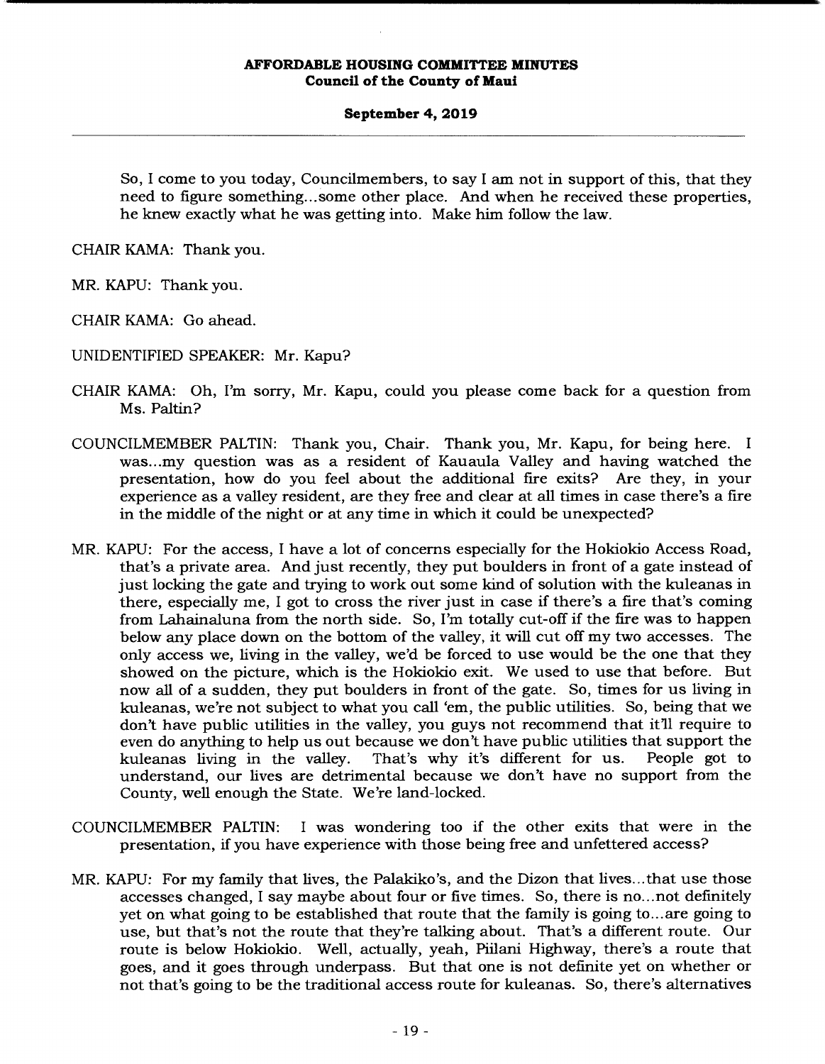So, I come to you today, Councilmembers, to say I am not in support of this, that they need to figure something...some other place. And when he received these properties, he knew exactly what he was getting into. Make him follow the law.

CHAIR KAMA: Thank you.

MR. KAPU: Thank you.

CHAIR KAMA: Go ahead.

UNIDENTIFIED SPEAKER: Mr. Kapu?

CHAIR KAMA: Oh, I'm sorry, Mr. Kapu, could you please come back for a question from Ms. Paltin?

COUNCILMEMBER PALTIN: Thank you, Chair. Thank you, Mr. Kapu, for being here. I was...my question was as a resident of Kauaula Valley and having watched the presentation, how do you feel about the additional fire exits? Are they, in your experience as a valley resident, are they free and clear at all times in case there's a fire in the middle of the night or at any time in which it could be unexpected?

MR. KAPU: For the access, I have a lot of concerns especially for the Hokiokio Access Road, that's a private area. And just recently, they put boulders in front of a gate instead of just locking the gate and trying to work out some kind of solution with the kuleanas in there, especially me, I got to cross the river just in case if there's a fire that's coming from Lahainaluna from the north side. So, I'm totally cut-off if the fire was to happen below any place down on the bottom of the valley, it will cut off my two accesses. The only access we, living in the valley, we'd be forced to use would be the one that they showed on the picture, which is the Hokiokio exit. We used to use that before. But now all of a sudden, they put boulders in front of the gate. So, times for us living in kuleanas, we're not subject to what you call 'em, the public utilities. So, being that we don't have public utilities in the valley, you guys not recommend that it'll require to even do anything to help us out because we don't have public utilities that support the kuleanas living in the valley. That's why it's different for us. People got to understand, our lives are detrimental because we don't have no support from the County, well enough the State. We're land-locked.

COUNCILMEMBER PALTIN: I was wondering too if the other exits that were in the presentation, if you have experience with those being free and unfettered access?

MR. KAPU: For my family that lives, the Palakiko's, and the Dizon that lives...that use those accesses changed, I say maybe about four or five times. So, there is no...not definitely yet on what going to be established that route that the family is going to...are going to use, but that's not the route that they're talking about. That's a different route. Our route is below Hokiokio. Well, actually, yeah, Piilani Highway, there's a route that goes, and it goes through underpass. But that one is not definite yet on whether or not that's going to be the traditional access route for kuleanas. So, there's alternatives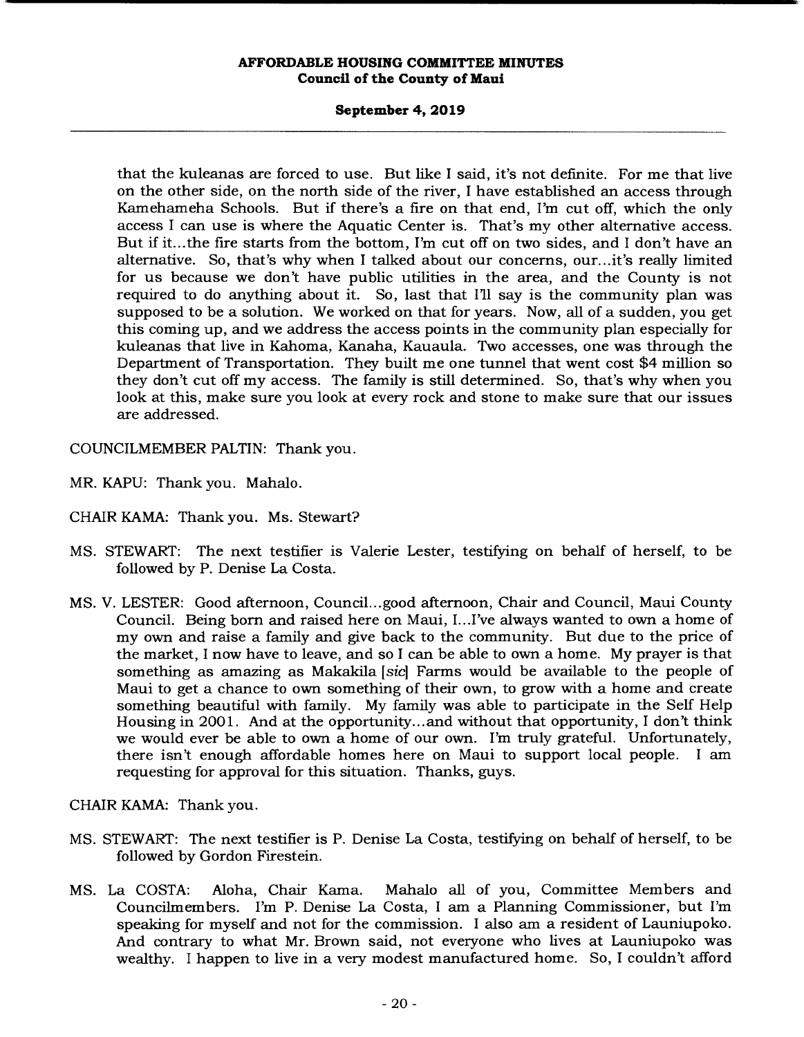that the kuleanas are forced to use. But like I said, it's not definite. For me that live on the other side, on the north side of the river, I have established an access through Kamehameha Schools. But if there's a fire on that end, I'm cut off, which the only access I can use is where the Aquatic Center is. That's my other alternative access. But if it...the fire starts from the bottom, I'm cut off on two sides, and I don't have an alternative. So, that's why when I talked about our concerns, our...it's really limited for us because we don't have public utilities in the area, and the County is not required to do anything about it. So, last that I'll say is the community plan was supposed to be a solution. We worked on that for years. Now, all of a sudden, you get this coming up, and we address the access points in the community plan especially for kuleanas that live in Kahoma, Kanaha, Kauaula. Two accesses, one was through the Department of Transportation. They built me one tunnel that went cost $4 million so they don't cut off my access. The family is still determined. So, that's why when you look at this, make sure you look at every rock and stone to make sure that our issues are addressed.

COUNCILMEMBER PALTIN: Thank you.

MR. KAPU: Thank you. Mahalo.

CHAIR KAMA: Thank you. Ms. Stewart?

MS. STEWART: The next testifier is Valerie Lester, testifying on behalf of herself, to be followed by P. Denise La Costa.

MS. V. LESTER: Good afternoon, Council...good afternoon, Chair and Council, Maui County Council. Being born and raised here on Maui, I...I've always wanted to own a home of my own and raise a family and give back to the community. But due to the price of the market, I now have to leave, and so I can be able to own a home. My prayer is that something as amazing as Makakila [*sic*] Farms would be available to the people of Maui to get a chance to own something of their own, to grow with a home and create something beautiful with family. My family was able to participate in the Self Help Housing in 2001. And at the opportunity...and without that opportunity, I don't think we would ever be able to own a home of our own. I'm truly grateful. Unfortunately, there isn't enough affordable homes here on Maui to support local people. I am requesting for approval for this situation. Thanks, guys.

CHAIR KAMA: Thank you.

MS. STEWART: The next testifier is P. Denise La Costa, testifying on behalf of herself, to be followed by Gordon Firestein.

MS. La COSTA: Aloha, Chair Kama. Mahalo all of you, Committee Members and Councilmembers. I'm P. Denise La Costa, I am a Planning Commissioner, but I'm speaking for myself and not for the commission. I also am a resident of Launiupoko. And contrary to what Mr. Brown said, not everyone who lives at Launiupoko was wealthy. I happen to live in a very modest manufactured home. So, I couldn't afford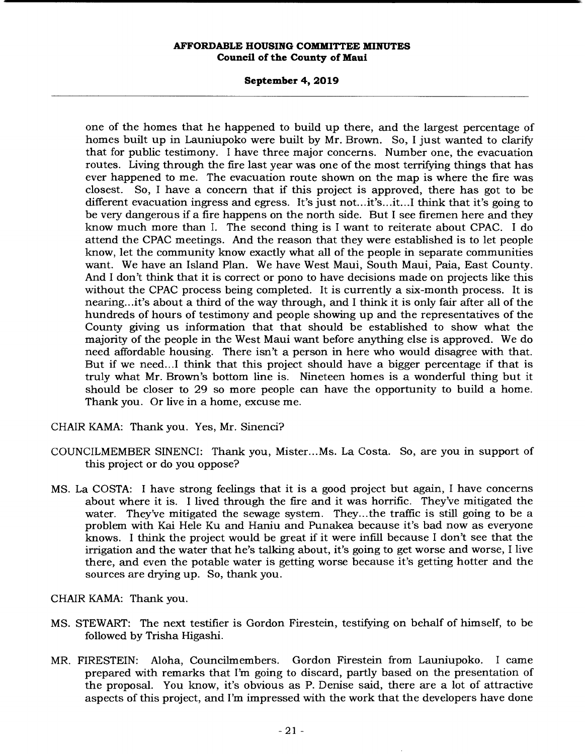one of the homes that he happened to build up there, and the largest percentage of homes built up in Launiupoko were built by Mr. Brown. So, I just wanted to clarify that for public testimony. I have three major concerns. Number one, the evacuation routes. Living through the fire last year was one of the most terrifying things that has ever happened to me. The evacuation route shown on the map is where the fire was closest. So, I have a concern that if this project is approved, there has got to be different evacuation ingress and egress. It's just not...it's...it...I think that it's going to be very dangerous if a fire happens on the north side. But I see firemen here and they know much more than I. The second thing is I want to reiterate about CPAC. I do attend the CPAC meetings. And the reason that they were established is to let people know, let the community know exactly what all of the people in separate communities want. We have an Island Plan. We have West Maui, South Maui, Paia, East County. And I don't think that it is correct or pono to have decisions made on projects like this without the CPAC process being completed. It is currently a six-month process. It is nearing...it's about a third of the way through, and I think it is only fair after all of the hundreds of hours of testimony and people showing up and the representatives of the County giving us information that that should be established to show what the majority of the people in the West Maui want before anything else is approved. We do need affordable housing. There isn't a person in here who would disagree with that. But if we need...I think that this project should have a bigger percentage if that is truly what Mr. Brown's bottom line is. Nineteen homes is a wonderful thing but it should be closer to 29 so more people can have the opportunity to build a home. Thank you. Or live in a home, excuse me.

CHAIR KAMA: Thank you. Yes, Mr. Sinenci?

COUNCILMEMBER SINENCI: Thank you, Mister...Ms. La Costa. So, are you in support of this project or do you oppose?

MS. La COSTA: I have strong feelings that it is a good project but again, I have concerns about where it is. I lived through the fire and it was horrific. They've mitigated the water. They've mitigated the sewage system. They...the traffic is still going to be a problem with Kai Hele Ku and Haniu and Punakea because it's bad now as everyone knows. I think the project would be great if it were infill because I don't see that the irrigation and the water that he's talking about, it's going to get worse and worse, I live there, and even the potable water is getting worse because it's getting hotter and the sources are drying up. So, thank you.

CHAIR KAMA: Thank you.

MS. STEWART: The next testifier is Gordon Firestein, testifying on behalf of himself, to be followed by Trisha Higashi.

MR. FIRESTEIN: Aloha, Councilmembers. Gordon Firestein from Launiupoko. I came prepared with remarks that I'm going to discard, partly based on the presentation of the proposal. You know, it's obvious as P. Denise said, there are a lot of attractive aspects of this project, and I'm impressed with the work that the developers have done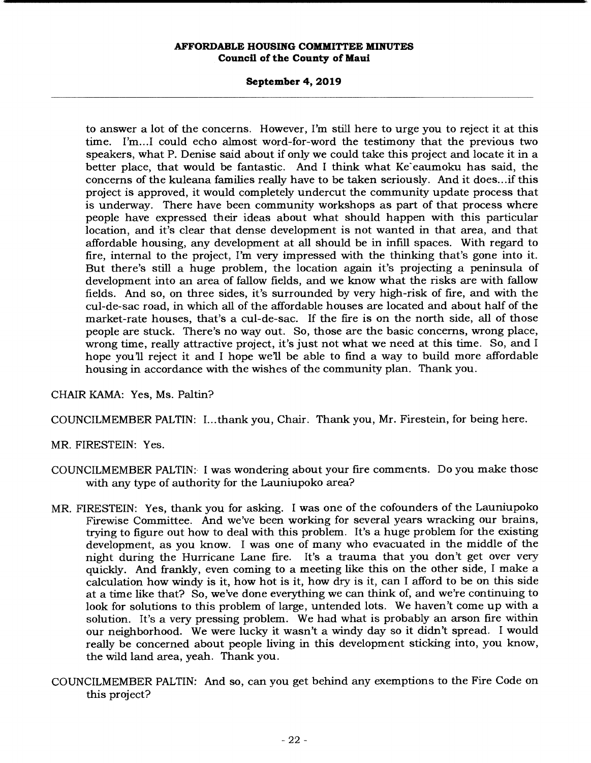to answer a lot of the concerns. However, I'm still here to urge you to reject it at this time. I'm...I could echo almost word-for-word the testimony that the previous two speakers, what P. Denise said about if only we could take this project and locate it in a better place, that would be fantastic. And I think what Ke`eaumoku has said, the concerns of the kuleana families really have to be taken seriously. And it does...if this project is approved, it would completely undercut the community update process that is underway. There have been community workshops as part of that process where people have expressed their ideas about what should happen with this particular location, and it's clear that dense development is not wanted in that area, and that affordable housing, any development at all should be in infill spaces. With regard to fire, internal to the project, I'm very impressed with the thinking that's gone into it. But there's still a huge problem, the location again it's projecting a peninsula of development into an area of fallow fields, and we know what the risks are with fallow fields. And so, on three sides, it's surrounded by very high-risk of fire, and with the cul-de-sac road, in which all of the affordable houses are located and about half of the market-rate houses, that's a cul-de-sac. If the fire is on the north side, all of those people are stuck. There's no way out. So, those are the basic concerns, wrong place, wrong time, really attractive project, it's just not what we need at this time. So, and I hope you'll reject it and I hope we'll be able to find a way to build more affordable housing in accordance with the wishes of the community plan. Thank you.

CHAIR KAMA: Yes, Ms. Paltin?

COUNCILMEMBER PALTIN: I...thank you, Chair. Thank you, Mr. Firestein, for being here.

MR. FIRESTEIN: Yes.

COUNCILMEMBER PALTIN: I was wondering about your fire comments. Do you make those with any type of authority for the Launiupoko area?

MR. FIRESTEIN: Yes, thank you for asking. I was one of the cofounders of the Launiupoko Firewise Committee. And we've been working for several years wracking our brains, trying to figure out how to deal with this problem. It's a huge problem for the existing development, as you know. I was one of many who evacuated in the middle of the night during the Hurricane Lane fire. It's a trauma that you don't get over very quickly. And frankly, even coming to a meeting like this on the other side, I make a calculation how windy is it, how hot is it, how dry is it, can I afford to be on this side at a time like that? So, we've done everything we can think of, and we're continuing to look for solutions to this problem of large, untended lots. We haven't come up with a solution. It's a very pressing problem. We had what is probably an arson fire within our neighborhood. We were lucky it wasn't a windy day so it didn't spread. I would really be concerned about people living in this development sticking into, you know, the wild land area, yeah. Thank you.

COUNCILMEMBER PALTIN: And so, can you get behind any exemptions to the Fire Code on this project?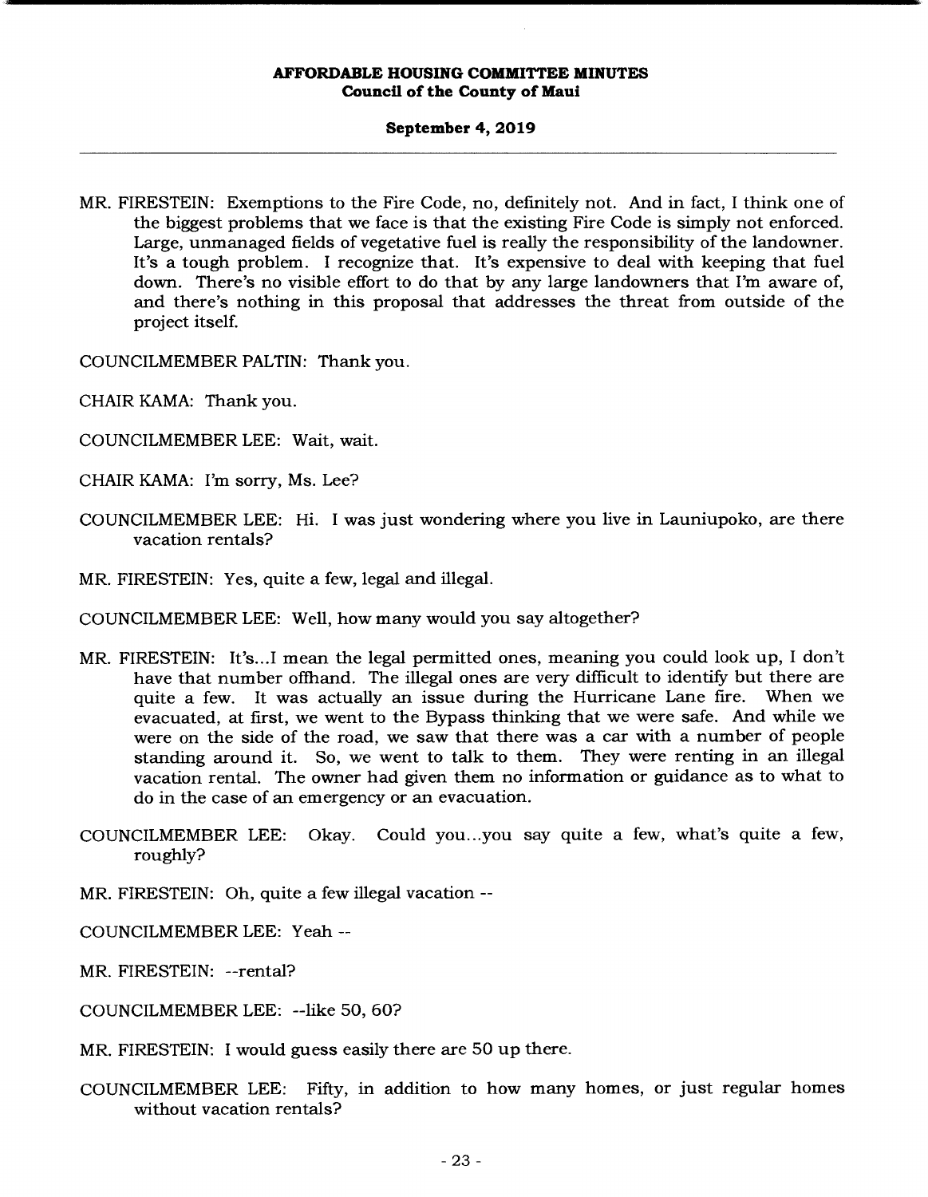MR. FIRESTEIN: Exemptions to the Fire Code, no, definitely not. And in fact, I think one of the biggest problems that we face is that the existing Fire Code is simply not enforced. Large, unmanaged fields of vegetative fuel is really the responsibility of the landowner. It's a tough problem. I recognize that. It's expensive to deal with keeping that fuel down. There's no visible effort to do that by any large landowners that I'm aware of, and there's nothing in this proposal that addresses the threat from outside of the project itself.

COUNCILMEMBER PALTIN: Thank you.

CHAIR KAMA: Thank you.

COUNCILMEMBER LEE: Wait, wait.

CHAIR KAMA: I'm sorry, Ms. Lee?

COUNCILMEMBER LEE: Hi. I was just wondering where you live in Launiupoko, are there vacation rentals?

MR. FIRESTEIN: Yes, quite a few, legal and illegal.

COUNCILMEMBER LEE: Well, how many would you say altogether?

MR. FIRESTEIN: It's...I mean the legal permitted ones, meaning you could look up, I don't have that number offhand. The illegal ones are very difficult to identify but there are quite a few. It was actually an issue during the Hurricane Lane fire. When we evacuated, at first, we went to the Bypass thinking that we were safe. And while we were on the side of the road, we saw that there was a car with a number of people standing around it. So, we went to talk to them. They were renting in an illegal vacation rental. The owner had given them no information or guidance as to what to do in the case of an emergency or an evacuation.

COUNCILMEMBER LEE: Okay. Could you...you say quite a few, what's quite a few, roughly?

MR. FIRESTEIN: Oh, quite a few illegal vacation --

COUNCILMEMBER LEE: Yeah --

MR. FIRESTEIN: --rental?

COUNCILMEMBER LEE: --like 50, 60?

MR. FIRESTEIN: I would guess easily there are 50 up there.

COUNCILMEMBER LEE: Fifty, in addition to how many homes, or just regular homes without vacation rentals?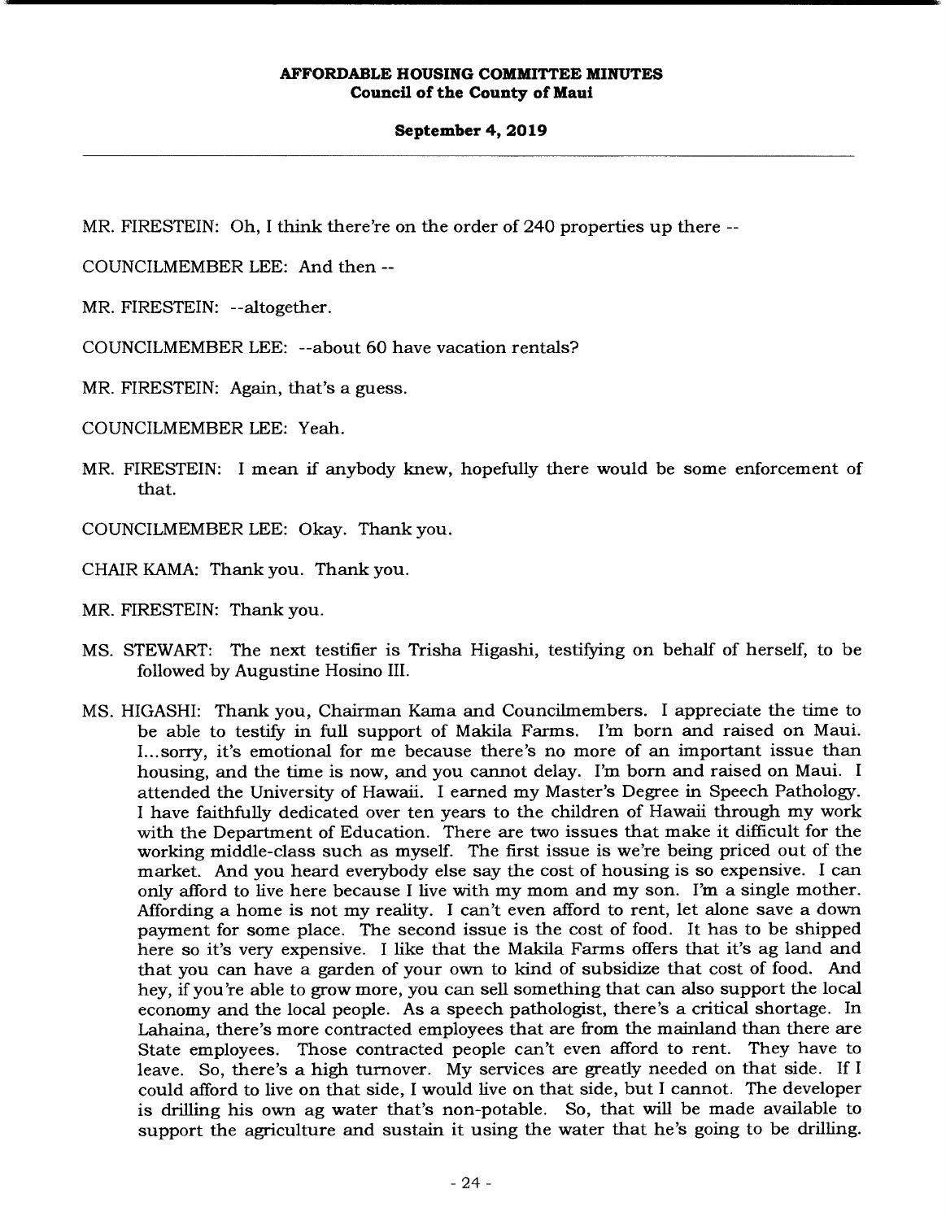MR. FIRESTEIN: Oh, I think there're on the order of 240 properties up there --

COUNCILMEMBER LEE: And then --

MR. FIRESTEIN: --altogether.

COUNCILMEMBER LEE: --about 60 have vacation rentals?

MR. FIRESTEIN: Again, that's a guess.

COUNCILMEMBER LEE: Yeah.

MR. FIRESTEIN: I mean if anybody knew, hopefully there would be some enforcement of that.

COUNCILMEMBER LEE: Okay. Thank you.

CHAIR KAMA: Thank you. Thank you.

MR. FIRESTEIN: Thank you.

MS. STEWART: The next testifier is Trisha Higashi, testifying on behalf of herself, to be followed by Augustine Hosino III.

MS. HIGASHI: Thank you, Chairman Kama and Councilmembers. I appreciate the time to be able to testify in full support of Makila Farms. I'm born and raised on Maui. I...sorry, it's emotional for me because there's no more of an important issue than housing, and the time is now, and you cannot delay. I'm born and raised on Maui. I attended the University of Hawaii. I earned my Master's Degree in Speech Pathology. I have faithfully dedicated over ten years to the children of Hawaii through my work with the Department of Education. There are two issues that make it difficult for the working middle-class such as myself. The first issue is we're being priced out of the market. And you heard everybody else say the cost of housing is so expensive. I can only afford to live here because I live with my mom and my son. I'm a single mother. Affording a home is not my reality. I can't even afford to rent, let alone save a down payment for some place. The second issue is the cost of food. It has to be shipped here so it's very expensive. I like that the Makila Farms offers that it's ag land and that you can have a garden of your own to kind of subsidize that cost of food. And hey, if you're able to grow more, you can sell something that can also support the local economy and the local people. As a speech pathologist, there's a critical shortage. In Lahaina, there's more contracted employees that are from the mainland than there are State employees. Those contracted people can't even afford to rent. They have to leave. So, there's a high turnover. My services are greatly needed on that side. If I could afford to live on that side, I would live on that side, but I cannot. The developer is drilling his own ag water that's non-potable. So, that will be made available to support the agriculture and sustain it using the water that he's going to be drilling.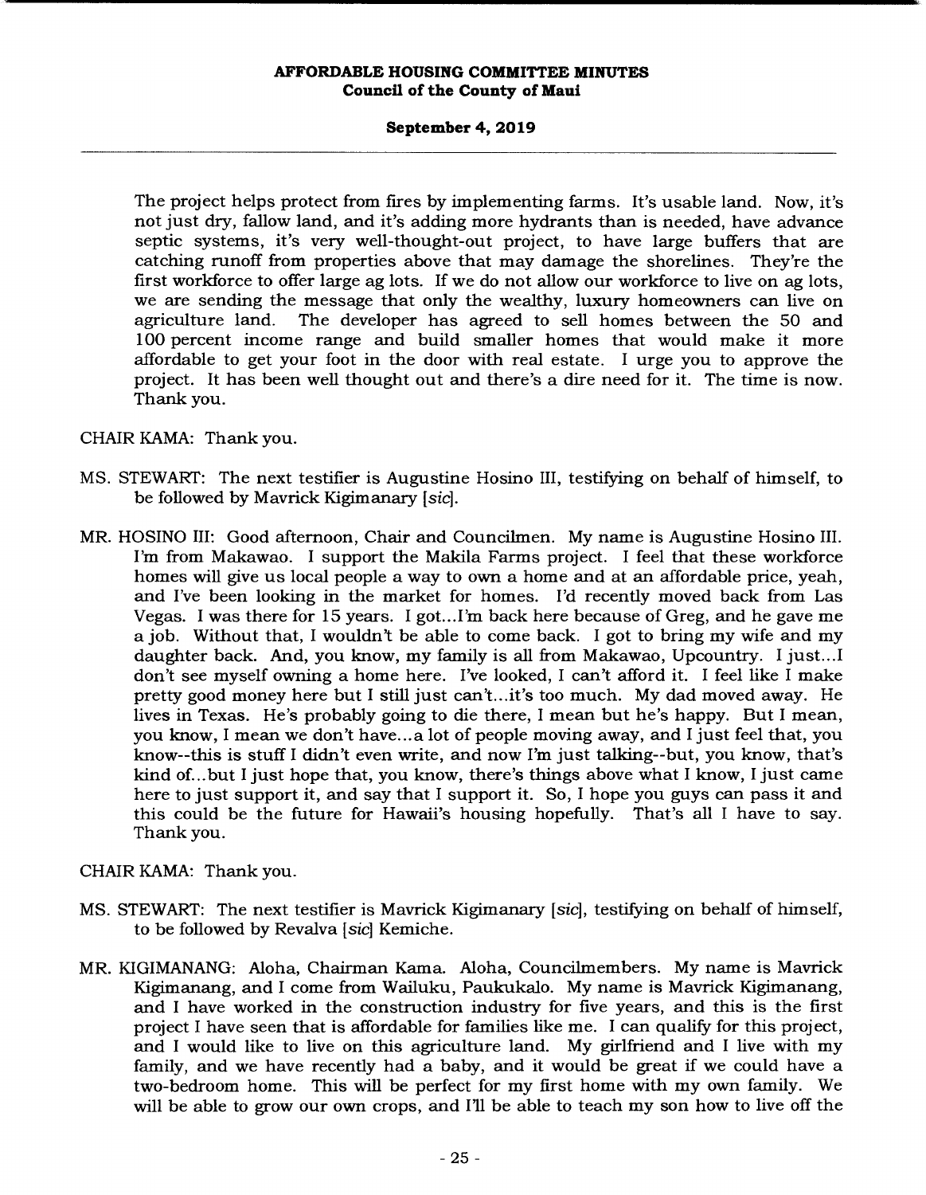The project helps protect from fires by implementing farms. It's usable land. Now, it's not just dry, fallow land, and it's adding more hydrants than is needed, have advance septic systems, it's very well-thought-out project, to have large buffers that are catching runoff from properties above that may damage the shorelines. They're the first workforce to offer large ag lots. If we do not allow our workforce to live on ag lots, we are sending the message that only the wealthy, luxury homeowners can live on agriculture land. The developer has agreed to sell homes between the 50 and 100 percent income range and build smaller homes that would make it more affordable to get your foot in the door with real estate. I urge you to approve the project. It has been well thought out and there's a dire need for it. The time is now. Thank you.

CHAIR KAMA: Thank you.

MS. STEWART: The next testifier is Augustine Hosino III, testifying on behalf of himself, to be followed by Mavrick Kigimanary [*sic*].

MR. HOSINO III: Good afternoon, Chair and Councilmen. My name is Augustine Hosino III. I'm from Makawao. I support the Makila Farms project. I feel that these workforce homes will give us local people a way to own a home and at an affordable price, yeah, and I've been looking in the market for homes. I'd recently moved back from Las Vegas. I was there for 15 years. I got...I'm back here because of Greg, and he gave me a job. Without that, I wouldn't be able to come back. I got to bring my wife and my daughter back. And, you know, my family is all from Makawao, Upcountry. I just...I don't see myself owning a home here. I've looked, I can't afford it. I feel like I make pretty good money here but I still just can't...it's too much. My dad moved away. He lives in Texas. He's probably going to die there, I mean but he's happy. But I mean, you know, I mean we don't have...a lot of people moving away, and I just feel that, you know--this is stuff I didn't even write, and now I'm just talking--but, you know, that's kind of...but I just hope that, you know, there's things above what I know, I just came here to just support it, and say that I support it. So, I hope you guys can pass it and this could be the future for Hawaii's housing hopefully. That's all I have to say. Thank you.

CHAIR KAMA: Thank you.

MS. STEWART: The next testifier is Mavrick Kigimanary [*sic*], testifying on behalf of himself, to be followed by Revalva [*sic*] Kemiche.

MR. KIGIMANANG: Aloha, Chairman Kama. Aloha, Councilmembers. My name is Mavrick Kigimanang, and I come from Wailuku, Paukukalo. My name is Mavrick Kigimanang, and I have worked in the construction industry for five years, and this is the first project I have seen that is affordable for families like me. I can qualify for this project, and I would like to live on this agriculture land. My girlfriend and I live with my family, and we have recently had a baby, and it would be great if we could have a two-bedroom home. This will be perfect for my first home with my own family. We will be able to grow our own crops, and I'll be able to teach my son how to live off the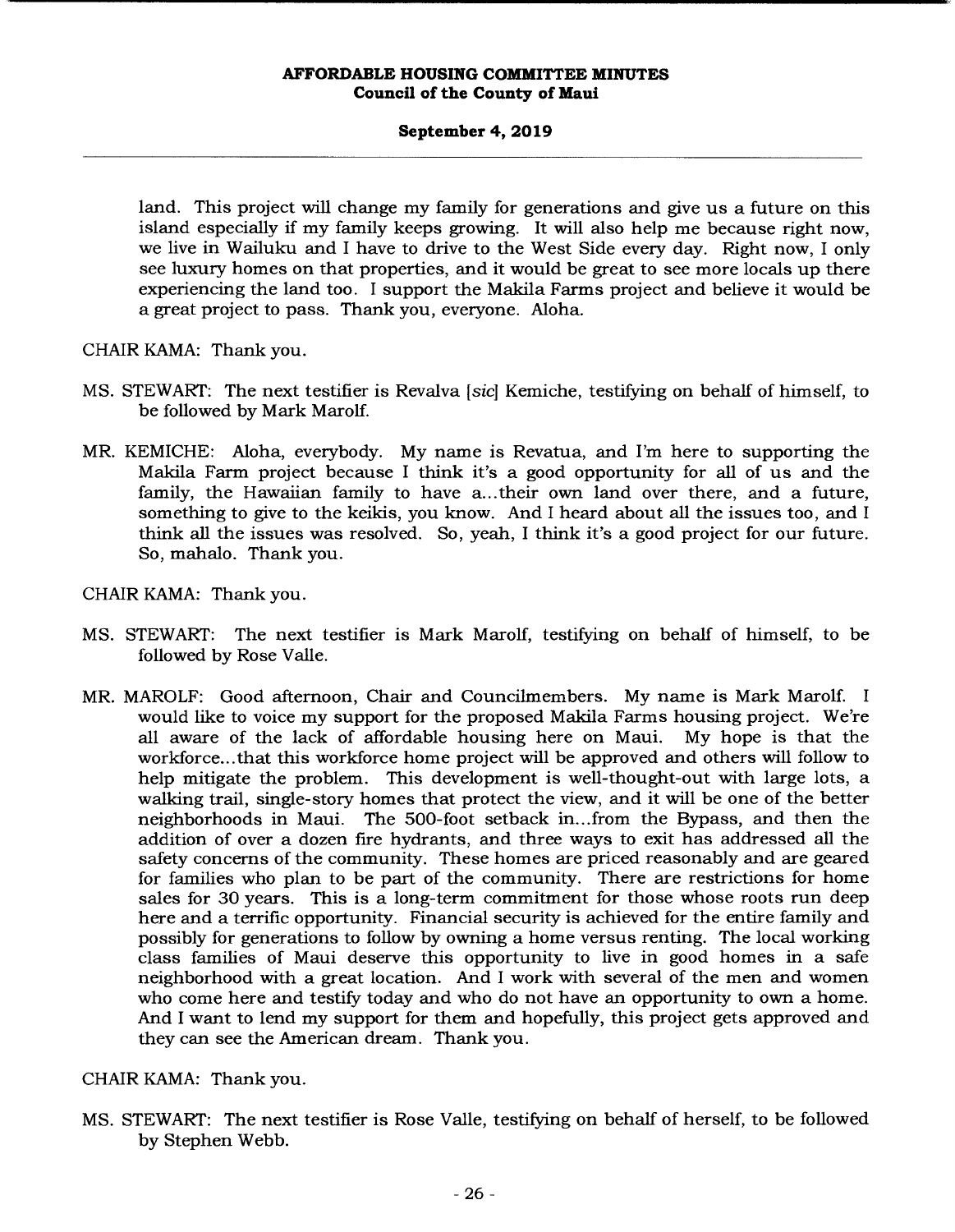land. This project will change my family for generations and give us a future on this island especially if my family keeps growing. It will also help me because right now, we live in Wailuku and I have to drive to the West Side every day. Right now, I only see luxury homes on that properties, and it would be great to see more locals up there experiencing the land too. I support the Makila Farms project and believe it would be a great project to pass. Thank you, everyone. Aloha.

CHAIR KAMA: Thank you.

MS. STEWART: The next testifier is Revalva [*sic*] Kemiche, testifying on behalf of himself, to be followed by Mark Marolf.

MR. KEMICHE: Aloha, everybody. My name is Revatua, and I'm here to supporting the Makila Farm project because I think it's a good opportunity for all of us and the family, the Hawaiian family to have a...their own land over there, and a future, something to give to the keikis, you know. And I heard about all the issues too, and I think all the issues was resolved. So, yeah, I think it's a good project for our future. So, mahalo. Thank you.

CHAIR KAMA: Thank you.

MS. STEWART: The next testifier is Mark Marolf, testifying on behalf of himself, to be followed by Rose Valle.

MR. MAROLF: Good afternoon, Chair and Councilmembers. My name is Mark Marolf. I would like to voice my support for the proposed Makila Farms housing project. We're all aware of the lack of affordable housing here on Maui. My hope is that the workforce...that this workforce home project will be approved and others will follow to help mitigate the problem. This development is well-thought-out with large lots, a walking trail, single-story homes that protect the view, and it will be one of the better neighborhoods in Maui. The 500-foot setback in...from the Bypass, and then the addition of over a dozen fire hydrants, and three ways to exit has addressed all the safety concerns of the community. These homes are priced reasonably and are geared for families who plan to be part of the community. There are restrictions for home sales for 30 years. This is a long-term commitment for those whose roots run deep here and a terrific opportunity. Financial security is achieved for the entire family and possibly for generations to follow by owning a home versus renting. The local working class families of Maui deserve this opportunity to live in good homes in a safe neighborhood with a great location. And I work with several of the men and women who come here and testify today and who do not have an opportunity to own a home. And I want to lend my support for them and hopefully, this project gets approved and they can see the American dream. Thank you.

CHAIR KAMA: Thank you.

MS. STEWART: The next testifier is Rose Valle, testifying on behalf of herself, to be followed by Stephen Webb.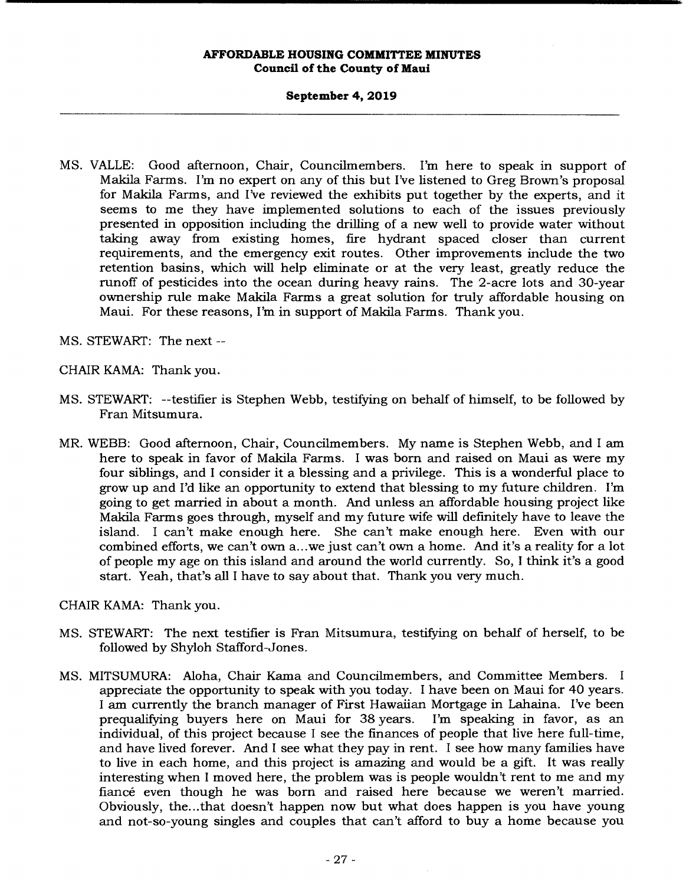MS. VALLE: Good afternoon, Chair, Councilmembers. I'm here to speak in support of Makila Farms. I'm no expert on any of this but I've listened to Greg Brown's proposal for Makila Farms, and I've reviewed the exhibits put together by the experts, and it seems to me they have implemented solutions to each of the issues previously presented in opposition including the drilling of a new well to provide water without taking away from existing homes, fire hydrant spaced closer than current requirements, and the emergency exit routes. Other improvements include the two retention basins, which will help eliminate or at the very least, greatly reduce the runoff of pesticides into the ocean during heavy rains. The 2-acre lots and 30-year ownership rule make Makila Farms a great solution for truly affordable housing on Maui. For these reasons, I'm in support of Makila Farms. Thank you.

MS. STEWART: The next --

CHAIR KAMA: Thank you.

MS. STEWART: --testifier is Stephen Webb, testifying on behalf of himself, to be followed by Fran Mitsumura.

MR. WEBB: Good afternoon, Chair, Councilmembers. My name is Stephen Webb, and I am here to speak in favor of Makila Farms. I was born and raised on Maui as were my four siblings, and I consider it a blessing and a privilege. This is a wonderful place to grow up and I'd like an opportunity to extend that blessing to my future children. I'm going to get married in about a month. And unless an affordable housing project like Makila Farms goes through, myself and my future wife will definitely have to leave the island. I can't make enough here. She can't make enough here. Even with our combined efforts, we can't own a...we just can't own a home. And it's a reality for a lot of people my age on this island and around the world currently. So, I think it's a good start. Yeah, that's all I have to say about that. Thank you very much.

CHAIR KAMA: Thank you.

MS. STEWART: The next testifier is Fran Mitsumura, testifying on behalf of herself, to be followed by Shyloh Stafford-Jones.

MS. MITSUMURA: Aloha, Chair Kama and Councilmembers, and Committee Members. I appreciate the opportunity to speak with you today. I have been on Maui for 40 years. I am currently the branch manager of First Hawaiian Mortgage in Lahaina. I've been prequalifying buyers here on Maui for 38 years. I'm speaking in favor, as an individual, of this project because I see the finances of people that live here full-time, and have lived forever. And I see what they pay in rent. I see how many families have to live in each home, and this project is amazing and would be a gift. It was really interesting when I moved here, the problem was is people wouldn't rent to me and my fiancé even though he was born and raised here because we weren't married. Obviously, the...that doesn't happen now but what does happen is you have young and not-so-young singles and couples that can't afford to buy a home because you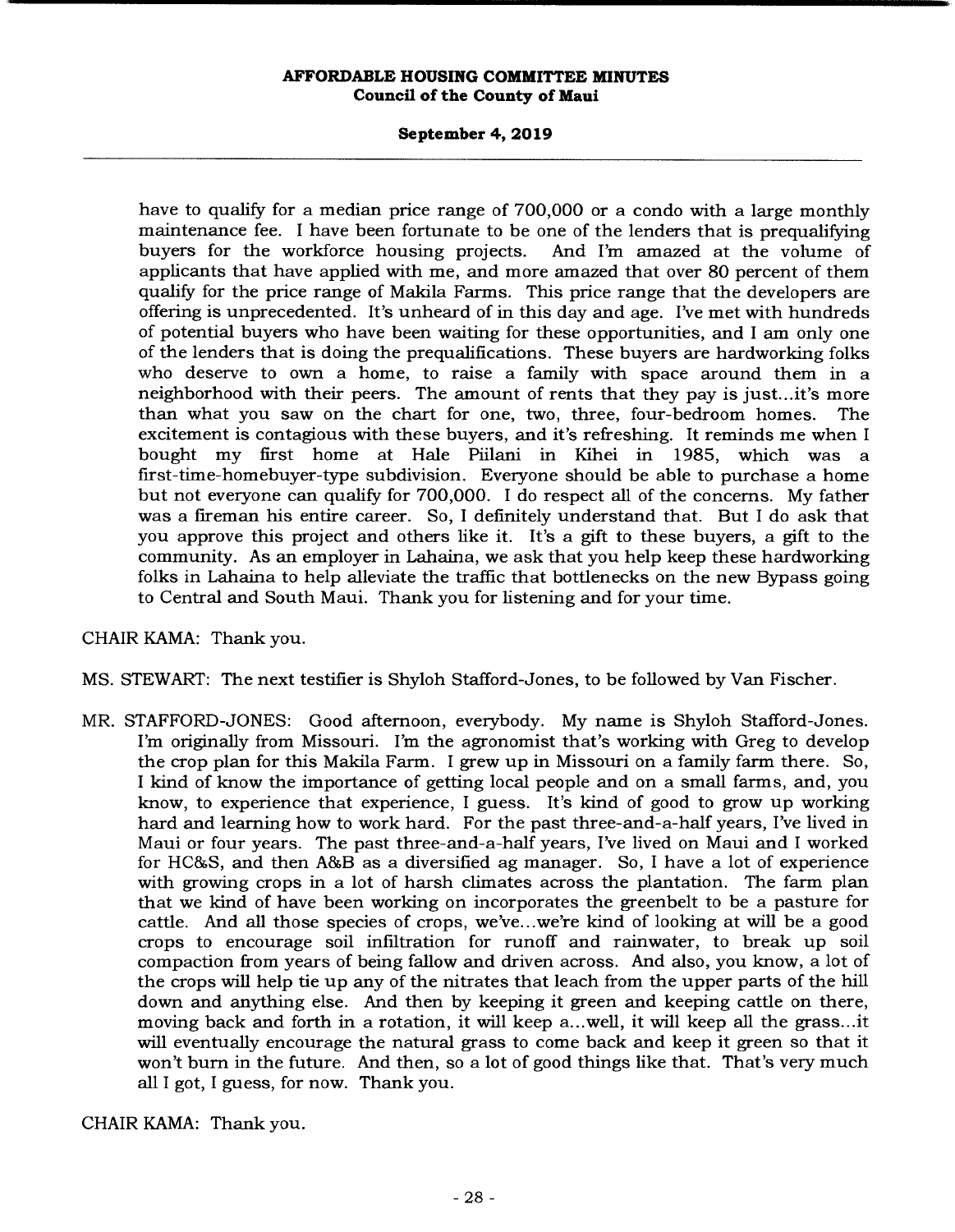have to qualify for a median price range of 700,000 or a condo with a large monthly maintenance fee. I have been fortunate to be one of the lenders that is prequalifying buyers for the workforce housing projects. And I'm amazed at the volume of applicants that have applied with me, and more amazed that over 80 percent of them qualify for the price range of Makila Farms. This price range that the developers are offering is unprecedented. It's unheard of in this day and age. I've met with hundreds of potential buyers who have been waiting for these opportunities, and I am only one of the lenders that is doing the prequalifications. These buyers are hardworking folks who deserve to own a home, to raise a family with space around them in a neighborhood with their peers. The amount of rents that they pay is just...it's more than what you saw on the chart for one, two, three, four-bedroom homes. The excitement is contagious with these buyers, and it's refreshing. It reminds me when I bought my first home at Hale Piilani in Kihei in 1985, which was a first-time-homebuyer-type subdivision. Everyone should be able to purchase a home but not everyone can qualify for 700,000. I do respect all of the concerns. My father was a fireman his entire career. So, I definitely understand that. But I do ask that you approve this project and others like it. It's a gift to these buyers, a gift to the community. As an employer in Lahaina, we ask that you help keep these hardworking folks in Lahaina to help alleviate the traffic that bottlenecks on the new Bypass going to Central and South Maui. Thank you for listening and for your time.

CHAIR KAMA: Thank you.

MS. STEWART: The next testifier is Shyloh Stafford-Jones, to be followed by Van Fischer.

MR. STAFFORD-JONES: Good afternoon, everybody. My name is Shyloh Stafford-Jones. I'm originally from Missouri. I'm the agronomist that's working with Greg to develop the crop plan for this Makila Farm. I grew up in Missouri on a family farm there. So, I kind of know the importance of getting local people and on a small farms, and, you know, to experience that experience, I guess. It's kind of good to grow up working hard and learning how to work hard. For the past three-and-a-half years, I've lived in Maui or four years. The past three-and-a-half years, I've lived on Maui and I worked for HC&S, and then A&B as a diversified ag manager. So, I have a lot of experience with growing crops in a lot of harsh climates across the plantation. The farm plan that we kind of have been working on incorporates the greenbelt to be a pasture for cattle. And all those species of crops, we've...we're kind of looking at will be a good crops to encourage soil infiltration for runoff and rainwater, to break up soil compaction from years of being fallow and driven across. And also, you know, a lot of the crops will help tie up any of the nitrates that leach from the upper parts of the hill down and anything else. And then by keeping it green and keeping cattle on there, moving back and forth in a rotation, it will keep a...well, it will keep all the grass...it will eventually encourage the natural grass to come back and keep it green so that it won't burn in the future. And then, so a lot of good things like that. That's very much all I got, I guess, for now. Thank you.

CHAIR KAMA: Thank you.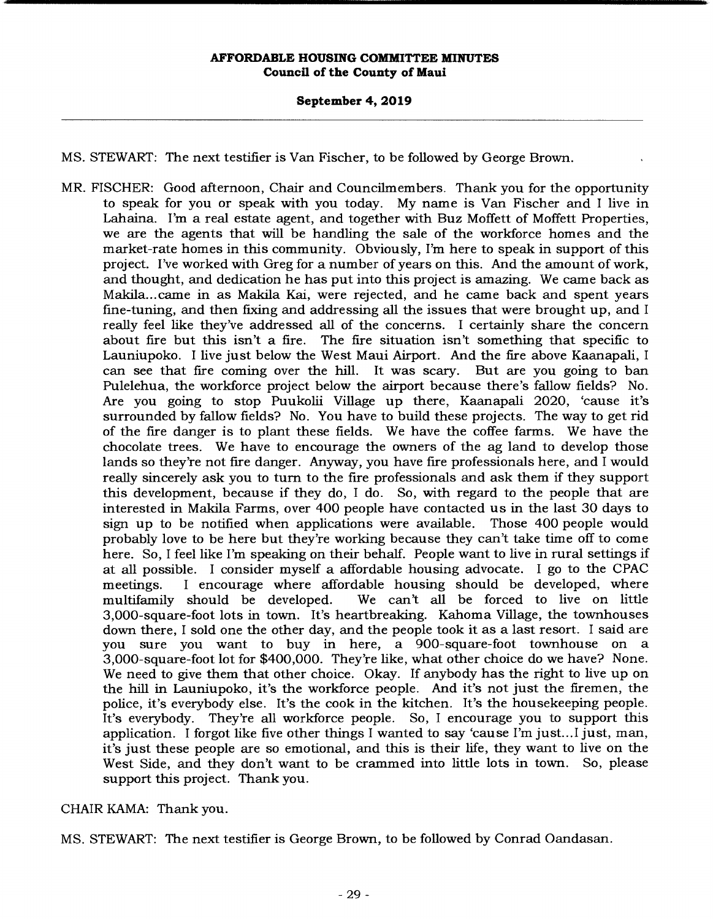MS. STEWART: The next testifier is Van Fischer, to be followed by George Brown.

MR. FISCHER: Good afternoon, Chair and Councilmembers. Thank you for the opportunity to speak for you or speak with you today. My name is Van Fischer and I live in Lahaina. I'm a real estate agent, and together with Buz Moffett of Moffett Properties, we are the agents that will be handling the sale of the workforce homes and the market-rate homes in this community. Obviously, I'm here to speak in support of this project. I've worked with Greg for a number of years on this. And the amount of work, and thought, and dedication he has put into this project is amazing. We came back as Makila...came in as Makila Kai, were rejected, and he came back and spent years fine-tuning, and then fixing and addressing all the issues that were brought up, and I really feel like they've addressed all of the concerns. I certainly share the concern about fire but this isn't a fire. The fire situation isn't something that specific to Launiupoko. I live just below the West Maui Airport. And the fire above Kaanapali, I can see that fire coming over the hill. It was scary. But are you going to ban Pulelehua, the workforce project below the airport because there's fallow fields? No. Are you going to stop Puukolii Village up there, Kaanapali 2020, 'cause it's surrounded by fallow fields? No. You have to build these projects. The way to get rid of the fire danger is to plant these fields. We have the coffee farms. We have the chocolate trees. We have to encourage the owners of the ag land to develop those lands so they're not fire danger. Anyway, you have fire professionals here, and I would really sincerely ask you to turn to the fire professionals and ask them if they support this development, because if they do, I do. So, with regard to the people that are interested in Makila Farms, over 400 people have contacted us in the last 30 days to sign up to be notified when applications were available. Those 400 people would probably love to be here but they're working because they can't take time off to come here. So, I feel like I'm speaking on their behalf. People want to live in rural settings if at all possible. I consider myself a affordable housing advocate. I go to the CPAC meetings. I encourage where affordable housing should be developed, where multifamily should be developed. We can't all be forced to live on little 3,000-square-foot lots in town. It's heartbreaking. Kahoma Village, the townhouses down there, I sold one the other day, and the people took it as a last resort. I said are you sure you want to buy in here, a 900-square-foot townhouse on a 3,000-square-foot lot for $400,000. They're like, what other choice do we have? None. We need to give them that other choice. Okay. If anybody has the right to live up on the hill in Launiupoko, it's the workforce people. And it's not just the firemen, the police, it's everybody else. It's the cook in the kitchen. It's the housekeeping people. It's everybody. They're all workforce people. So, I encourage you to support this application. I forgot like five other things I wanted to say 'cause I'm just...I just, man, it's just these people are so emotional, and this is their life, they want to live on the West Side, and they don't want to be crammed into little lots in town. So, please support this project. Thank you.

CHAIR KAMA: Thank you.

MS. STEWART: The next testifier is George Brown, to be followed by Conrad Oandasan.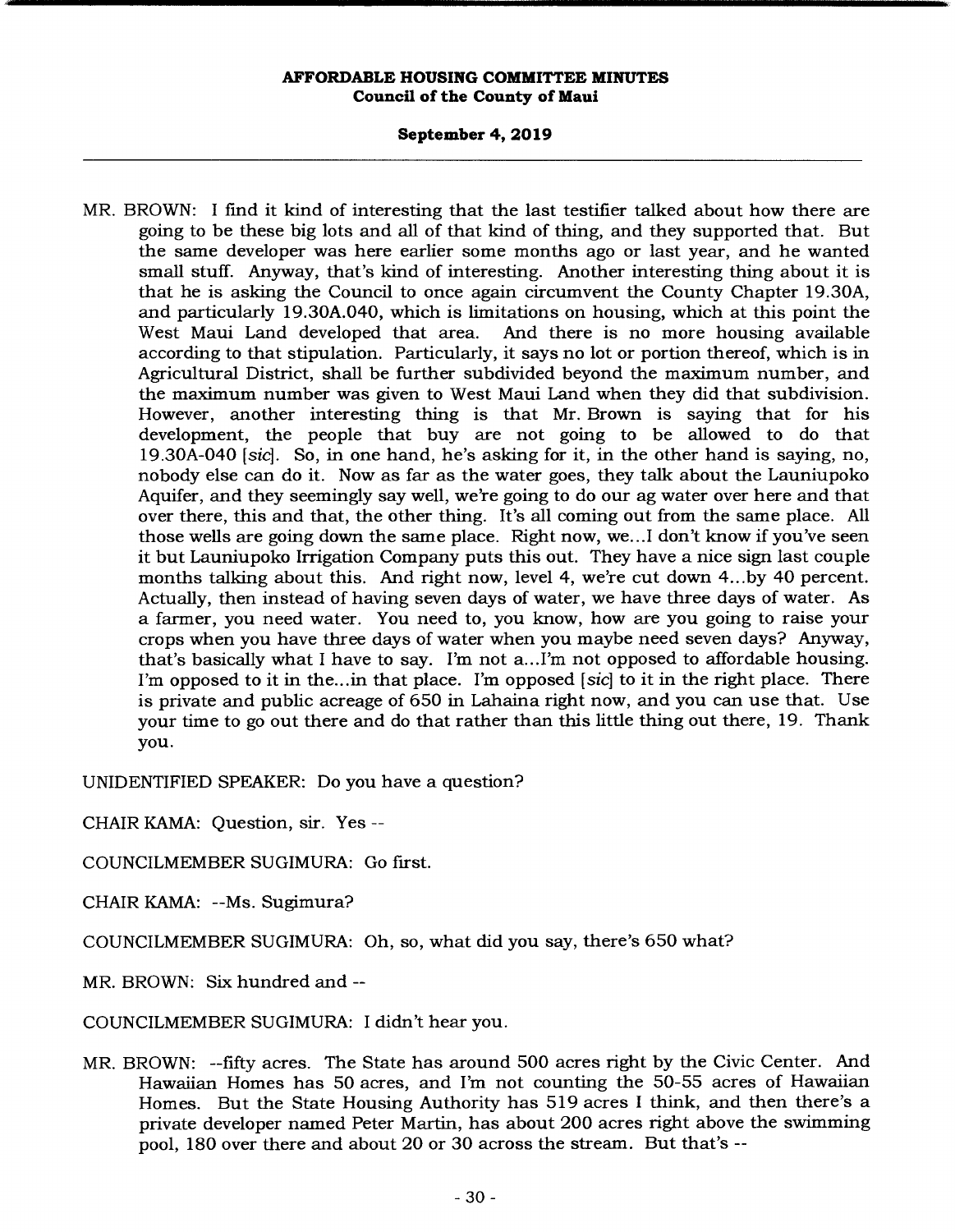MR. BROWN: I find it kind of interesting that the last testifier talked about how there are going to be these big lots and all of that kind of thing, and they supported that. But the same developer was here earlier some months ago or last year, and he wanted small stuff. Anyway, that's kind of interesting. Another interesting thing about it is that he is asking the Council to once again circumvent the County Chapter 19.30A, and particularly 19.30A.040, which is limitations on housing, which at this point the West Maui Land developed that area. And there is no more housing available according to that stipulation. Particularly, it says no lot or portion thereof, which is in Agricultural District, shall be further subdivided beyond the maximum number, and the maximum number was given to West Maui Land when they did that subdivision. However, another interesting thing is that Mr. Brown is saying that for his development, the people that buy are not going to be allowed to do that 19.30A-040 [*sic*]. So, in one hand, he's asking for it, in the other hand is saying, no, nobody else can do it. Now as far as the water goes, they talk about the Launiupoko Aquifer, and they seemingly say well, we're going to do our ag water over here and that over there, this and that, the other thing. It's all coming out from the same place. All those wells are going down the same place. Right now, we...I don't know if you've seen it but Launiupoko Irrigation Company puts this out. They have a nice sign last couple months talking about this. And right now, level 4, we're cut down 4...by 40 percent. Actually, then instead of having seven days of water, we have three days of water. As a farmer, you need water. You need to, you know, how are you going to raise your crops when you have three days of water when you maybe need seven days? Anyway, that's basically what I have to say. I'm not a...I'm not opposed to affordable housing. I'm opposed to it in the...in that place. I'm opposed [*sic*] to it in the right place. There is private and public acreage of 650 in Lahaina right now, and you can use that. Use your time to go out there and do that rather than this little thing out there, 19. Thank you.

UNIDENTIFIED SPEAKER: Do you have a question?

CHAIR KAMA: Question, sir. Yes --

COUNCILMEMBER SUGIMURA: Go first.

CHAIR KAMA: --Ms. Sugimura?

COUNCILMEMBER SUGIMURA: Oh, so, what did you say, there's 650 what?

MR. BROWN: Six hundred and --

COUNCILMEMBER SUGIMURA: I didn't hear you.

MR. BROWN: --fifty acres. The State has around 500 acres right by the Civic Center. And Hawaiian Homes has 50 acres, and I'm not counting the 50-55 acres of Hawaiian Homes. But the State Housing Authority has 519 acres I think, and then there's a private developer named Peter Martin, has about 200 acres right above the swimming pool, 180 over there and about 20 or 30 across the stream. But that's --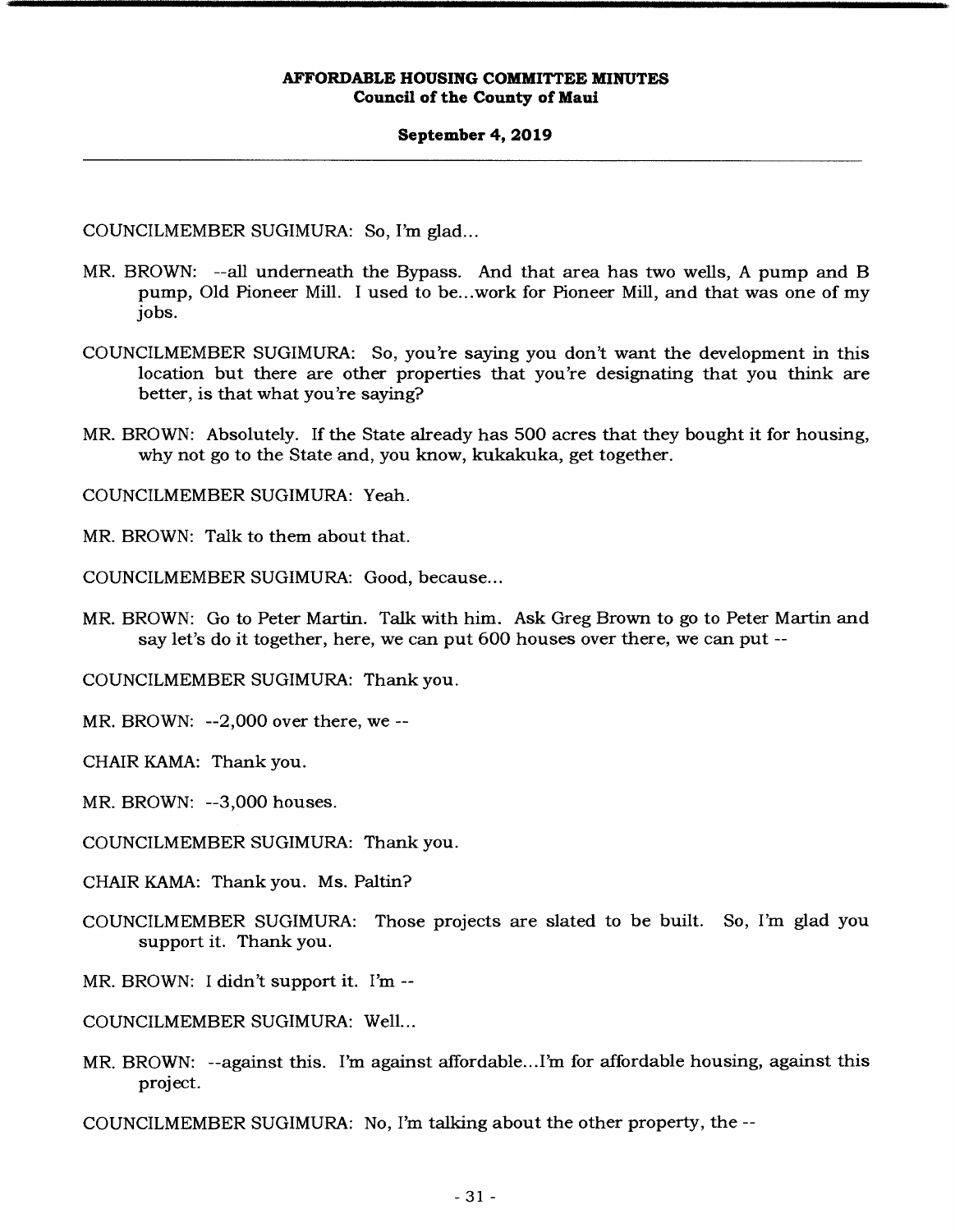COUNCILMEMBER SUGIMURA: So, I'm glad...

MR. BROWN: --all underneath the Bypass. And that area has two wells, A pump and B pump, Old Pioneer Mill. I used to be...work for Pioneer Mill, and that was one of my jobs.

COUNCILMEMBER SUGIMURA: So, you're saying you don't want the development in this location but there are other properties that you're designating that you think are better, is that what you're saying?

MR. BROWN: Absolutely. If the State already has 500 acres that they bought it for housing, why not go to the State and, you know, kukakuka, get together.

COUNCILMEMBER SUGIMURA: Yeah.

MR. BROWN: Talk to them about that.

COUNCILMEMBER SUGIMURA: Good, because...

MR. BROWN: Go to Peter Martin. Talk with him. Ask Greg Brown to go to Peter Martin and say let's do it together, here, we can put 600 houses over there, we can put --

COUNCILMEMBER SUGIMURA: Thank you.

MR. BROWN: --2,000 over there, we --

CHAIR KAMA: Thank you.

MR. BROWN: --3,000 houses.

COUNCILMEMBER SUGIMURA: Thank you.

CHAIR KAMA: Thank you. Ms. Paltin?

COUNCILMEMBER SUGIMURA: Those projects are slated to be built. So, I'm glad you support it. Thank you.

MR. BROWN: I didn't support it. I'm --

COUNCILMEMBER SUGIMURA: Well...

MR. BROWN: --against this. I'm against affordable...I'm for affordable housing, against this project.

COUNCILMEMBER SUGIMURA: No, I'm talking about the other property, the --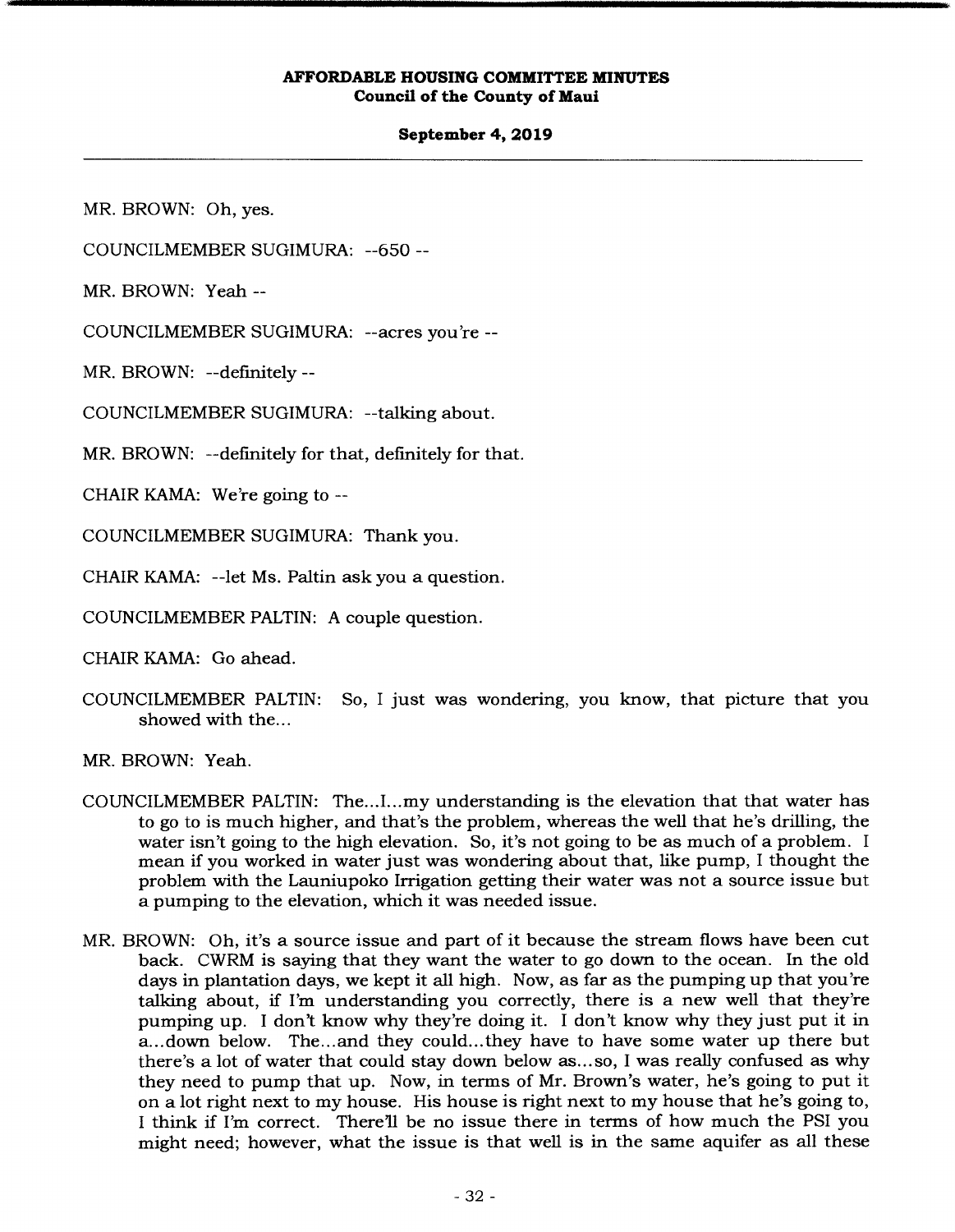MR. BROWN: Oh, yes.

COUNCILMEMBER SUGIMURA: --650 --

MR. BROWN: Yeah --

COUNCILMEMBER SUGIMURA: --acres you're --

MR. BROWN: --definitely --

COUNCILMEMBER SUGIMURA: --talking about.

MR. BROWN: --definitely for that, definitely for that.

CHAIR KAMA: We're going to --

COUNCILMEMBER SUGIMURA: Thank you.

CHAIR KAMA: --let Ms. Paltin ask you a question.

COUNCILMEMBER PALTIN: A couple question.

CHAIR KAMA: Go ahead.

COUNCILMEMBER PALTIN: So, I just was wondering, you know, that picture that you showed with the...

MR. BROWN: Yeah.

COUNCILMEMBER PALTIN: The...I...my understanding is the elevation that that water has to go to is much higher, and that's the problem, whereas the well that he's drilling, the water isn't going to the high elevation. So, it's not going to be as much of a problem. I mean if you worked in water just was wondering about that, like pump, I thought the problem with the Launiupoko Irrigation getting their water was not a source issue but a pumping to the elevation, which it was needed issue.

MR. BROWN: Oh, it's a source issue and part of it because the stream flows have been cut back. CWRM is saying that they want the water to go down to the ocean. In the old days in plantation days, we kept it all high. Now, as far as the pumping up that you're talking about, if I'm understanding you correctly, there is a new well that they're pumping up. I don't know why they're doing it. I don't know why they just put it in a...down below. The...and they could...they have to have some water up there but there's a lot of water that could stay down below as...so, I was really confused as why they need to pump that up. Now, in terms of Mr. Brown's water, he's going to put it on a lot right next to my house. His house is right next to my house that he's going to, I think if I'm correct. There'll be no issue there in terms of how much the PSI you might need; however, what the issue is that well is in the same aquifer as all these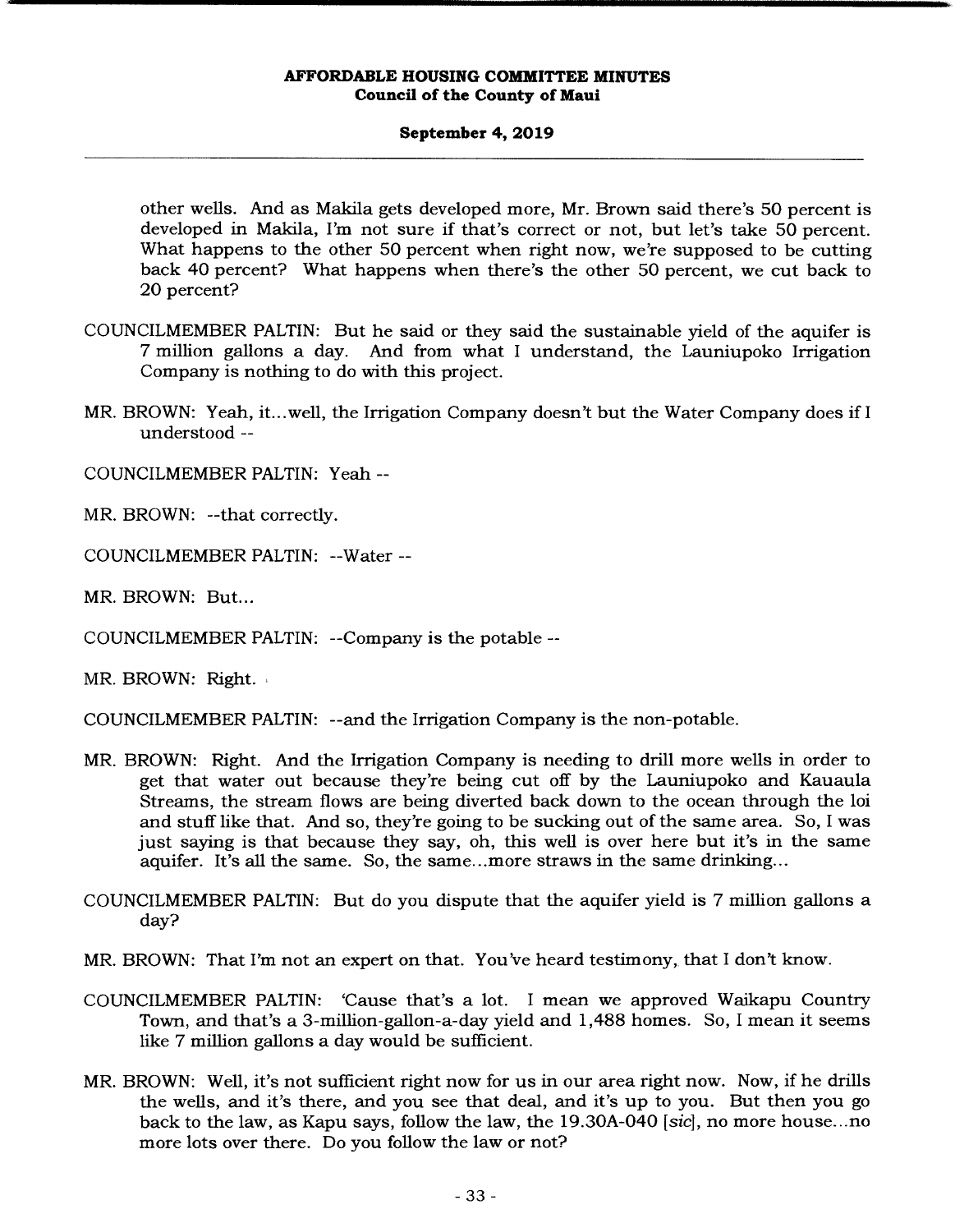other wells. And as Makila gets developed more, Mr. Brown said there's 50 percent is developed in Makila, I'm not sure if that's correct or not, but let's take 50 percent. What happens to the other 50 percent when right now, we're supposed to be cutting back 40 percent? What happens when there's the other 50 percent, we cut back to 20 percent?

COUNCILMEMBER PALTIN: But he said or they said the sustainable yield of the aquifer is 7 million gallons a day. And from what I understand, the Launiupoko Irrigation Company is nothing to do with this project.

MR. BROWN: Yeah, it...well, the Irrigation Company doesn't but the Water Company does if I understood --

COUNCILMEMBER PALTIN: Yeah --

MR. BROWN: --that correctly.

COUNCILMEMBER PALTIN: --Water --

MR. BROWN: But...

COUNCILMEMBER PALTIN: --Company is the potable --

MR. BROWN: Right.

COUNCILMEMBER PALTIN: --and the Irrigation Company is the non-potable.

MR. BROWN: Right. And the Irrigation Company is needing to drill more wells in order to get that water out because they're being cut off by the Launiupoko and Kauaula Streams, the stream flows are being diverted back down to the ocean through the loi and stuff like that. And so, they're going to be sucking out of the same area. So, I was just saying is that because they say, oh, this well is over here but it's in the same aquifer. It's all the same. So, the same...more straws in the same drinking...

COUNCILMEMBER PALTIN: But do you dispute that the aquifer yield is 7 million gallons a day?

MR. BROWN: That I'm not an expert on that. You've heard testimony, that I don't know.

COUNCILMEMBER PALTIN: 'Cause that's a lot. I mean we approved Waikapu Country Town, and that's a 3-million-gallon-a-day yield and 1,488 homes. So, I mean it seems like 7 million gallons a day would be sufficient.

MR. BROWN: Well, it's not sufficient right now for us in our area right now. Now, if he drills the wells, and it's there, and you see that deal, and it's up to you. But then you go back to the law, as Kapu says, follow the law, the 19.30A-040 [*sic*], no more house...no more lots over there. Do you follow the law or not?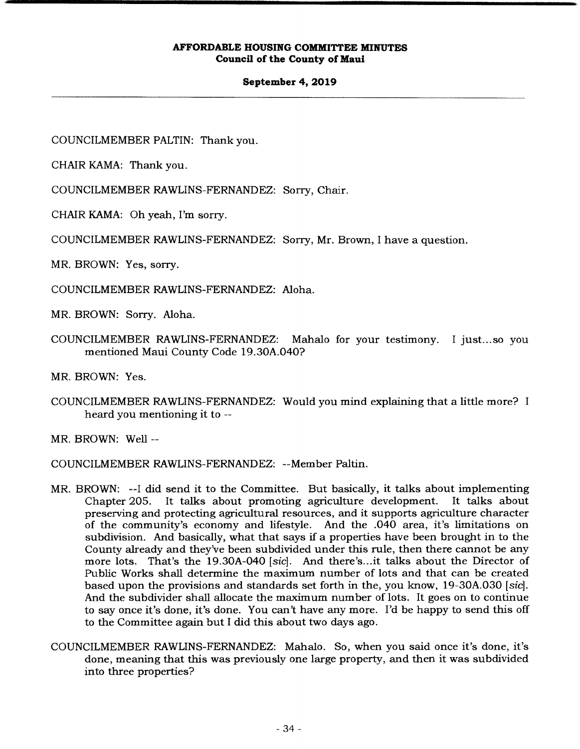COUNCILMEMBER PALTIN: Thank you.

CHAIR KAMA: Thank you.

COUNCILMEMBER RAWLINS-FERNANDEZ: Sorry, Chair.

CHAIR KAMA: Oh yeah, I'm sorry.

COUNCILMEMBER RAWLINS-FERNANDEZ: Sorry, Mr. Brown, I have a question.

MR. BROWN: Yes, sorry.

COUNCILMEMBER RAWLINS-FERNANDEZ: Aloha.

MR. BROWN: Sorry. Aloha.

COUNCILMEMBER RAWLINS-FERNANDEZ: Mahalo for your testimony. I just...so you mentioned Maui County Code 19.30A.040?

MR. BROWN: Yes.

COUNCILMEMBER RAWLINS-FERNANDEZ: Would you mind explaining that a little more? I heard you mentioning it to --

MR. BROWN: Well --

COUNCILMEMBER RAWLINS-FERNANDEZ: --Member Paltin.

MR. BROWN: --I did send it to the Committee. But basically, it talks about implementing Chapter 205. It talks about promoting agriculture development. It talks about preserving and protecting agricultural resources, and it supports agriculture character of the community's economy and lifestyle. And the .040 area, it's limitations on subdivision. And basically, what that says if a properties have been brought in to the County already and they've been subdivided under this rule, then there cannot be any more lots. That's the 19.30A-040 [*sic*]. And there's...it talks about the Director of Public Works shall determine the maximum number of lots and that can be created based upon the provisions and standards set forth in the, you know, 19-30A.030 [*sic*]. And the subdivider shall allocate the maximum number of lots. It goes on to continue to say once it's done, it's done. You can't have any more. I'd be happy to send this off to the Committee again but I did this about two days ago.

COUNCILMEMBER RAWLINS-FERNANDEZ: Mahalo. So, when you said once it's done, it's done, meaning that this was previously one large property, and then it was subdivided into three properties?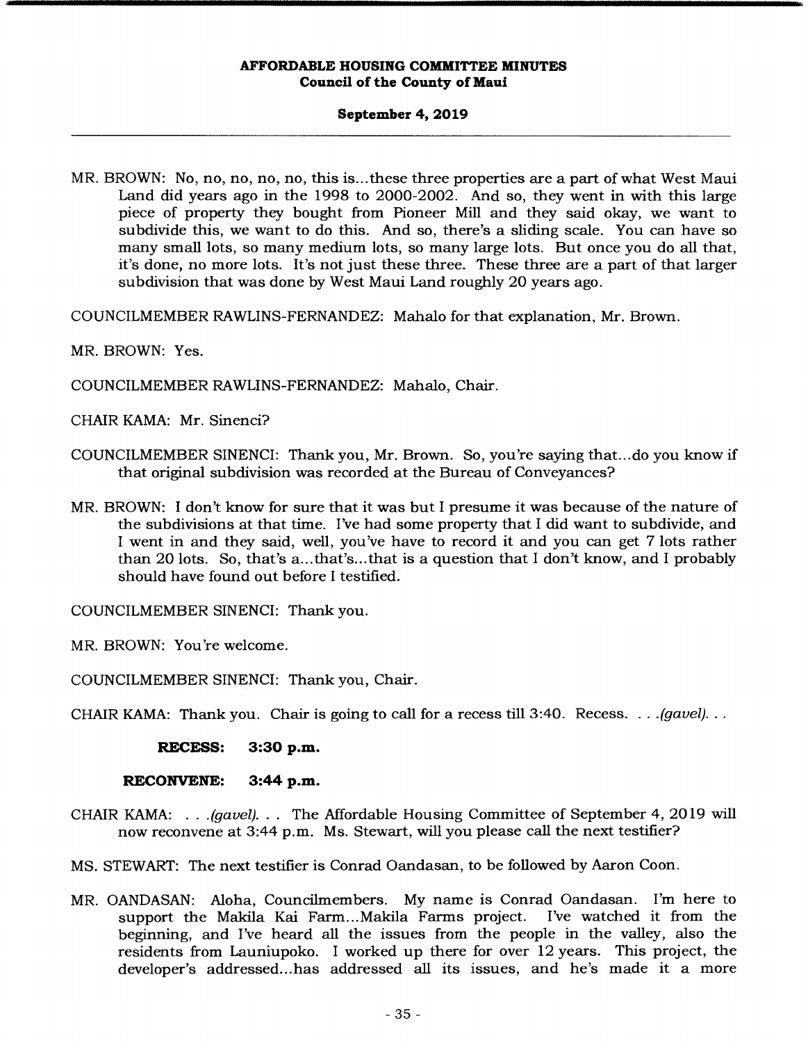MR. BROWN: No, no, no, no, no, this is...these three properties are a part of what West Maui Land did years ago in the 1998 to 2000-2002. And so, they went in with this large piece of property they bought from Pioneer Mill and they said okay, we want to subdivide this, we want to do this. And so, there's a sliding scale. You can have so many small lots, so many medium lots, so many large lots. But once you do all that, it's done, no more lots. It's not just these three. These three are a part of that larger subdivision that was done by West Maui Land roughly 20 years ago.

COUNCILMEMBER RAWLINS-FERNANDEZ: Mahalo for that explanation, Mr. Brown.

MR. BROWN: Yes.

COUNCILMEMBER RAWLINS-FERNANDEZ: Mahalo, Chair.

CHAIR KAMA: Mr. Sinenci?

COUNCILMEMBER SINENCI: Thank you, Mr. Brown. So, you're saying that...do you know if that original subdivision was recorded at the Bureau of Conveyances?

MR. BROWN: I don't know for sure that it was but I presume it was because of the nature of the subdivisions at that time. I've had some property that I did want to subdivide, and I went in and they said, well, you've have to record it and you can get 7 lots rather than 20 lots. So, that's a...that's...that is a question that I don't know, and I probably should have found out before I testified.

COUNCILMEMBER SINENCI: Thank you.

MR. BROWN: You're welcome.

COUNCILMEMBER SINENCI: Thank you, Chair.

CHAIR KAMA: Thank you. Chair is going to call for a recess till 3:40. Recess. . . .*(gavel)*. . .

**RECESS: 3:30 p.m.**

**RECONVENE: 3:44 p.m.**

CHAIR KAMA: . . .*(gavel)*. . . The Affordable Housing Committee of September 4, 2019 will now reconvene at 3:44 p.m. Ms. Stewart, will you please call the next testifier?

MS. STEWART: The next testifier is Conrad Oandasan, to be followed by Aaron Coon.

MR. OANDASAN: Aloha, Councilmembers. My name is Conrad Oandasan. I'm here to support the Makila Kai Farm...Makila Farms project. I've watched it from the beginning, and I've heard all the issues from the people in the valley, also the residents from Launiupoko. I worked up there for over 12 years. This project, the developer's addressed...has addressed all its issues, and he's made it a more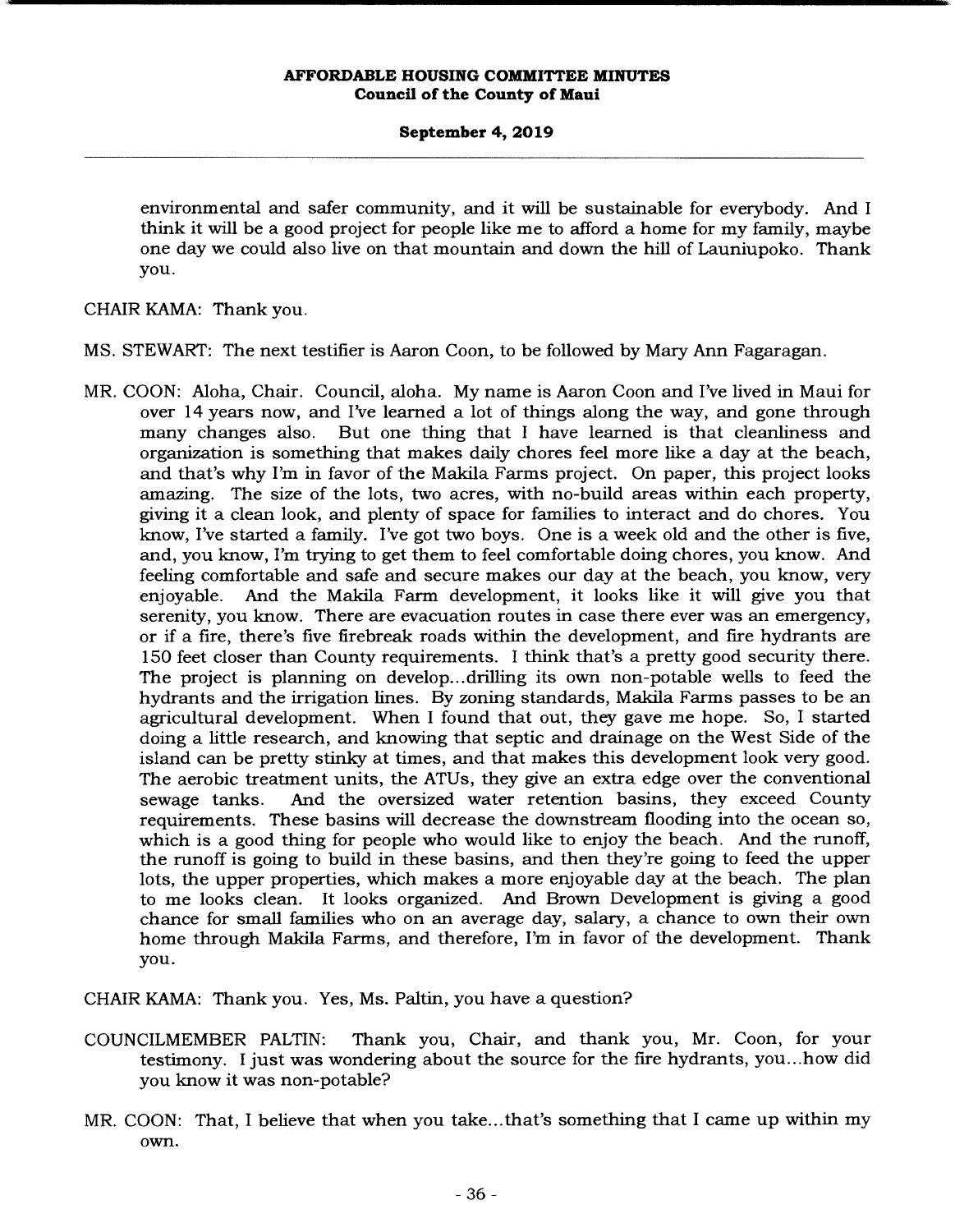environmental and safer community, and it will be sustainable for everybody. And I think it will be a good project for people like me to afford a home for my family, maybe one day we could also live on that mountain and down the hill of Launiupoko. Thank you.

CHAIR KAMA: Thank you.

MS. STEWART: The next testifier is Aaron Coon, to be followed by Mary Ann Fagaragan.

MR. COON: Aloha, Chair. Council, aloha. My name is Aaron Coon and I've lived in Maui for over 14 years now, and I've learned a lot of things along the way, and gone through many changes also. But one thing that I have learned is that cleanliness and organization is something that makes daily chores feel more like a day at the beach, and that's why I'm in favor of the Makila Farms project. On paper, this project looks amazing. The size of the lots, two acres, with no-build areas within each property, giving it a clean look, and plenty of space for families to interact and do chores. You know, I've started a family. I've got two boys. One is a week old and the other is five, and, you know, I'm trying to get them to feel comfortable doing chores, you know. And feeling comfortable and safe and secure makes our day at the beach, you know, very enjoyable. And the Makila Farm development, it looks like it will give you that serenity, you know. There are evacuation routes in case there ever was an emergency, or if a fire, there's five firebreak roads within the development, and fire hydrants are 150 feet closer than County requirements. I think that's a pretty good security there. The project is planning on develop...drilling its own non-potable wells to feed the hydrants and the irrigation lines. By zoning standards, Makila Farms passes to be an agricultural development. When I found that out, they gave me hope. So, I started doing a little research, and knowing that septic and drainage on the West Side of the island can be pretty stinky at times, and that makes this development look very good. The aerobic treatment units, the ATUs, they give an extra edge over the conventional sewage tanks. And the oversized water retention basins, they exceed County requirements. These basins will decrease the downstream flooding into the ocean so, which is a good thing for people who would like to enjoy the beach. And the runoff, the runoff is going to build in these basins, and then they're going to feed the upper lots, the upper properties, which makes a more enjoyable day at the beach. The plan to me looks clean. It looks organized. And Brown Development is giving a good chance for small families who on an average day, salary, a chance to own their own home through Makila Farms, and therefore, I'm in favor of the development. Thank you.

CHAIR KAMA: Thank you. Yes, Ms. Paltin, you have a question?

COUNCILMEMBER PALTIN: Thank you, Chair, and thank you, Mr. Coon, for your testimony. I just was wondering about the source for the fire hydrants, you...how did you know it was non-potable?

MR. COON: That, I believe that when you take...that's something that I came up within my own.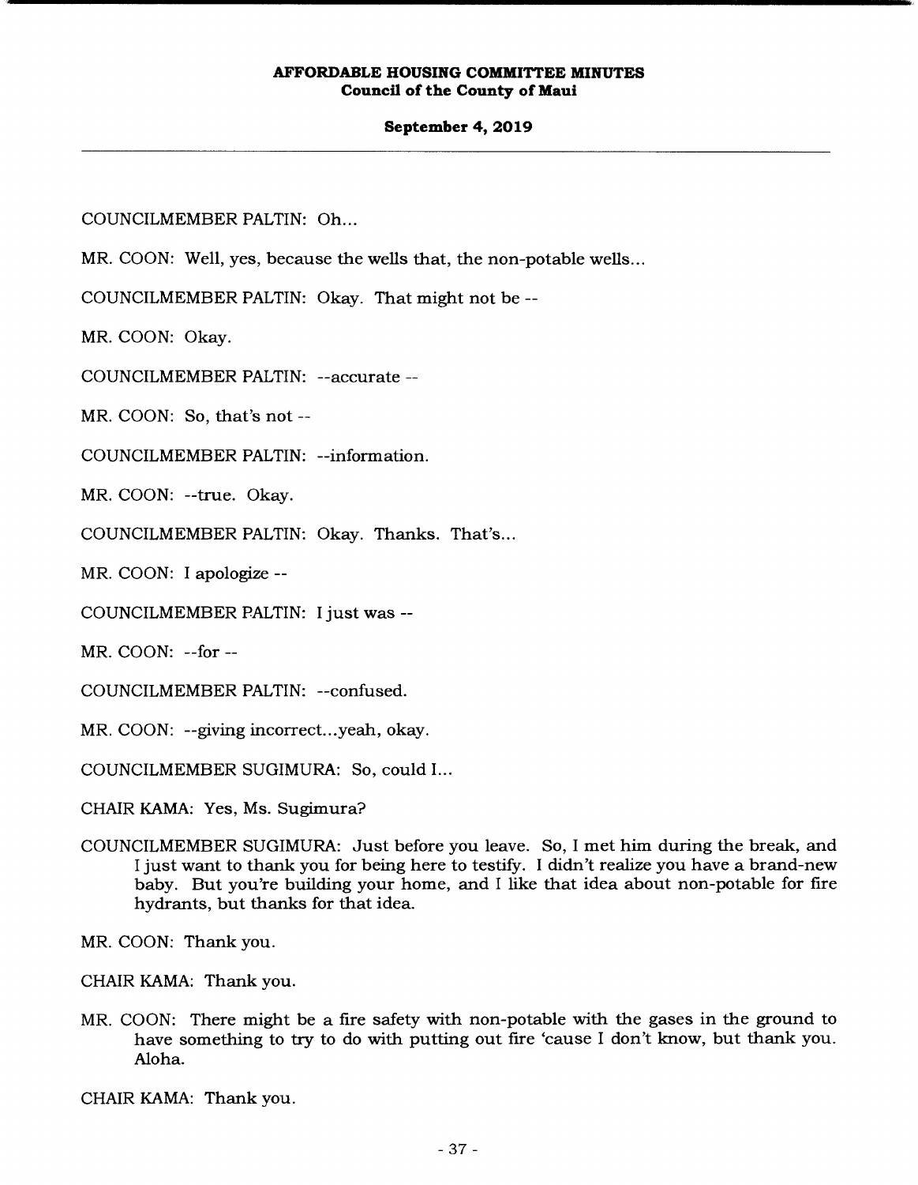COUNCILMEMBER PALTIN: Oh...

MR. COON: Well, yes, because the wells that, the non-potable wells...

COUNCILMEMBER PALTIN: Okay. That might not be --

MR. COON: Okay.

COUNCILMEMBER PALTIN: --accurate --

MR. COON: So, that's not --

COUNCILMEMBER PALTIN: --information.

MR. COON: --true. Okay.

COUNCILMEMBER PALTIN: Okay. Thanks. That's...

MR. COON: I apologize --

COUNCILMEMBER PALTIN: I just was --

MR. COON: --for --

COUNCILMEMBER PALTIN: --confused.

MR. COON: --giving incorrect...yeah, okay.

COUNCILMEMBER SUGIMURA: So, could I...

CHAIR KAMA: Yes, Ms. Sugimura?

COUNCILMEMBER SUGIMURA: Just before you leave. So, I met him during the break, and I just want to thank you for being here to testify. I didn't realize you have a brand-new baby. But you're building your home, and I like that idea about non-potable for fire hydrants, but thanks for that idea.

MR. COON: Thank you.

CHAIR KAMA: Thank you.

MR. COON: There might be a fire safety with non-potable with the gases in the ground to have something to try to do with putting out fire 'cause I don't know, but thank you. Aloha.

CHAIR KAMA: Thank you.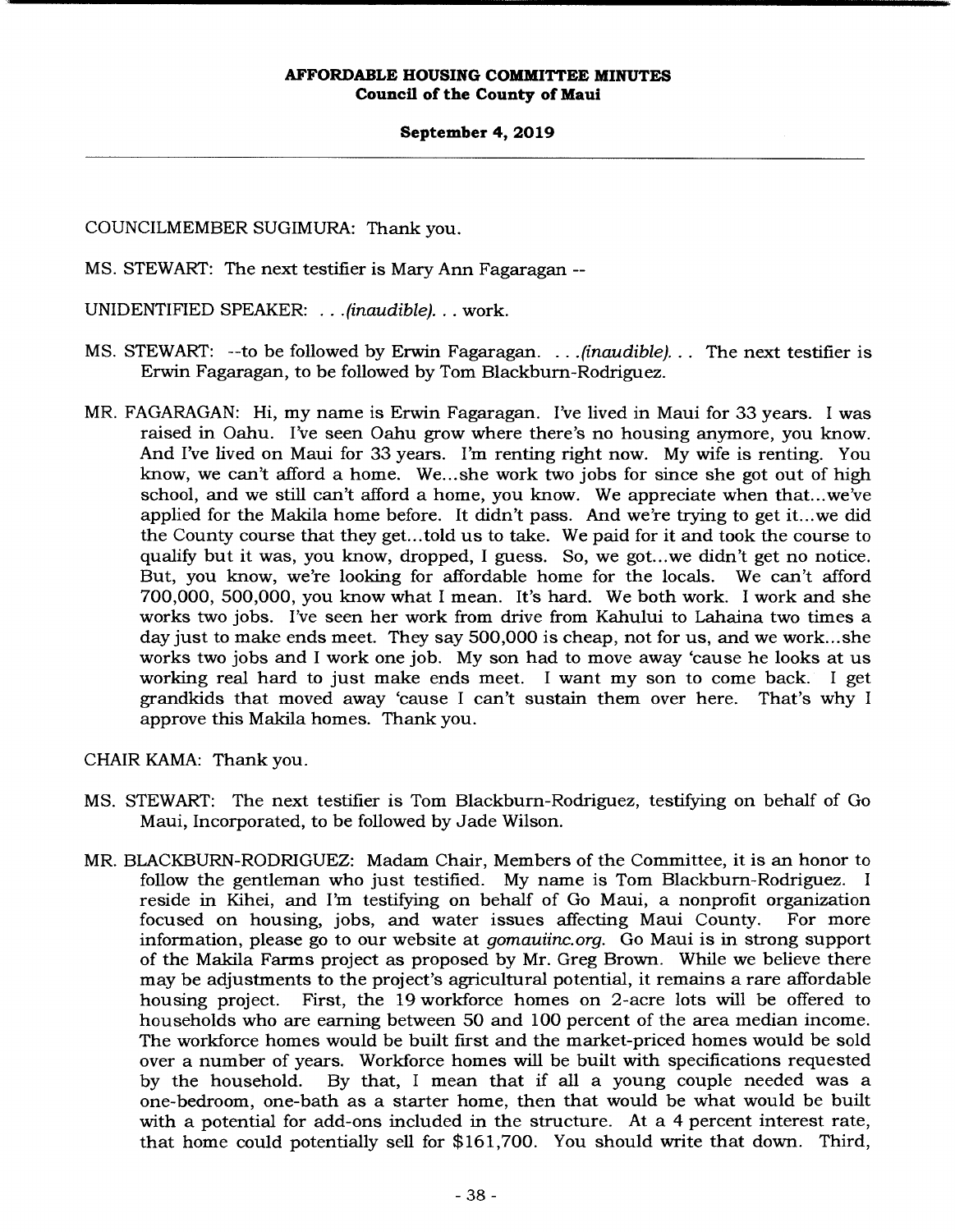COUNCILMEMBER SUGIMURA: Thank you.

MS. STEWART: The next testifier is Mary Ann Fagaragan --

UNIDENTIFIED SPEAKER: . . .*(inaudible)*. . . work.

MS. STEWART: --to be followed by Erwin Fagaragan. . . .*(inaudible)*. . . The next testifier is Erwin Fagaragan, to be followed by Tom Blackburn-Rodriguez.

MR. FAGARAGAN: Hi, my name is Erwin Fagaragan. I've lived in Maui for 33 years. I was raised in Oahu. I've seen Oahu grow where there's no housing anymore, you know. And I've lived on Maui for 33 years. I'm renting right now. My wife is renting. You know, we can't afford a home. We...she work two jobs for since she got out of high school, and we still can't afford a home, you know. We appreciate when that...we've applied for the Makila home before. It didn't pass. And we're trying to get it...we did the County course that they get...told us to take. We paid for it and took the course to qualify but it was, you know, dropped, I guess. So, we got...we didn't get no notice. But, you know, we're looking for affordable home for the locals. We can't afford 700,000, 500,000, you know what I mean. It's hard. We both work. I work and she works two jobs. I've seen her work from drive from Kahului to Lahaina two times a day just to make ends meet. They say 500,000 is cheap, not for us, and we work...she works two jobs and I work one job. My son had to move away 'cause he looks at us working real hard to just make ends meet. I want my son to come back. I get grandkids that moved away 'cause I can't sustain them over here. That's why I approve this Makila homes. Thank you.

CHAIR KAMA: Thank you.

MS. STEWART: The next testifier is Tom Blackburn-Rodriguez, testifying on behalf of Go Maui, Incorporated, to be followed by Jade Wilson.

MR. BLACKBURN-RODRIGUEZ: Madam Chair, Members of the Committee, it is an honor to follow the gentleman who just testified. My name is Tom Blackburn-Rodriguez. I reside in Kihei, and I'm testifying on behalf of Go Maui, a nonprofit organization focused on housing, jobs, and water issues affecting Maui County. For more information, please go to our website at *gomauiinc.org*. Go Maui is in strong support of the Makila Farms project as proposed by Mr. Greg Brown. While we believe there may be adjustments to the project's agricultural potential, it remains a rare affordable housing project. First, the 19 workforce homes on 2-acre lots will be offered to households who are earning between 50 and 100 percent of the area median income. The workforce homes would be built first and the market-priced homes would be sold over a number of years. Workforce homes will be built with specifications requested by the household. By that, I mean that if all a young couple needed was a one-bedroom, one-bath as a starter home, then that would be what would be built with a potential for add-ons included in the structure. At a 4 percent interest rate, that home could potentially sell for $161,700. You should write that down. Third,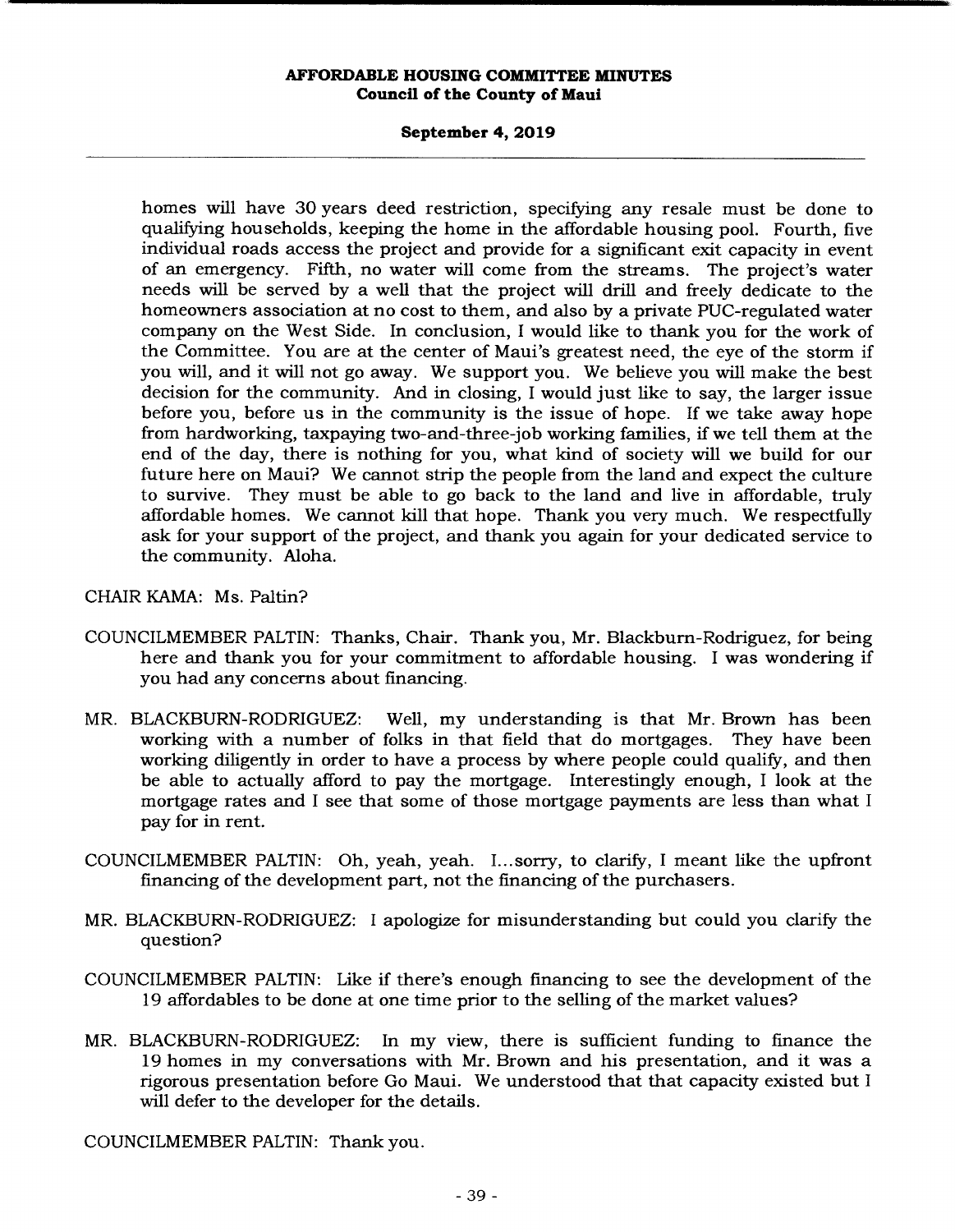homes will have 30 years deed restriction, specifying any resale must be done to qualifying households, keeping the home in the affordable housing pool. Fourth, five individual roads access the project and provide for a significant exit capacity in event of an emergency. Fifth, no water will come from the streams. The project's water needs will be served by a well that the project will drill and freely dedicate to the homeowners association at no cost to them, and also by a private PUC-regulated water company on the West Side. In conclusion, I would like to thank you for the work of the Committee. You are at the center of Maui's greatest need, the eye of the storm if you will, and it will not go away. We support you. We believe you will make the best decision for the community. And in closing, I would just like to say, the larger issue before you, before us in the community is the issue of hope. If we take away hope from hardworking, taxpaying two-and-three-job working families, if we tell them at the end of the day, there is nothing for you, what kind of society will we build for our future here on Maui? We cannot strip the people from the land and expect the culture to survive. They must be able to go back to the land and live in affordable, truly affordable homes. We cannot kill that hope. Thank you very much. We respectfully ask for your support of the project, and thank you again for your dedicated service to the community. Aloha.

CHAIR KAMA: Ms. Paltin?

COUNCILMEMBER PALTIN: Thanks, Chair. Thank you, Mr. Blackburn-Rodriguez, for being here and thank you for your commitment to affordable housing. I was wondering if you had any concerns about financing.

MR. BLACKBURN-RODRIGUEZ: Well, my understanding is that Mr. Brown has been working with a number of folks in that field that do mortgages. They have been working diligently in order to have a process by where people could qualify, and then be able to actually afford to pay the mortgage. Interestingly enough, I look at the mortgage rates and I see that some of those mortgage payments are less than what I pay for in rent.

COUNCILMEMBER PALTIN: Oh, yeah, yeah. I...sorry, to clarify, I meant like the upfront financing of the development part, not the financing of the purchasers.

MR. BLACKBURN-RODRIGUEZ: I apologize for misunderstanding but could you clarify the question?

COUNCILMEMBER PALTIN: Like if there's enough financing to see the development of the 19 affordables to be done at one time prior to the selling of the market values?

MR. BLACKBURN-RODRIGUEZ: In my view, there is sufficient funding to finance the 19 homes in my conversations with Mr. Brown and his presentation, and it was a rigorous presentation before Go Maui. We understood that that capacity existed but I will defer to the developer for the details.

COUNCILMEMBER PALTIN: Thank you.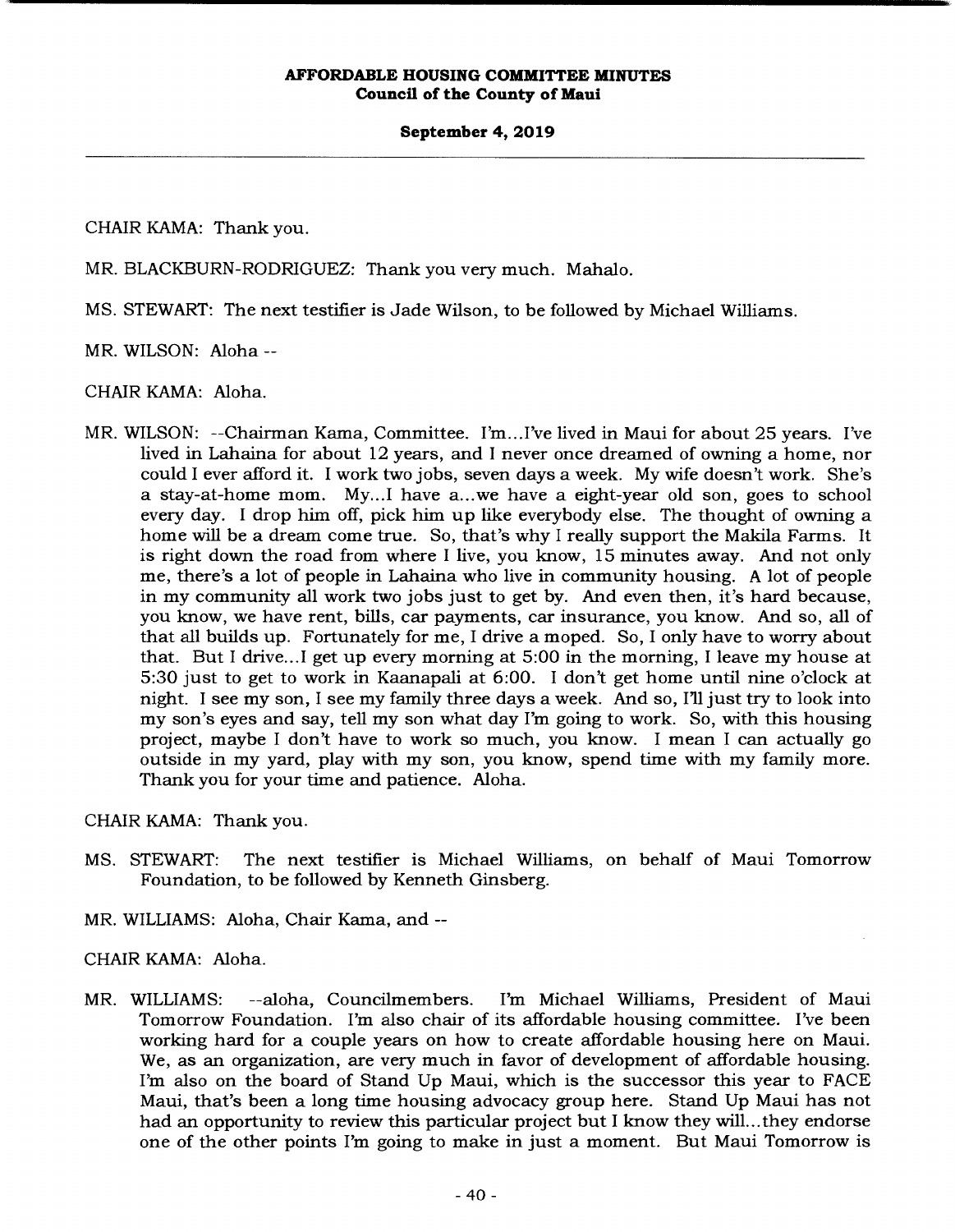CHAIR KAMA: Thank you.

MR. BLACKBURN-RODRIGUEZ: Thank you very much. Mahalo.

MS. STEWART: The next testifier is Jade Wilson, to be followed by Michael Williams.

MR. WILSON: Aloha --

CHAIR KAMA: Aloha.

MR. WILSON: --Chairman Kama, Committee. I'm...I've lived in Maui for about 25 years. I've lived in Lahaina for about 12 years, and I never once dreamed of owning a home, nor could I ever afford it. I work two jobs, seven days a week. My wife doesn't work. She's a stay-at-home mom. My...I have a...we have a eight-year old son, goes to school every day. I drop him off, pick him up like everybody else. The thought of owning a home will be a dream come true. So, that's why I really support the Makila Farms. It is right down the road from where I live, you know, 15 minutes away. And not only me, there's a lot of people in Lahaina who live in community housing. A lot of people in my community all work two jobs just to get by. And even then, it's hard because, you know, we have rent, bills, car payments, car insurance, you know. And so, all of that all builds up. Fortunately for me, I drive a moped. So, I only have to worry about that. But I drive...I get up every morning at 5:00 in the morning, I leave my house at 5:30 just to get to work in Kaanapali at 6:00. I don't get home until nine o'clock at night. I see my son, I see my family three days a week. And so, I'll just try to look into my son's eyes and say, tell my son what day I'm going to work. So, with this housing project, maybe I don't have to work so much, you know. I mean I can actually go outside in my yard, play with my son, you know, spend time with my family more. Thank you for your time and patience. Aloha.

CHAIR KAMA: Thank you.

MS. STEWART: The next testifier is Michael Williams, on behalf of Maui Tomorrow Foundation, to be followed by Kenneth Ginsberg.

MR. WILLIAMS: Aloha, Chair Kama, and --

CHAIR KAMA: Aloha.

MR. WILLIAMS: --aloha, Councilmembers. I'm Michael Williams, President of Maui Tomorrow Foundation. I'm also chair of its affordable housing committee. I've been working hard for a couple years on how to create affordable housing here on Maui. We, as an organization, are very much in favor of development of affordable housing. I'm also on the board of Stand Up Maui, which is the successor this year to FACE Maui, that's been a long time housing advocacy group here. Stand Up Maui has not had an opportunity to review this particular project but I know they will...they endorse one of the other points I'm going to make in just a moment. But Maui Tomorrow is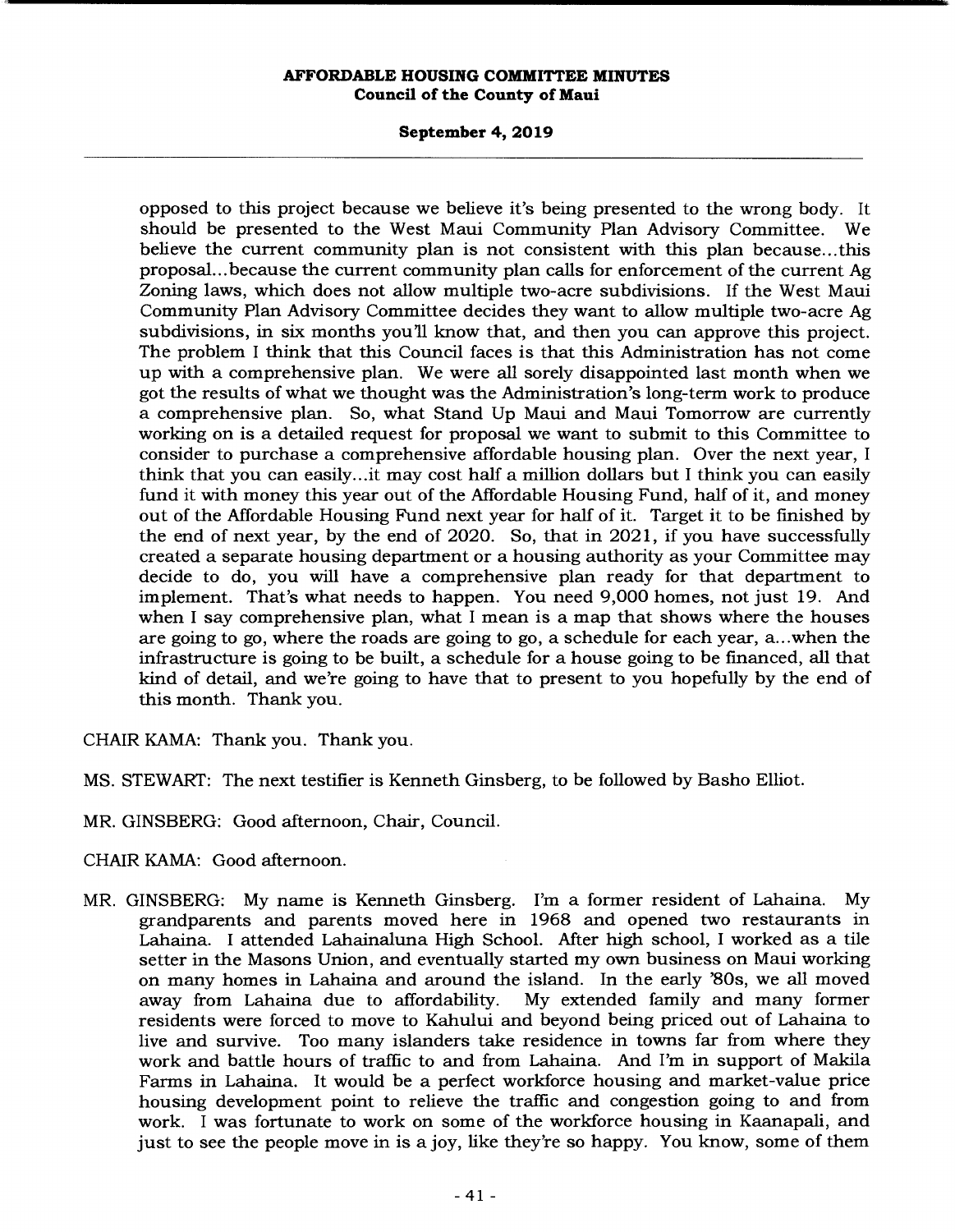opposed to this project because we believe it's being presented to the wrong body. It should be presented to the West Maui Community Plan Advisory Committee. We believe the current community plan is not consistent with this plan because...this proposal...because the current community plan calls for enforcement of the current Ag Zoning laws, which does not allow multiple two-acre subdivisions. If the West Maui Community Plan Advisory Committee decides they want to allow multiple two-acre Ag subdivisions, in six months you'll know that, and then you can approve this project. The problem I think that this Council faces is that this Administration has not come up with a comprehensive plan. We were all sorely disappointed last month when we got the results of what we thought was the Administration's long-term work to produce a comprehensive plan. So, what Stand Up Maui and Maui Tomorrow are currently working on is a detailed request for proposal we want to submit to this Committee to consider to purchase a comprehensive affordable housing plan. Over the next year, I think that you can easily...it may cost half a million dollars but I think you can easily fund it with money this year out of the Affordable Housing Fund, half of it, and money out of the Affordable Housing Fund next year for half of it. Target it to be finished by the end of next year, by the end of 2020. So, that in 2021, if you have successfully created a separate housing department or a housing authority as your Committee may decide to do, you will have a comprehensive plan ready for that department to implement. That's what needs to happen. You need 9,000 homes, not just 19. And when I say comprehensive plan, what I mean is a map that shows where the houses are going to go, where the roads are going to go, a schedule for each year, a...when the infrastructure is going to be built, a schedule for a house going to be financed, all that kind of detail, and we're going to have that to present to you hopefully by the end of this month. Thank you.

CHAIR KAMA: Thank you. Thank you.

MS. STEWART: The next testifier is Kenneth Ginsberg, to be followed by Basho Elliot.

MR. GINSBERG: Good afternoon, Chair, Council.

CHAIR KAMA: Good afternoon.

MR. GINSBERG: My name is Kenneth Ginsberg. I'm a former resident of Lahaina. My grandparents and parents moved here in 1968 and opened two restaurants in Lahaina. I attended Lahainaluna High School. After high school, I worked as a tile setter in the Masons Union, and eventually started my own business on Maui working on many homes in Lahaina and around the island. In the early '80s, we all moved away from Lahaina due to affordability. My extended family and many former residents were forced to move to Kahului and beyond being priced out of Lahaina to live and survive. Too many islanders take residence in towns far from where they work and battle hours of traffic to and from Lahaina. And I'm in support of Makila Farms in Lahaina. It would be a perfect workforce housing and market-value price housing development point to relieve the traffic and congestion going to and from work. I was fortunate to work on some of the workforce housing in Kaanapali, and just to see the people move in is a joy, like they're so happy. You know, some of them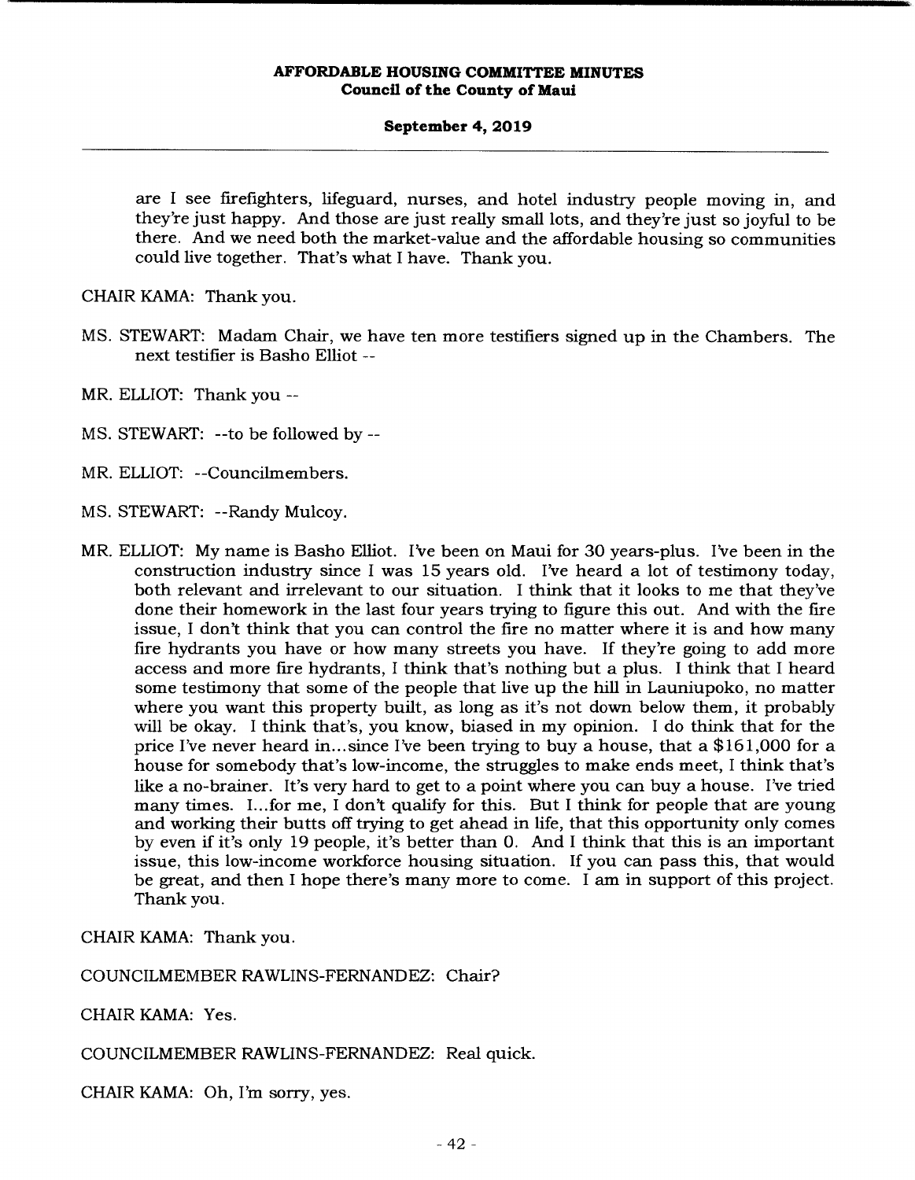are I see firefighters, lifeguard, nurses, and hotel industry people moving in, and they're just happy. And those are just really small lots, and they're just so joyful to be there. And we need both the market-value and the affordable housing so communities could live together. That's what I have. Thank you.

CHAIR KAMA: Thank you.

MS. STEWART: Madam Chair, we have ten more testifiers signed up in the Chambers. The next testifier is Basho Elliot --

MR. ELLIOT: Thank you --

MS. STEWART: --to be followed by --

MR. ELLIOT: --Councilmembers.

MS. STEWART: --Randy Mulcoy.

MR. ELLIOT: My name is Basho Elliot. I've been on Maui for 30 years-plus. I've been in the construction industry since I was 15 years old. I've heard a lot of testimony today, both relevant and irrelevant to our situation. I think that it looks to me that they've done their homework in the last four years trying to figure this out. And with the fire issue, I don't think that you can control the fire no matter where it is and how many fire hydrants you have or how many streets you have. If they're going to add more access and more fire hydrants, I think that's nothing but a plus. I think that I heard some testimony that some of the people that live up the hill in Launiupoko, no matter where you want this property built, as long as it's not down below them, it probably will be okay. I think that's, you know, biased in my opinion. I do think that for the price I've never heard in...since I've been trying to buy a house, that a $161,000 for a house for somebody that's low-income, the struggles to make ends meet, I think that's like a no-brainer. It's very hard to get to a point where you can buy a house. I've tried many times. I...for me, I don't qualify for this. But I think for people that are young and working their butts off trying to get ahead in life, that this opportunity only comes by even if it's only 19 people, it's better than 0. And I think that this is an important issue, this low-income workforce housing situation. If you can pass this, that would be great, and then I hope there's many more to come. I am in support of this project. Thank you.

CHAIR KAMA: Thank you.

COUNCILMEMBER RAWLINS-FERNANDEZ: Chair?

CHAIR KAMA: Yes.

COUNCILMEMBER RAWLINS-FERNANDEZ: Real quick.

CHAIR KAMA: Oh, I'm sorry, yes.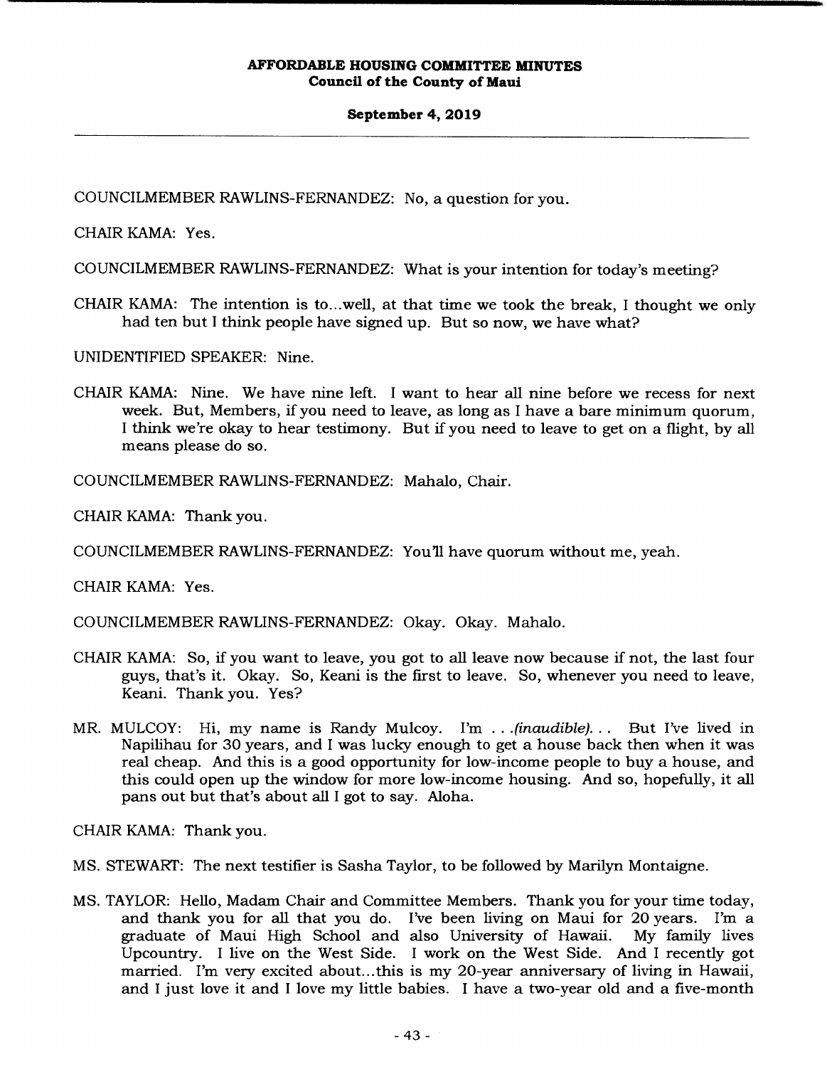COUNCILMEMBER RAWLINS-FERNANDEZ: No, a question for you.

CHAIR KAMA: Yes.

COUNCILMEMBER RAWLINS-FERNANDEZ: What is your intention for today's meeting?

CHAIR KAMA: The intention is to...well, at that time we took the break, I thought we only had ten but I think people have signed up. But so now, we have what?

UNIDENTIFIED SPEAKER: Nine.

CHAIR KAMA: Nine. We have nine left. I want to hear all nine before we recess for next week. But, Members, if you need to leave, as long as I have a bare minimum quorum, I think we're okay to hear testimony. But if you need to leave to get on a flight, by all means please do so.

COUNCILMEMBER RAWLINS-FERNANDEZ: Mahalo, Chair.

CHAIR KAMA: Thank you.

COUNCILMEMBER RAWLINS-FERNANDEZ: You'll have quorum without me, yeah.

CHAIR KAMA: Yes.

COUNCILMEMBER RAWLINS-FERNANDEZ: Okay. Okay. Mahalo.

CHAIR KAMA: So, if you want to leave, you got to all leave now because if not, the last four guys, that's it. Okay. So, Keani is the first to leave. So, whenever you need to leave, Keani. Thank you. Yes?

MR. MULCOY: Hi, my name is Randy Mulcoy. I'm *. . .(inaudible). . .* But I've lived in Napilihau for 30 years, and I was lucky enough to get a house back then when it was real cheap. And this is a good opportunity for low-income people to buy a house, and this could open up the window for more low-income housing. And so, hopefully, it all pans out but that's about all I got to say. Aloha.

CHAIR KAMA: Thank you.

MS. STEWART: The next testifier is Sasha Taylor, to be followed by Marilyn Montaigne.

MS. TAYLOR: Hello, Madam Chair and Committee Members. Thank you for your time today, and thank you for all that you do. I've been living on Maui for 20 years. I'm a graduate of Maui High School and also University of Hawaii. My family lives Upcountry. I live on the West Side. I work on the West Side. And I recently got married. I'm very excited about...this is my 20-year anniversary of living in Hawaii, and I just love it and I love my little babies. I have a two-year old and a five-month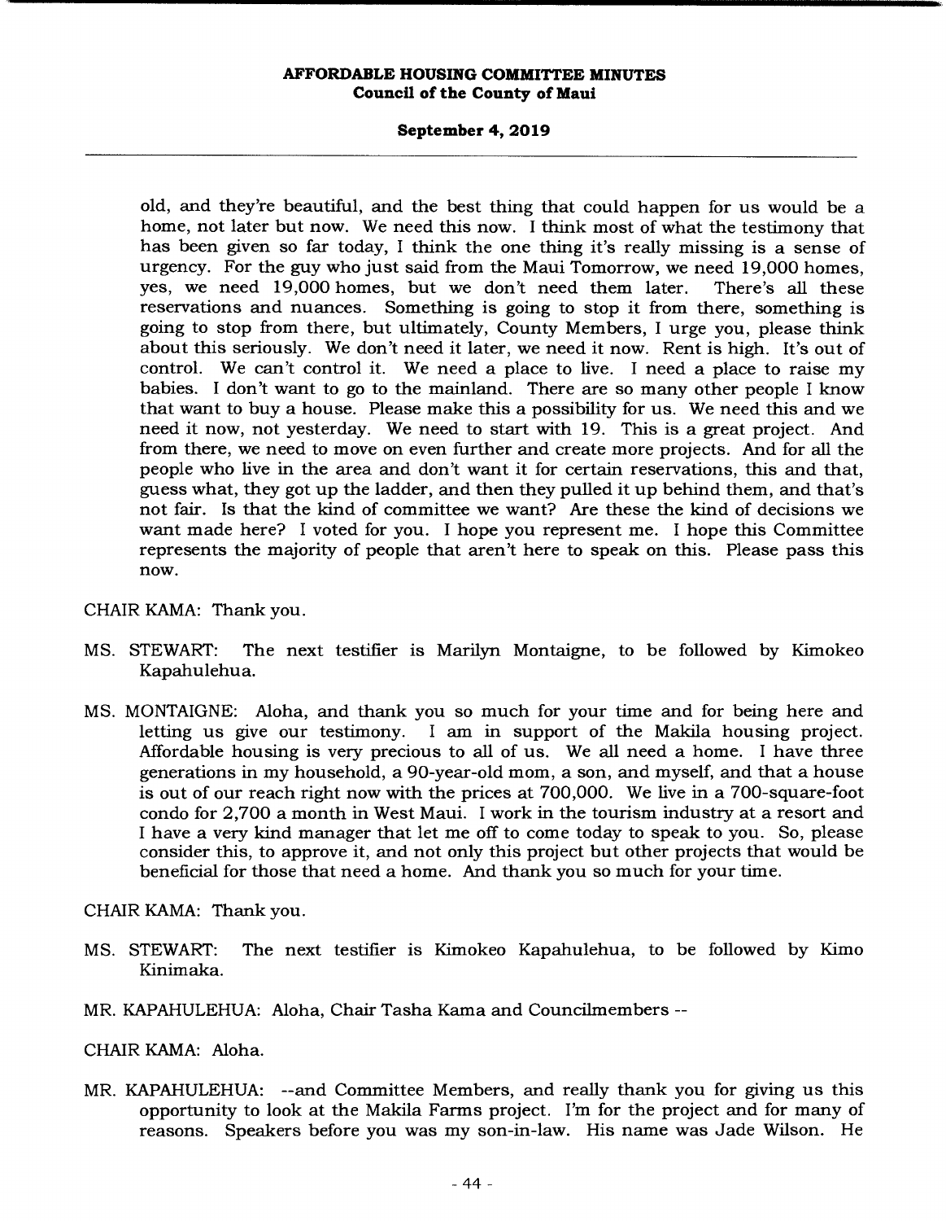old, and they're beautiful, and the best thing that could happen for us would be a home, not later but now. We need this now. I think most of what the testimony that has been given so far today, I think the one thing it's really missing is a sense of urgency. For the guy who just said from the Maui Tomorrow, we need 19,000 homes, yes, we need 19,000 homes, but we don't need them later. There's all these reservations and nuances. Something is going to stop it from there, something is going to stop from there, but ultimately, County Members, I urge you, please think about this seriously. We don't need it later, we need it now. Rent is high. It's out of control. We can't control it. We need a place to live. I need a place to raise my babies. I don't want to go to the mainland. There are so many other people I know that want to buy a house. Please make this a possibility for us. We need this and we need it now, not yesterday. We need to start with 19. This is a great project. And from there, we need to move on even further and create more projects. And for all the people who live in the area and don't want it for certain reservations, this and that, guess what, they got up the ladder, and then they pulled it up behind them, and that's not fair. Is that the kind of committee we want? Are these the kind of decisions we want made here? I voted for you. I hope you represent me. I hope this Committee represents the majority of people that aren't here to speak on this. Please pass this now.

CHAIR KAMA: Thank you.

MS. STEWART: The next testifier is Marilyn Montaigne, to be followed by Kimokeo Kapahulehua.

MS. MONTAIGNE: Aloha, and thank you so much for your time and for being here and letting us give our testimony. I am in support of the Makila housing project. Affordable housing is very precious to all of us. We all need a home. I have three generations in my household, a 90-year-old mom, a son, and myself, and that a house is out of our reach right now with the prices at 700,000. We live in a 700-square-foot condo for 2,700 a month in West Maui. I work in the tourism industry at a resort and I have a very kind manager that let me off to come today to speak to you. So, please consider this, to approve it, and not only this project but other projects that would be beneficial for those that need a home. And thank you so much for your time.

CHAIR KAMA: Thank you.

MS. STEWART: The next testifier is Kimokeo Kapahulehua, to be followed by Kimo Kinimaka.

MR. KAPAHULEHUA: Aloha, Chair Tasha Kama and Councilmembers --

CHAIR KAMA: Aloha.

MR. KAPAHULEHUA: --and Committee Members, and really thank you for giving us this opportunity to look at the Makila Farms project. I'm for the project and for many of reasons. Speakers before you was my son-in-law. His name was Jade Wilson. He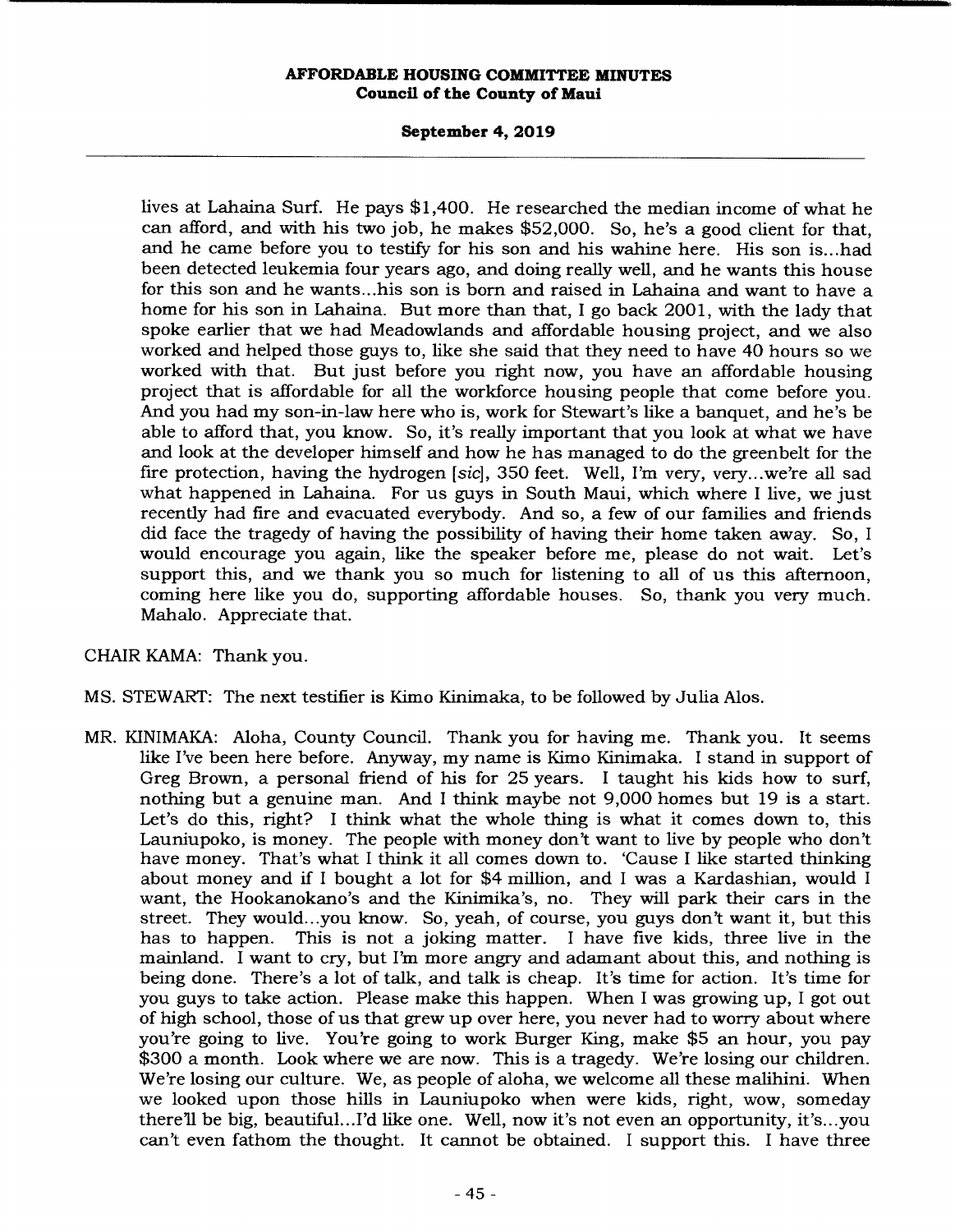lives at Lahaina Surf. He pays $1,400. He researched the median income of what he can afford, and with his two job, he makes $52,000. So, he's a good client for that, and he came before you to testify for his son and his wahine here. His son is...had been detected leukemia four years ago, and doing really well, and he wants this house for this son and he wants...his son is born and raised in Lahaina and want to have a home for his son in Lahaina. But more than that, I go back 2001, with the lady that spoke earlier that we had Meadowlands and affordable housing project, and we also worked and helped those guys to, like she said that they need to have 40 hours so we worked with that. But just before you right now, you have an affordable housing project that is affordable for all the workforce housing people that come before you. And you had my son-in-law here who is, work for Stewart's like a banquet, and he's be able to afford that, you know. So, it's really important that you look at what we have and look at the developer himself and how he has managed to do the greenbelt for the fire protection, having the hydrogen [*sic*], 350 feet. Well, I'm very, very...we're all sad what happened in Lahaina. For us guys in South Maui, which where I live, we just recently had fire and evacuated everybody. And so, a few of our families and friends did face the tragedy of having the possibility of having their home taken away. So, I would encourage you again, like the speaker before me, please do not wait. Let's support this, and we thank you so much for listening to all of us this afternoon, coming here like you do, supporting affordable houses. So, thank you very much. Mahalo. Appreciate that.

CHAIR KAMA: Thank you.

MS. STEWART: The next testifier is Kimo Kinimaka, to be followed by Julia Alos.

MR. KINIMAKA: Aloha, County Council. Thank you for having me. Thank you. It seems like I've been here before. Anyway, my name is Kimo Kinimaka. I stand in support of Greg Brown, a personal friend of his for 25 years. I taught his kids how to surf, nothing but a genuine man. And I think maybe not 9,000 homes but 19 is a start. Let's do this, right? I think what the whole thing is what it comes down to, this Launiupoko, is money. The people with money don't want to live by people who don't have money. That's what I think it all comes down to. 'Cause I like started thinking about money and if I bought a lot for $4 million, and I was a Kardashian, would I want, the Hookanokano's and the Kinimika's, no. They will park their cars in the street. They would...you know. So, yeah, of course, you guys don't want it, but this has to happen. This is not a joking matter. I have five kids, three live in the mainland. I want to cry, but I'm more angry and adamant about this, and nothing is being done. There's a lot of talk, and talk is cheap. It's time for action. It's time for you guys to take action. Please make this happen. When I was growing up, I got out of high school, those of us that grew up over here, you never had to worry about where you're going to live. You're going to work Burger King, make $5 an hour, you pay $300 a month. Look where we are now. This is a tragedy. We're losing our children. We're losing our culture. We, as people of aloha, we welcome all these malihini. When we looked upon those hills in Launiupoko when were kids, right, wow, someday there'll be big, beautiful...I'd like one. Well, now it's not even an opportunity, it's...you can't even fathom the thought. It cannot be obtained. I support this. I have three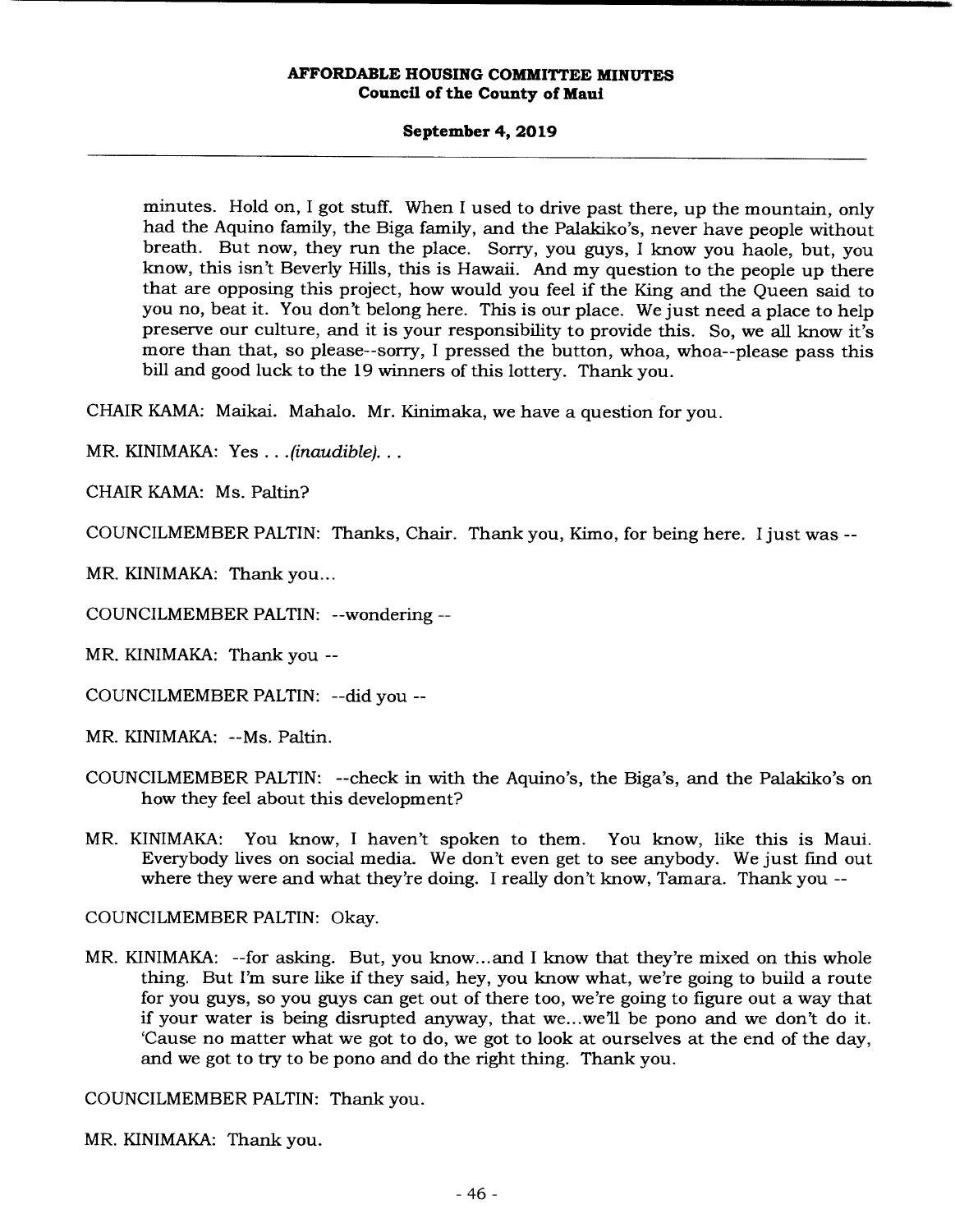minutes. Hold on, I got stuff. When I used to drive past there, up the mountain, only had the Aquino family, the Biga family, and the Palakiko's, never have people without breath. But now, they run the place. Sorry, you guys, I know you haole, but, you know, this isn't Beverly Hills, this is Hawaii. And my question to the people up there that are opposing this project, how would you feel if the King and the Queen said to you no, beat it. You don't belong here. This is our place. We just need a place to help preserve our culture, and it is your responsibility to provide this. So, we all know it's more than that, so please--sorry, I pressed the button, whoa, whoa--please pass this bill and good luck to the 19 winners of this lottery. Thank you.

CHAIR KAMA: Maikai. Mahalo. Mr. Kinimaka, we have a question for you.

MR. KINIMAKA: Yes . . .*(inaudible)*. . .

CHAIR KAMA: Ms. Paltin?

COUNCILMEMBER PALTIN: Thanks, Chair. Thank you, Kimo, for being here. I just was --

MR. KINIMAKA: Thank you...

COUNCILMEMBER PALTIN: --wondering --

MR. KINIMAKA: Thank you --

COUNCILMEMBER PALTIN: --did you --

MR. KINIMAKA: --Ms. Paltin.

COUNCILMEMBER PALTIN: --check in with the Aquino's, the Biga's, and the Palakiko's on how they feel about this development?

MR. KINIMAKA: You know, I haven't spoken to them. You know, like this is Maui. Everybody lives on social media. We don't even get to see anybody. We just find out where they were and what they're doing. I really don't know, Tamara. Thank you --

COUNCILMEMBER PALTIN: Okay.

MR. KINIMAKA: --for asking. But, you know...and I know that they're mixed on this whole thing. But I'm sure like if they said, hey, you know what, we're going to build a route for you guys, so you guys can get out of there too, we're going to figure out a way that if your water is being disrupted anyway, that we...we'll be pono and we don't do it. 'Cause no matter what we got to do, we got to look at ourselves at the end of the day, and we got to try to be pono and do the right thing. Thank you.

COUNCILMEMBER PALTIN: Thank you.

MR. KINIMAKA: Thank you.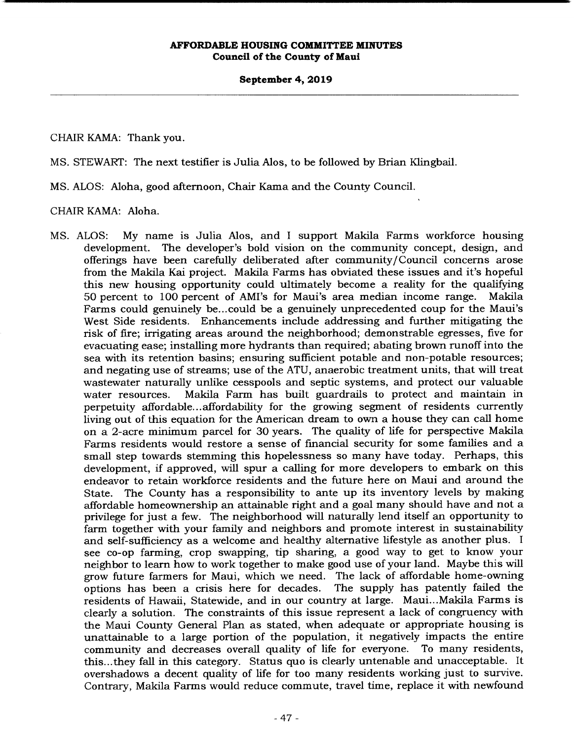CHAIR KAMA: Thank you.

MS. STEWART: The next testifier is Julia Alos, to be followed by Brian Klingbail.

MS. ALOS: Aloha, good afternoon, Chair Kama and the County Council.

CHAIR KAMA: Aloha.

MS. ALOS: My name is Julia Alos, and I support Makila Farms workforce housing development. The developer's bold vision on the community concept, design, and offerings have been carefully deliberated after community/Council concerns arose from the Makila Kai project. Makila Farms has obviated these issues and it's hopeful this new housing opportunity could ultimately become a reality for the qualifying 50 percent to 100 percent of AMI's for Maui's area median income range. Makila Farms could genuinely be...could be a genuinely unprecedented coup for the Maui's West Side residents. Enhancements include addressing and further mitigating the risk of fire; irrigating areas around the neighborhood; demonstrable egresses, five for evacuating ease; installing more hydrants than required; abating brown runoff into the sea with its retention basins; ensuring sufficient potable and non-potable resources; and negating use of streams; use of the ATU, anaerobic treatment units, that will treat wastewater naturally unlike cesspools and septic systems, and protect our valuable water resources. Makila Farm has built guardrails to protect and maintain in perpetuity affordable...affordability for the growing segment of residents currently living out of this equation for the American dream to own a house they can call home on a 2-acre minimum parcel for 30 years. The quality of life for perspective Makila Farms residents would restore a sense of financial security for some families and a small step towards stemming this hopelessness so many have today. Perhaps, this development, if approved, will spur a calling for more developers to embark on this endeavor to retain workforce residents and the future here on Maui and around the State. The County has a responsibility to ante up its inventory levels by making affordable homeownership an attainable right and a goal many should have and not a privilege for just a few. The neighborhood will naturally lend itself an opportunity to farm together with your family and neighbors and promote interest in sustainability and self-sufficiency as a welcome and healthy alternative lifestyle as another plus. I see co-op farming, crop swapping, tip sharing, a good way to get to know your neighbor to learn how to work together to make good use of your land. Maybe this will grow future farmers for Maui, which we need. The lack of affordable home-owning options has been a crisis here for decades. The supply has patently failed the residents of Hawaii, Statewide, and in our country at large. Maui...Makila Farms is clearly a solution. The constraints of this issue represent a lack of congruency with the Maui County General Plan as stated, when adequate or appropriate housing is unattainable to a large portion of the population, it negatively impacts the entire community and decreases overall quality of life for everyone. To many residents, this...they fall in this category. Status quo is clearly untenable and unacceptable. It overshadows a decent quality of life for too many residents working just to survive. Contrary, Makila Farms would reduce commute, travel time, replace it with newfound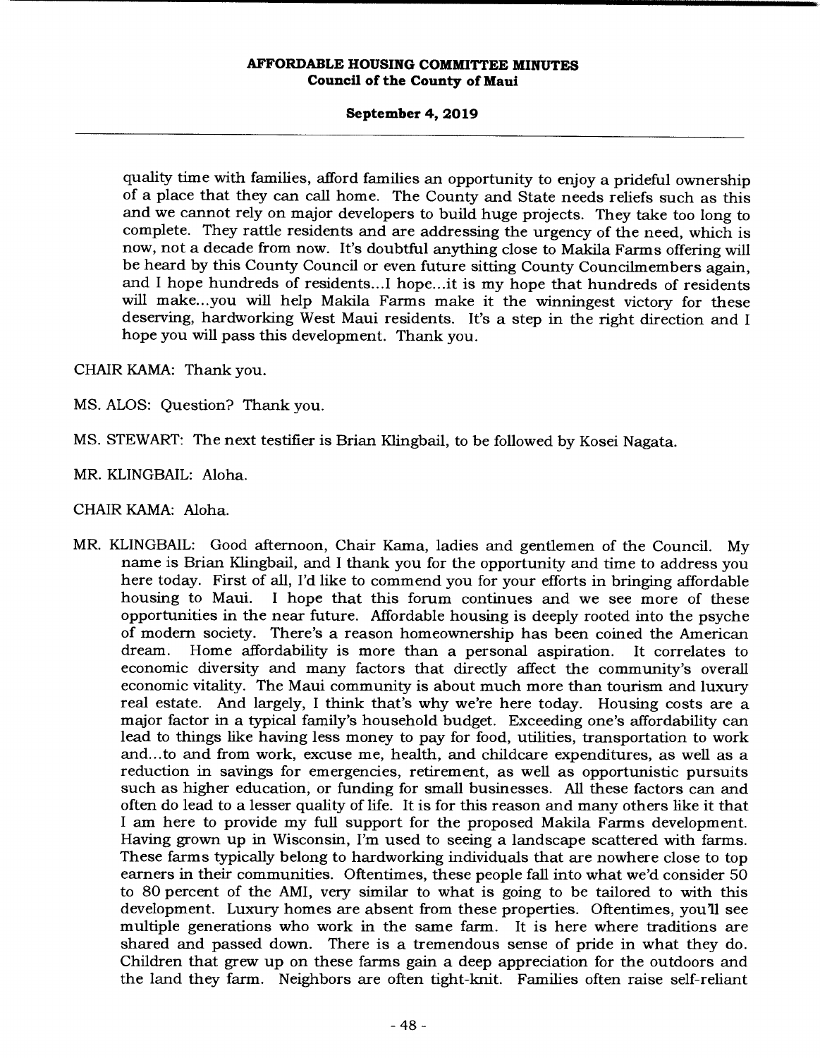quality time with families, afford families an opportunity to enjoy a prideful ownership of a place that they can call home. The County and State needs reliefs such as this and we cannot rely on major developers to build huge projects. They take too long to complete. They rattle residents and are addressing the urgency of the need, which is now, not a decade from now. It's doubtful anything close to Makila Farms offering will be heard by this County Council or even future sitting County Councilmembers again, and I hope hundreds of residents...I hope...it is my hope that hundreds of residents will make...you will help Makila Farms make it the winningest victory for these deserving, hardworking West Maui residents. It's a step in the right direction and I hope you will pass this development. Thank you.

CHAIR KAMA: Thank you.

MS. ALOS: Question? Thank you.

MS. STEWART: The next testifier is Brian Klingbail, to be followed by Kosei Nagata.

MR. KLINGBAIL: Aloha.

CHAIR KAMA: Aloha.

MR. KLINGBAIL: Good afternoon, Chair Kama, ladies and gentlemen of the Council. My name is Brian Klingbail, and I thank you for the opportunity and time to address you here today. First of all, I'd like to commend you for your efforts in bringing affordable housing to Maui. I hope that this forum continues and we see more of these opportunities in the near future. Affordable housing is deeply rooted into the psyche of modern society. There's a reason homeownership has been coined the American dream. Home affordability is more than a personal aspiration. It correlates to economic diversity and many factors that directly affect the community's overall economic vitality. The Maui community is about much more than tourism and luxury real estate. And largely, I think that's why we're here today. Housing costs are a major factor in a typical family's household budget. Exceeding one's affordability can lead to things like having less money to pay for food, utilities, transportation to work and...to and from work, excuse me, health, and childcare expenditures, as well as a reduction in savings for emergencies, retirement, as well as opportunistic pursuits such as higher education, or funding for small businesses. All these factors can and often do lead to a lesser quality of life. It is for this reason and many others like it that I am here to provide my full support for the proposed Makila Farms development. Having grown up in Wisconsin, I'm used to seeing a landscape scattered with farms. These farms typically belong to hardworking individuals that are nowhere close to top earners in their communities. Oftentimes, these people fall into what we'd consider 50 to 80 percent of the AMI, very similar to what is going to be tailored to with this development. Luxury homes are absent from these properties. Oftentimes, you'll see multiple generations who work in the same farm. It is here where traditions are shared and passed down. There is a tremendous sense of pride in what they do. Children that grew up on these farms gain a deep appreciation for the outdoors and the land they farm. Neighbors are often tight-knit. Families often raise self-reliant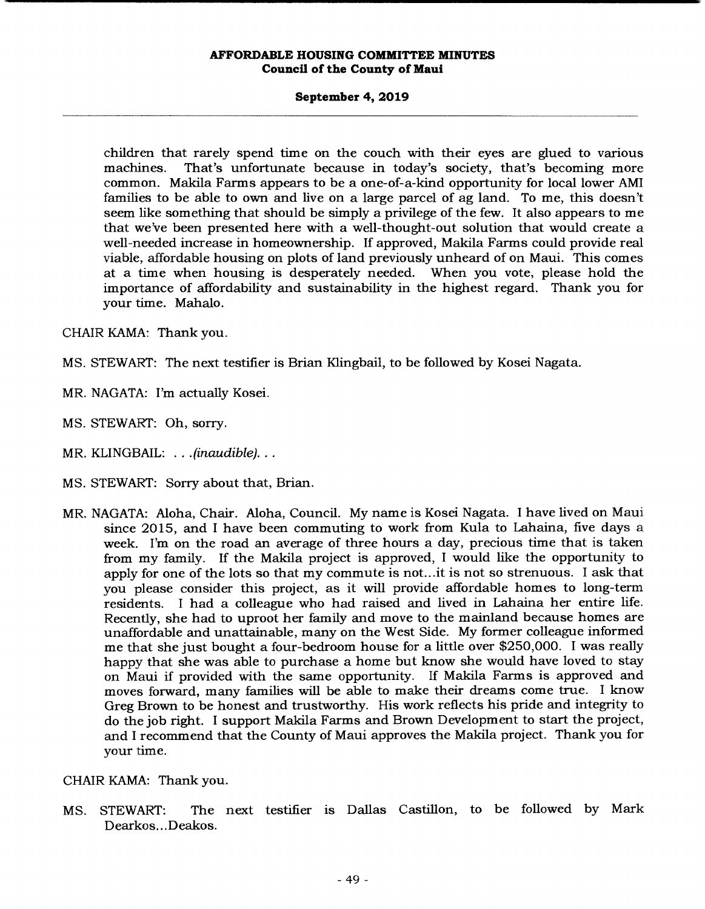children that rarely spend time on the couch with their eyes are glued to various machines. That's unfortunate because in today's society, that's becoming more common. Makila Farms appears to be a one-of-a-kind opportunity for local lower AMI families to be able to own and live on a large parcel of ag land. To me, this doesn't seem like something that should be simply a privilege of the few. It also appears to me that we've been presented here with a well-thought-out solution that would create a well-needed increase in homeownership. If approved, Makila Farms could provide real viable, affordable housing on plots of land previously unheard of on Maui. This comes at a time when housing is desperately needed. When you vote, please hold the importance of affordability and sustainability in the highest regard. Thank you for your time. Mahalo.

CHAIR KAMA: Thank you.

MS. STEWART: The next testifier is Brian Klingbail, to be followed by Kosei Nagata.

MR. NAGATA: I'm actually Kosei.

MS. STEWART: Oh, sorry.

MR. KLINGBAIL: . . .*(inaudible)*. . .

MS. STEWART: Sorry about that, Brian.

MR. NAGATA: Aloha, Chair. Aloha, Council. My name is Kosei Nagata. I have lived on Maui since 2015, and I have been commuting to work from Kula to Lahaina, five days a week. I'm on the road an average of three hours a day, precious time that is taken from my family. If the Makila project is approved, I would like the opportunity to apply for one of the lots so that my commute is not...it is not so strenuous. I ask that you please consider this project, as it will provide affordable homes to long-term residents. I had a colleague who had raised and lived in Lahaina her entire life. Recently, she had to uproot her family and move to the mainland because homes are unaffordable and unattainable, many on the West Side. My former colleague informed me that she just bought a four-bedroom house for a little over $250,000. I was really happy that she was able to purchase a home but know she would have loved to stay on Maui if provided with the same opportunity. If Makila Farms is approved and moves forward, many families will be able to make their dreams come true. I know Greg Brown to be honest and trustworthy. His work reflects his pride and integrity to do the job right. I support Makila Farms and Brown Development to start the project, and I recommend that the County of Maui approves the Makila project. Thank you for your time.

CHAIR KAMA: Thank you.

MS. STEWART: The next testifier is Dallas Castillon, to be followed by Mark Dearkos...Deakos.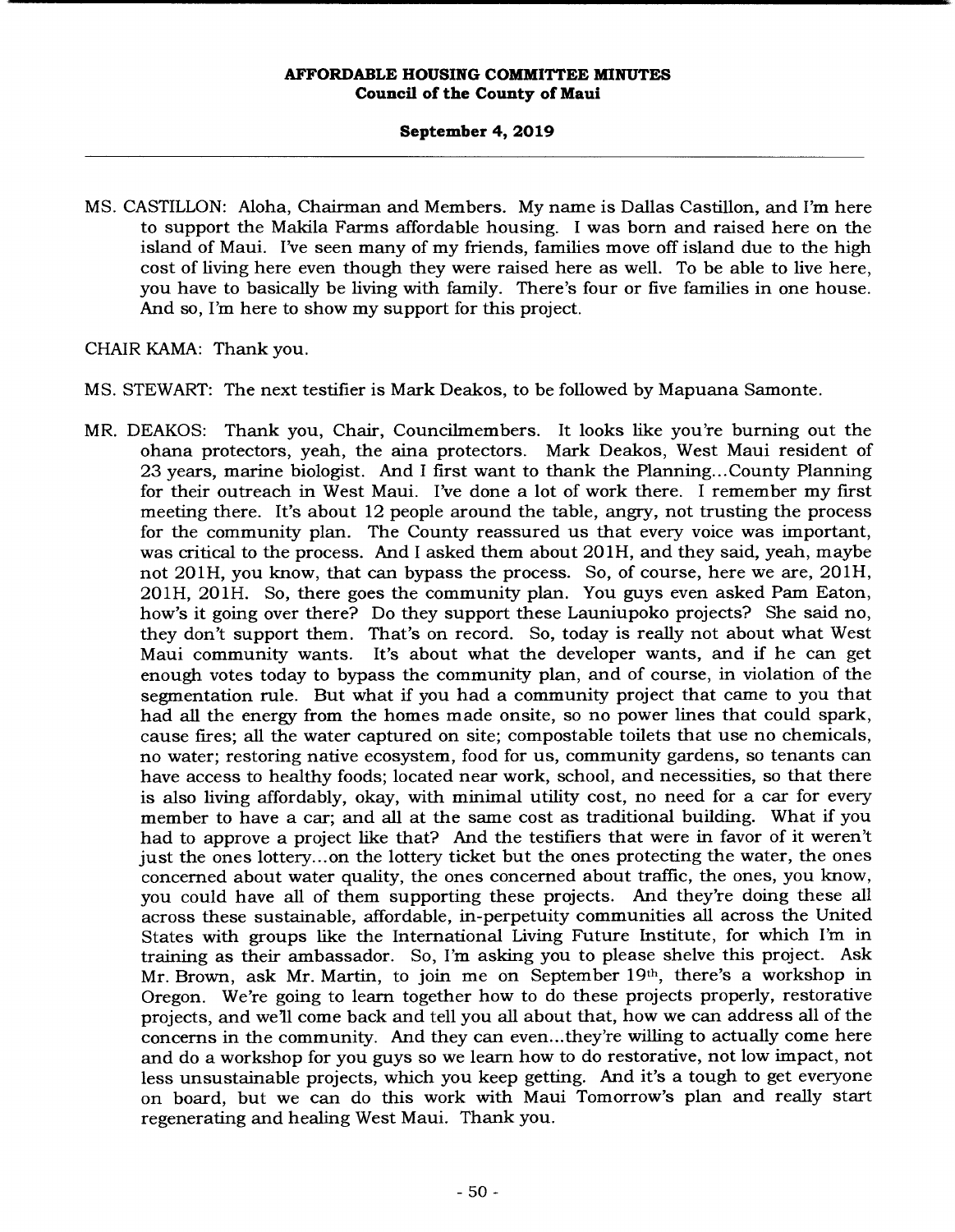MS. CASTILLON: Aloha, Chairman and Members. My name is Dallas Castillon, and I'm here to support the Makila Farms affordable housing. I was born and raised here on the island of Maui. I've seen many of my friends, families move off island due to the high cost of living here even though they were raised here as well. To be able to live here, you have to basically be living with family. There's four or five families in one house. And so, I'm here to show my support for this project.

CHAIR KAMA: Thank you.

MS. STEWART: The next testifier is Mark Deakos, to be followed by Mapuana Samonte.

MR. DEAKOS: Thank you, Chair, Councilmembers. It looks like you're burning out the ohana protectors, yeah, the aina protectors. Mark Deakos, West Maui resident of 23 years, marine biologist. And I first want to thank the Planning...County Planning for their outreach in West Maui. I've done a lot of work there. I remember my first meeting there. It's about 12 people around the table, angry, not trusting the process for the community plan. The County reassured us that every voice was important, was critical to the process. And I asked them about 201H, and they said, yeah, maybe not 201H, you know, that can bypass the process. So, of course, here we are, 201H, 201H, 201H. So, there goes the community plan. You guys even asked Pam Eaton, how's it going over there? Do they support these Launiupoko projects? She said no, they don't support them. That's on record. So, today is really not about what West Maui community wants. It's about what the developer wants, and if he can get enough votes today to bypass the community plan, and of course, in violation of the segmentation rule. But what if you had a community project that came to you that had all the energy from the homes made onsite, so no power lines that could spark, cause fires; all the water captured on site; compostable toilets that use no chemicals, no water; restoring native ecosystem, food for us, community gardens, so tenants can have access to healthy foods; located near work, school, and necessities, so that there is also living affordably, okay, with minimal utility cost, no need for a car for every member to have a car; and all at the same cost as traditional building. What if you had to approve a project like that? And the testifiers that were in favor of it weren't just the ones lottery...on the lottery ticket but the ones protecting the water, the ones concerned about water quality, the ones concerned about traffic, the ones, you know, you could have all of them supporting these projects. And they're doing these all across these sustainable, affordable, in-perpetuity communities all across the United States with groups like the International Living Future Institute, for which I'm in training as their ambassador. So, I'm asking you to please shelve this project. Ask Mr. Brown, ask Mr. Martin, to join me on September 19th, there's a workshop in Oregon. We're going to learn together how to do these projects properly, restorative projects, and we'll come back and tell you all about that, how we can address all of the concerns in the community. And they can even...they're willing to actually come here and do a workshop for you guys so we learn how to do restorative, not low impact, not less unsustainable projects, which you keep getting. And it's a tough to get everyone on board, but we can do this work with Maui Tomorrow's plan and really start regenerating and healing West Maui. Thank you.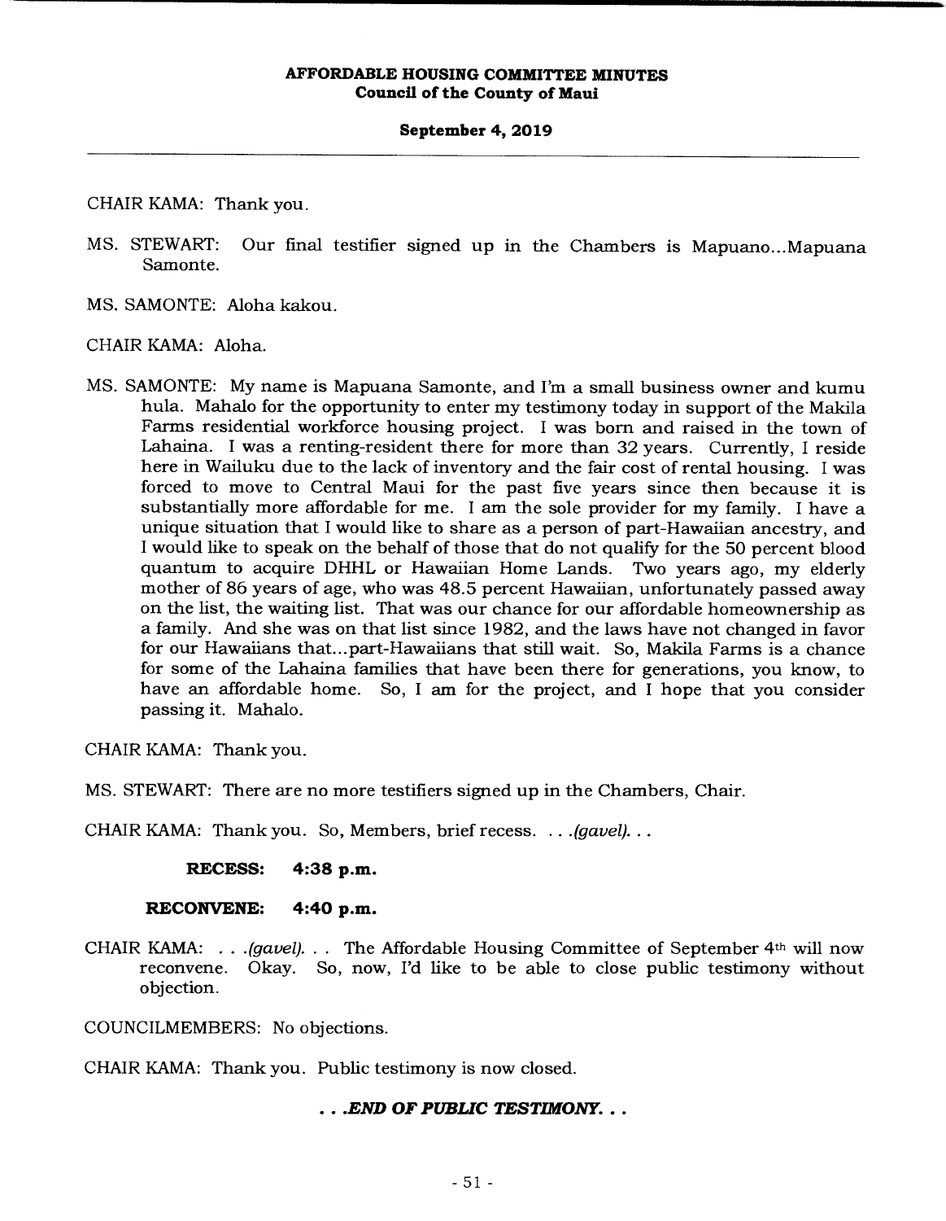CHAIR KAMA: Thank you.

MS. STEWART: Our final testifier signed up in the Chambers is Mapuano...Mapuana Samonte.

MS. SAMONTE: Aloha kakou.

CHAIR KAMA: Aloha.

MS. SAMONTE: My name is Mapuana Samonte, and I'm a small business owner and kumu hula. Mahalo for the opportunity to enter my testimony today in support of the Makila Farms residential workforce housing project. I was born and raised in the town of Lahaina. I was a renting-resident there for more than 32 years. Currently, I reside here in Wailuku due to the lack of inventory and the fair cost of rental housing. I was forced to move to Central Maui for the past five years since then because it is substantially more affordable for me. I am the sole provider for my family. I have a unique situation that I would like to share as a person of part-Hawaiian ancestry, and I would like to speak on the behalf of those that do not qualify for the 50 percent blood quantum to acquire DHHL or Hawaiian Home Lands. Two years ago, my elderly mother of 86 years of age, who was 48.5 percent Hawaiian, unfortunately passed away on the list, the waiting list. That was our chance for our affordable homeownership as a family. And she was on that list since 1982, and the laws have not changed in favor for our Hawaiians that...part-Hawaiians that still wait. So, Makila Farms is a chance for some of the Lahaina families that have been there for generations, you know, to have an affordable home. So, I am for the project, and I hope that you consider passing it. Mahalo.

CHAIR KAMA: Thank you.

MS. STEWART: There are no more testifiers signed up in the Chambers, Chair.

CHAIR KAMA: Thank you. So, Members, brief recess. . . .*(gavel)*. . .

**RECESS: 4:38 p.m.**

**RECONVENE: 4:40 p.m.**

CHAIR KAMA: . . .*(gavel)*. . . The Affordable Housing Committee of September 4th will now reconvene. Okay. So, now, I'd like to be able to close public testimony without objection.

COUNCILMEMBERS: No objections.

CHAIR KAMA: Thank you. Public testimony is now closed.

***. . .END OF PUBLIC TESTIMONY. . .***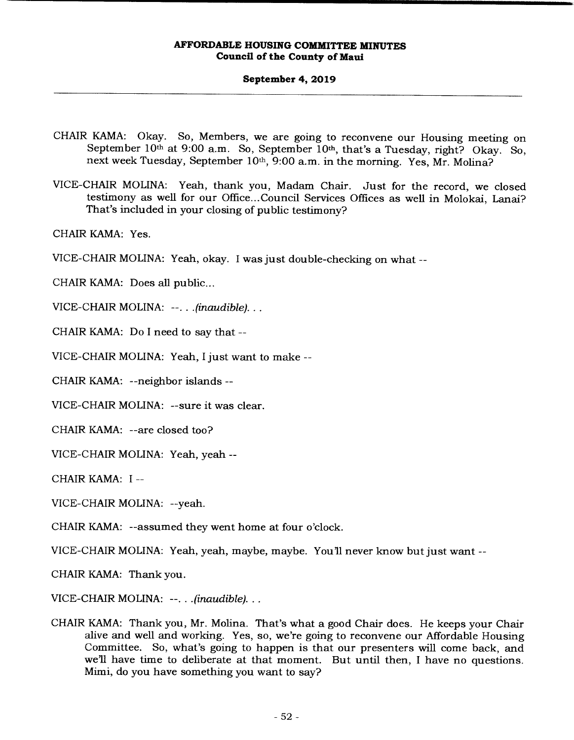CHAIR KAMA: Okay. So, Members, we are going to reconvene our Housing meeting on September 10th at 9:00 a.m. So, September 10th, that's a Tuesday, right? Okay. So, next week Tuesday, September 10th, 9:00 a.m. in the morning. Yes, Mr. Molina?

VICE-CHAIR MOLINA: Yeah, thank you, Madam Chair. Just for the record, we closed testimony as well for our Office...Council Services Offices as well in Molokai, Lanai? That's included in your closing of public testimony?

CHAIR KAMA: Yes.

VICE-CHAIR MOLINA: Yeah, okay. I was just double-checking on what --

CHAIR KAMA: Does all public...

VICE-CHAIR MOLINA: --. . .*(inaudible)*. . .

CHAIR KAMA: Do I need to say that --

VICE-CHAIR MOLINA: Yeah, I just want to make --

CHAIR KAMA: --neighbor islands --

VICE-CHAIR MOLINA: --sure it was clear.

CHAIR KAMA: --are closed too?

VICE-CHAIR MOLINA: Yeah, yeah --

CHAIR KAMA: I --

VICE-CHAIR MOLINA: --yeah.

CHAIR KAMA: --assumed they went home at four o'clock.

VICE-CHAIR MOLINA: Yeah, yeah, maybe, maybe. You'll never know but just want --

CHAIR KAMA: Thank you.

VICE-CHAIR MOLINA: --. . .*(inaudible)*. . .

CHAIR KAMA: Thank you, Mr. Molina. That's what a good Chair does. He keeps your Chair alive and well and working. Yes, so, we're going to reconvene our Affordable Housing Committee. So, what's going to happen is that our presenters will come back, and we'll have time to deliberate at that moment. But until then, I have no questions. Mimi, do you have something you want to say?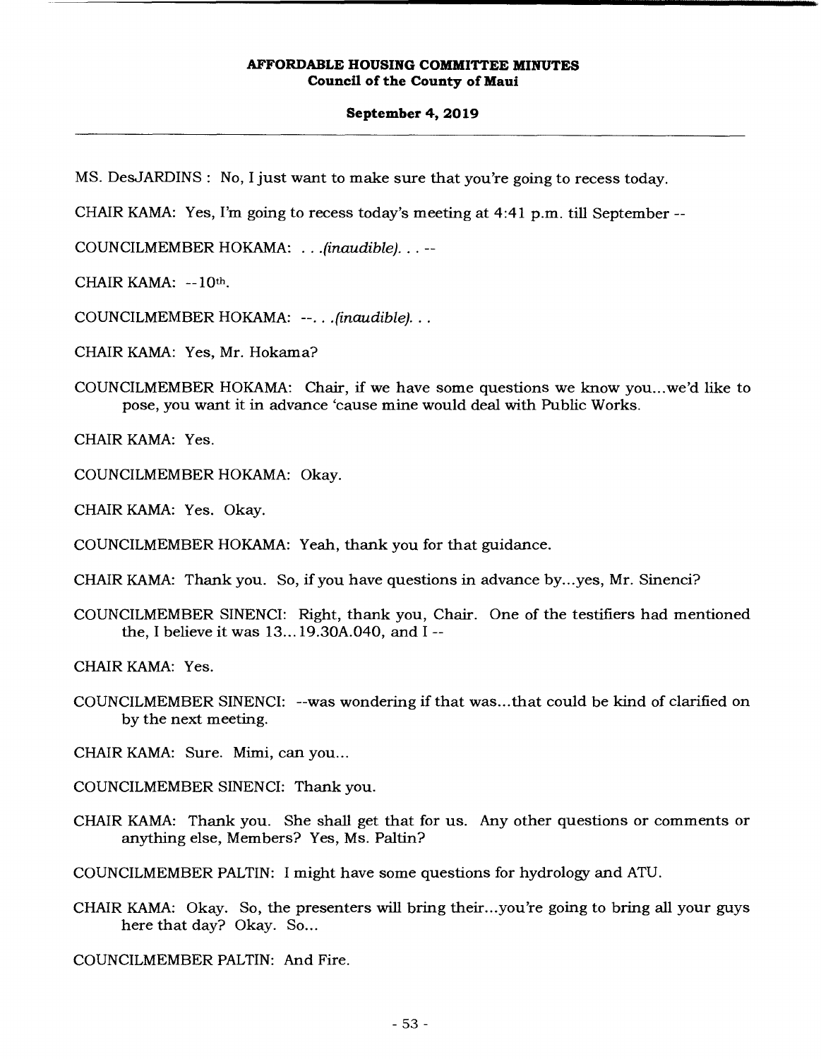MS. DesJARDINS : No, I just want to make sure that you're going to recess today.

CHAIR KAMA: Yes, I'm going to recess today's meeting at 4:41 p.m. till September --

COUNCILMEMBER HOKAMA: . . .*(inaudible)*. . . --

CHAIR KAMA: --10th.

COUNCILMEMBER HOKAMA: --. . .*(inaudible)*. . .

CHAIR KAMA: Yes, Mr. Hokama?

COUNCILMEMBER HOKAMA: Chair, if we have some questions we know you...we'd like to pose, you want it in advance 'cause mine would deal with Public Works.

CHAIR KAMA: Yes.

COUNCILMEMBER HOKAMA: Okay.

CHAIR KAMA: Yes. Okay.

COUNCILMEMBER HOKAMA: Yeah, thank you for that guidance.

CHAIR KAMA: Thank you. So, if you have questions in advance by...yes, Mr. Sinenci?

COUNCILMEMBER SINENCI: Right, thank you, Chair. One of the testifiers had mentioned the, I believe it was 13...19.30A.040, and I --

CHAIR KAMA: Yes.

COUNCILMEMBER SINENCI: --was wondering if that was...that could be kind of clarified on by the next meeting.

CHAIR KAMA: Sure. Mimi, can you...

COUNCILMEMBER SINENCI: Thank you.

CHAIR KAMA: Thank you. She shall get that for us. Any other questions or comments or anything else, Members? Yes, Ms. Paltin?

COUNCILMEMBER PALTIN: I might have some questions for hydrology and ATU.

CHAIR KAMA: Okay. So, the presenters will bring their...you're going to bring all your guys here that day? Okay. So...

COUNCILMEMBER PALTIN: And Fire.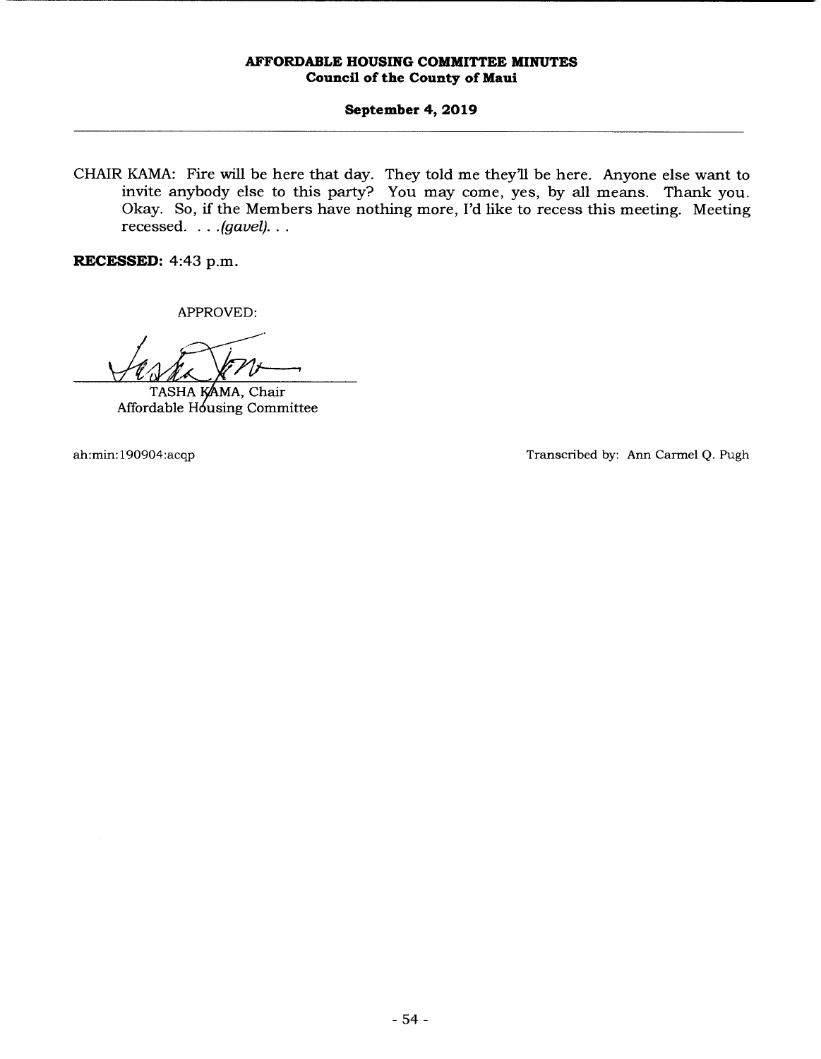CHAIR KAMA: Fire will be here that day. They told me they'll be here. Anyone else want to invite anybody else to this party? You may come, yes, by all means. Thank you. Okay. So, if the Members have nothing more, I'd like to recess this meeting. Meeting recessed. . . .*(gavel)*. . .

**RECESSED:** 4:43 p.m.

APPROVED:

TASHA KAMA, Chair
Affordable Housing Committee

ah:min:190904:acqp

Transcribed by: Ann Carmel Q. Pugh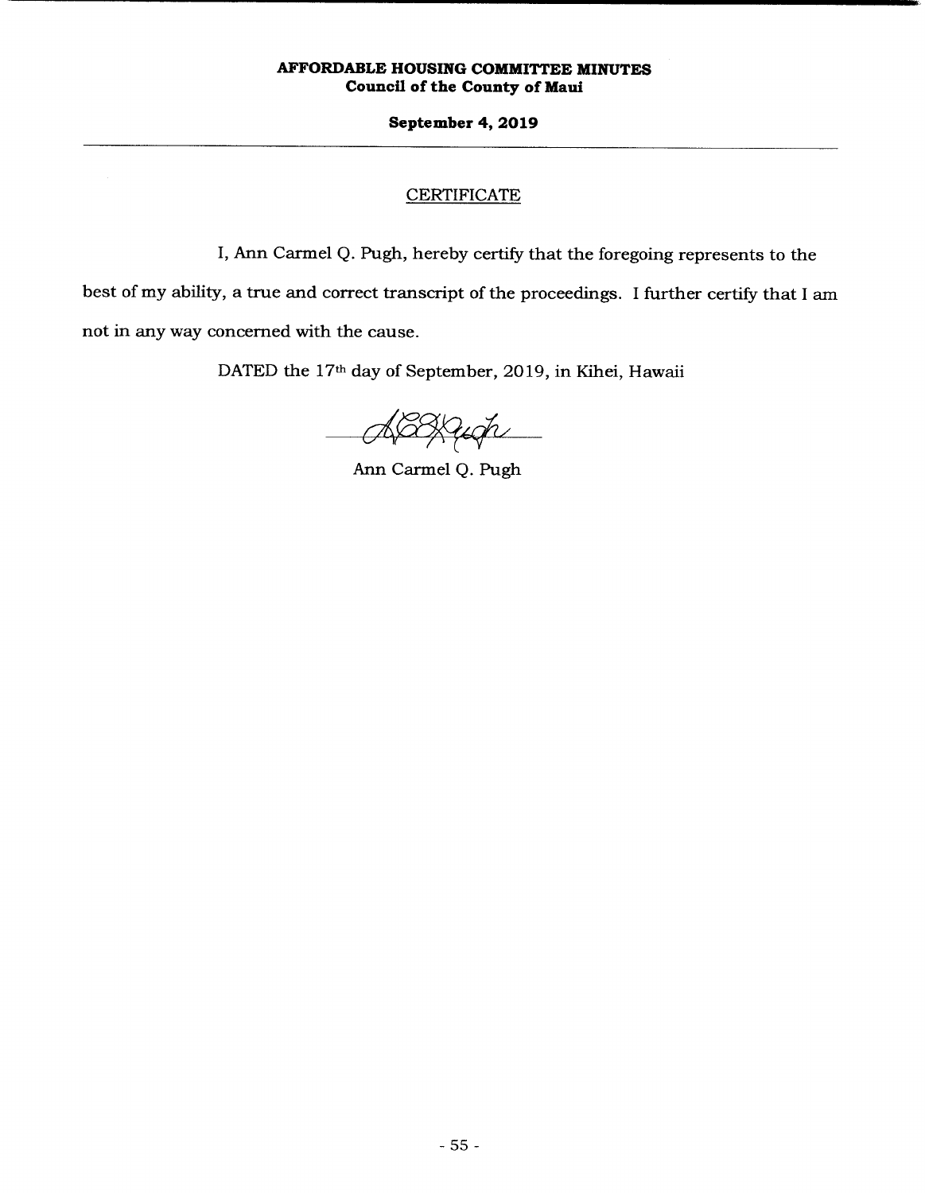## CERTIFICATE

I, Ann Carmel Q. Pugh, hereby certify that the foregoing represents to the best of my ability, a true and correct transcript of the proceedings. I further certify that I am not in any way concerned with the cause.

DATED the 17th day of September, 2019, in Kihei, Hawaii

Ann Carmel Q. Pugh